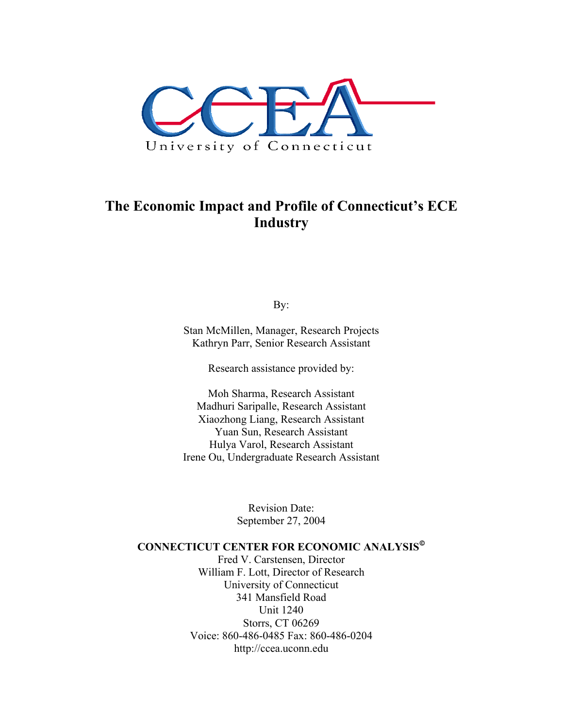CCEA

University of Connecticut

# The Economic Impact and Profile of Connecticut's ECE Industry

By:

Stan McMillen, Manager, Research Projects
Kathryn Parr, Senior Research Assistant

Research assistance provided by:

Moh Sharma, Research Assistant
Madhuri Saripalle, Research Assistant
Xiaozhong Liang, Research Assistant
Yuan Sun, Research Assistant
Hulya Varol, Research Assistant
Irene Ou, Undergraduate Research Assistant

Revision Date:
September 27, 2004

**CONNECTICUT CENTER FOR ECONOMIC ANALYSIS©**
Fred V. Carstensen, Director
William F. Lott, Director of Research
University of Connecticut
341 Mansfield Road
Unit 1240
Storrs, CT 06269
Voice: 860-486-0485 Fax: 860-486-0204
http://ccea.uconn.edu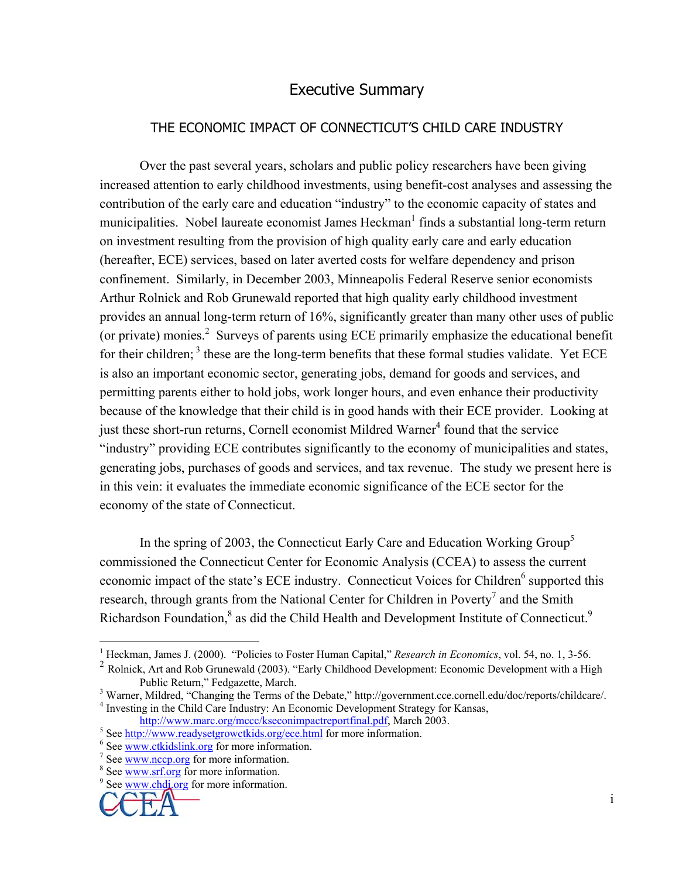# Executive Summary

## THE ECONOMIC IMPACT OF CONNECTICUT'S CHILD CARE INDUSTRY

Over the past several years, scholars and public policy researchers have been giving increased attention to early childhood investments, using benefit-cost analyses and assessing the contribution of the early care and education "industry" to the economic capacity of states and municipalities. Nobel laureate economist James Heckman[1] finds a substantial long-term return on investment resulting from the provision of high quality early care and early education (hereafter, ECE) services, based on later averted costs for welfare dependency and prison confinement. Similarly, in December 2003, Minneapolis Federal Reserve senior economists Arthur Rolnick and Rob Grunewald reported that high quality early childhood investment provides an annual long-term return of 16%, significantly greater than many other uses of public (or private) monies.[2] Surveys of parents using ECE primarily emphasize the educational benefit for their children; [3] these are the long-term benefits that these formal studies validate. Yet ECE is also an important economic sector, generating jobs, demand for goods and services, and permitting parents either to hold jobs, work longer hours, and even enhance their productivity because of the knowledge that their child is in good hands with their ECE provider. Looking at just these short-run returns, Cornell economist Mildred Warner[4] found that the service "industry" providing ECE contributes significantly to the economy of municipalities and states, generating jobs, purchases of goods and services, and tax revenue. The study we present here is in this vein: it evaluates the immediate economic significance of the ECE sector for the economy of the state of Connecticut.

In the spring of 2003, the Connecticut Early Care and Education Working Group[5] commissioned the Connecticut Center for Economic Analysis (CCEA) to assess the current economic impact of the state's ECE industry. Connecticut Voices for Children[6] supported this research, through grants from the National Center for Children in Poverty[7] and the Smith Richardson Foundation,[8] as did the Child Health and Development Institute of Connecticut.[9]

---

[1] Heckman, James J. (2000). "Policies to Foster Human Capital," *Research in Economics*, vol. 54, no. 1, 3-56.

[2] Rolnick, Art and Rob Grunewald (2003). "Early Childhood Development: Economic Development with a High Public Return," Fedgazette, March.

[3] Warner, Mildred, "Changing the Terms of the Debate," http://government.cce.cornell.edu/doc/reports/childcare/.

[4] Investing in the Child Care Industry: An Economic Development Strategy for Kansas, http://www.marc.org/mccc/kseconimpactreportfinal.pdf, March 2003.

[5] See http://www.readysetgrowctkids.org/ece.html for more information.

[6] See www.ctkidslink.org for more information.

[7] See www.nccp.org for more information.

[8] See www.srf.org for more information.

[9] See www.chdi.org for more information.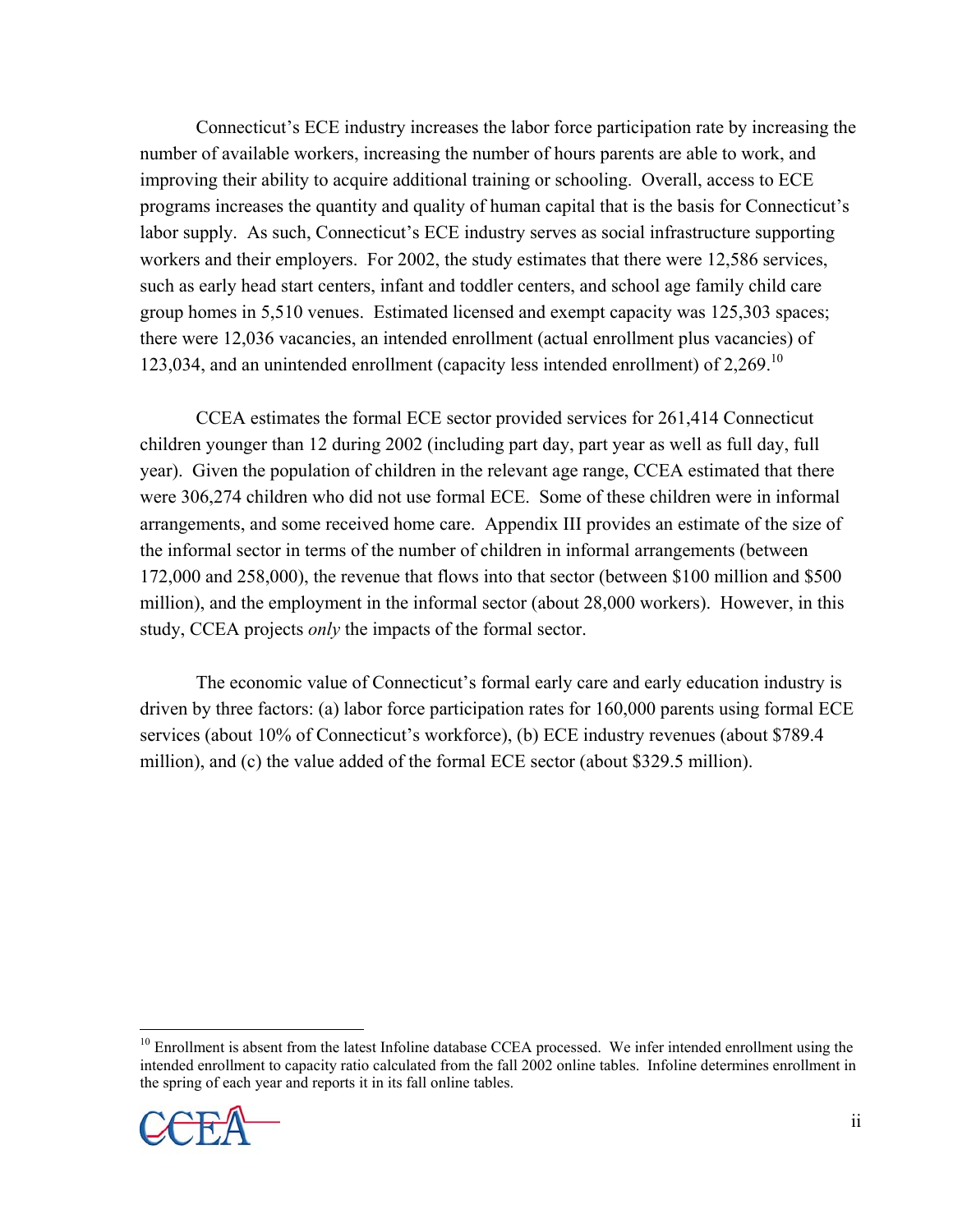Connecticut's ECE industry increases the labor force participation rate by increasing the number of available workers, increasing the number of hours parents are able to work, and improving their ability to acquire additional training or schooling. Overall, access to ECE programs increases the quantity and quality of human capital that is the basis for Connecticut's labor supply. As such, Connecticut's ECE industry serves as social infrastructure supporting workers and their employers. For 2002, the study estimates that there were 12,586 services, such as early head start centers, infant and toddler centers, and school age family child care group homes in 5,510 venues. Estimated licensed and exempt capacity was 125,303 spaces; there were 12,036 vacancies, an intended enrollment (actual enrollment plus vacancies) of 123,034, and an unintended enrollment (capacity less intended enrollment) of 2,269.[10]

CCEA estimates the formal ECE sector provided services for 261,414 Connecticut children younger than 12 during 2002 (including part day, part year as well as full day, full year). Given the population of children in the relevant age range, CCEA estimated that there were 306,274 children who did not use formal ECE. Some of these children were in informal arrangements, and some received home care. Appendix III provides an estimate of the size of the informal sector in terms of the number of children in informal arrangements (between 172,000 and 258,000), the revenue that flows into that sector (between $100 million and $500 million), and the employment in the informal sector (about 28,000 workers). However, in this study, CCEA projects *only* the impacts of the formal sector.

The economic value of Connecticut's formal early care and early education industry is driven by three factors: (a) labor force participation rates for 160,000 parents using formal ECE services (about 10% of Connecticut's workforce), (b) ECE industry revenues (about $789.4 million), and (c) the value added of the formal ECE sector (about $329.5 million).

---

[10] Enrollment is absent from the latest Infoline database CCEA processed. We infer intended enrollment using the intended enrollment to capacity ratio calculated from the fall 2002 online tables. Infoline determines enrollment in the spring of each year and reports it in its fall online tables.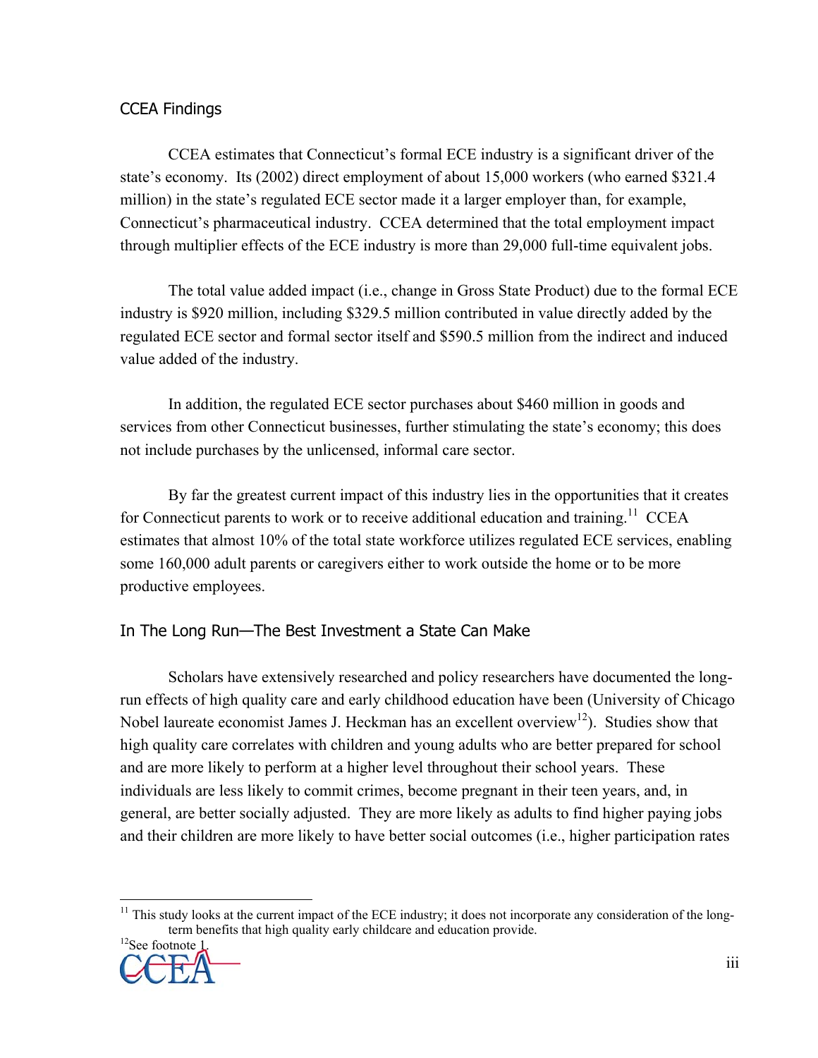## CCEA Findings

CCEA estimates that Connecticut's formal ECE industry is a significant driver of the state's economy. Its (2002) direct employment of about 15,000 workers (who earned \$321.4 million) in the state's regulated ECE sector made it a larger employer than, for example, Connecticut's pharmaceutical industry. CCEA determined that the total employment impact through multiplier effects of the ECE industry is more than 29,000 full-time equivalent jobs.

The total value added impact (i.e., change in Gross State Product) due to the formal ECE industry is \$920 million, including \$329.5 million contributed in value directly added by the regulated ECE sector and formal sector itself and \$590.5 million from the indirect and induced value added of the industry.

In addition, the regulated ECE sector purchases about \$460 million in goods and services from other Connecticut businesses, further stimulating the state's economy; this does not include purchases by the unlicensed, informal care sector.

By far the greatest current impact of this industry lies in the opportunities that it creates for Connecticut parents to work or to receive additional education and training.[11] CCEA estimates that almost 10% of the total state workforce utilizes regulated ECE services, enabling some 160,000 adult parents or caregivers either to work outside the home or to be more productive employees.

## In The Long Run—The Best Investment a State Can Make

Scholars have extensively researched and policy researchers have documented the long-run effects of high quality care and early childhood education have been (University of Chicago Nobel laureate economist James J. Heckman has an excellent overview[12]). Studies show that high quality care correlates with children and young adults who are better prepared for school and are more likely to perform at a higher level throughout their school years. These individuals are less likely to commit crimes, become pregnant in their teen years, and, in general, are better socially adjusted. They are more likely as adults to find higher paying jobs and their children are more likely to have better social outcomes (i.e., higher participation rates

[11] This study looks at the current impact of the ECE industry; it does not incorporate any consideration of the long-term benefits that high quality early childcare and education provide.

[12] See footnote 1.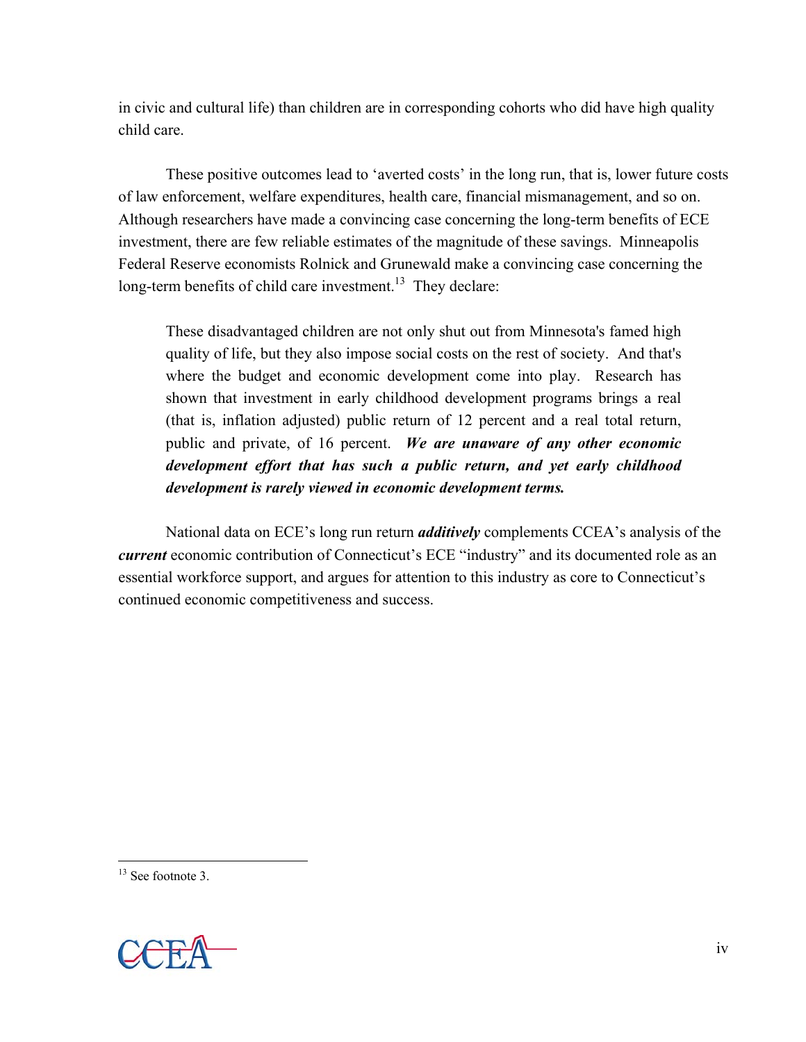in civic and cultural life) than children are in corresponding cohorts who did have high quality child care.

These positive outcomes lead to 'averted costs' in the long run, that is, lower future costs of law enforcement, welfare expenditures, health care, financial mismanagement, and so on. Although researchers have made a convincing case concerning the long-term benefits of ECE investment, there are few reliable estimates of the magnitude of these savings. Minneapolis Federal Reserve economists Rolnick and Grunewald make a convincing case concerning the long-term benefits of child care investment.[13] They declare:

> These disadvantaged children are not only shut out from Minnesota's famed high quality of life, but they also impose social costs on the rest of society. And that's where the budget and economic development come into play. Research has shown that investment in early childhood development programs brings a real (that is, inflation adjusted) public return of 12 percent and a real total return, public and private, of 16 percent. ***We are unaware of any other economic development effort that has such a public return, and yet early childhood development is rarely viewed in economic development terms.***

National data on ECE's long run return ***additively*** complements CCEA's analysis of the ***current*** economic contribution of Connecticut's ECE "industry" and its documented role as an essential workforce support, and argues for attention to this industry as core to Connecticut's continued economic competitiveness and success.

[13] See footnote 3.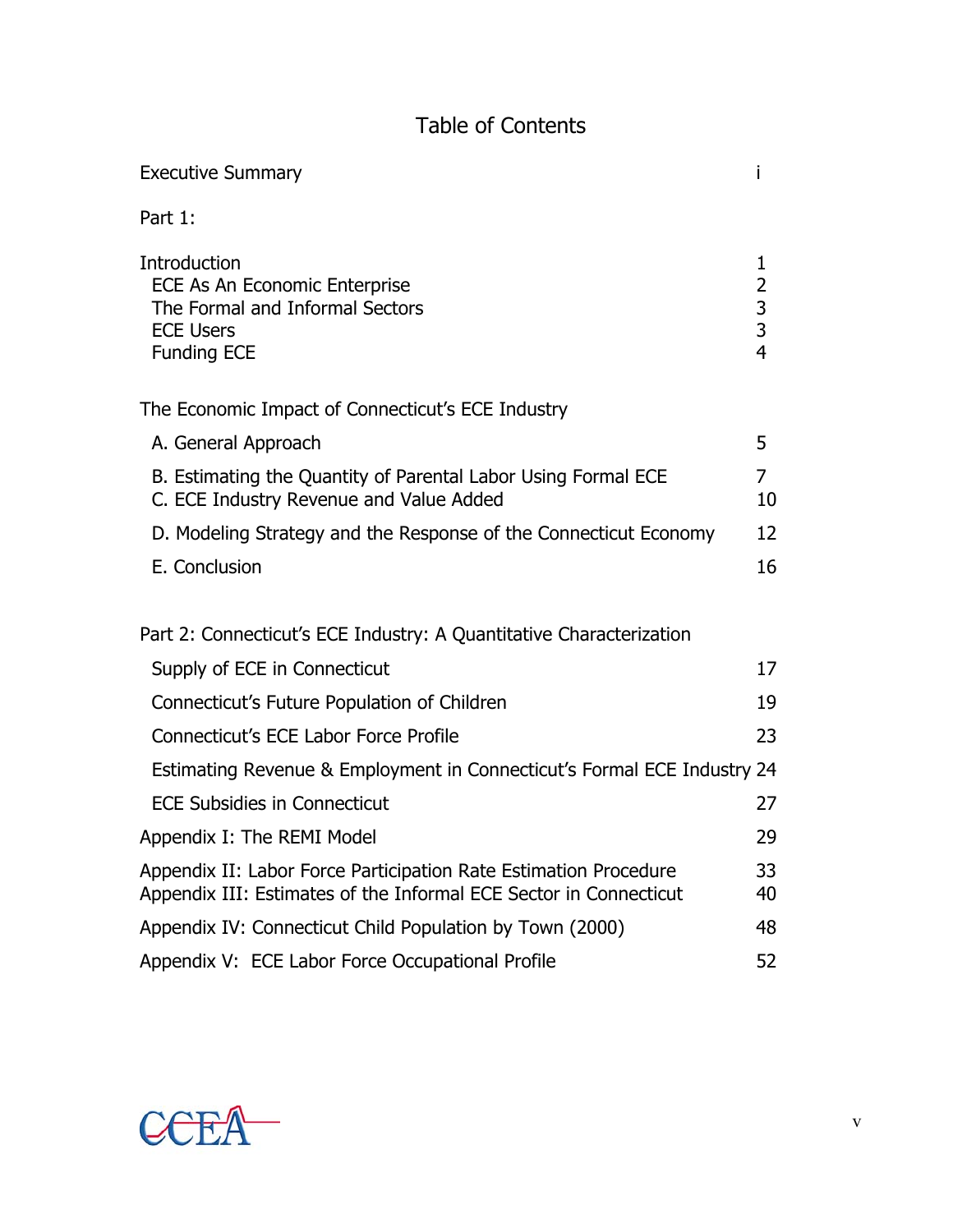# Table of Contents

| | |
|---|---|
| Executive Summary | i |
| **Part 1:** | |
| Introduction | 1 |
| ECE As An Economic Enterprise | 2 |
| The Formal and Informal Sectors | 3 |
| ECE Users | 3 |
| Funding ECE | 4 |
| **The Economic Impact of Connecticut's ECE Industry** | |
| A. General Approach | 5 |
| B. Estimating the Quantity of Parental Labor Using Formal ECE | 7 |
| C. ECE Industry Revenue and Value Added | 10 |
| D. Modeling Strategy and the Response of the Connecticut Economy | 12 |
| E. Conclusion | 16 |
| **Part 2: Connecticut's ECE Industry: A Quantitative Characterization** | |
| Supply of ECE in Connecticut | 17 |
| Connecticut's Future Population of Children | 19 |
| Connecticut's ECE Labor Force Profile | 23 |
| Estimating Revenue & Employment in Connecticut's Formal ECE Industry | 24 |
| ECE Subsidies in Connecticut | 27 |
| Appendix I: The REMI Model | 29 |
| Appendix II: Labor Force Participation Rate Estimation Procedure | 33 |
| Appendix III: Estimates of the Informal ECE Sector in Connecticut | 40 |
| Appendix IV: Connecticut Child Population by Town (2000) | 48 |
| Appendix V: ECE Labor Force Occupational Profile | 52 |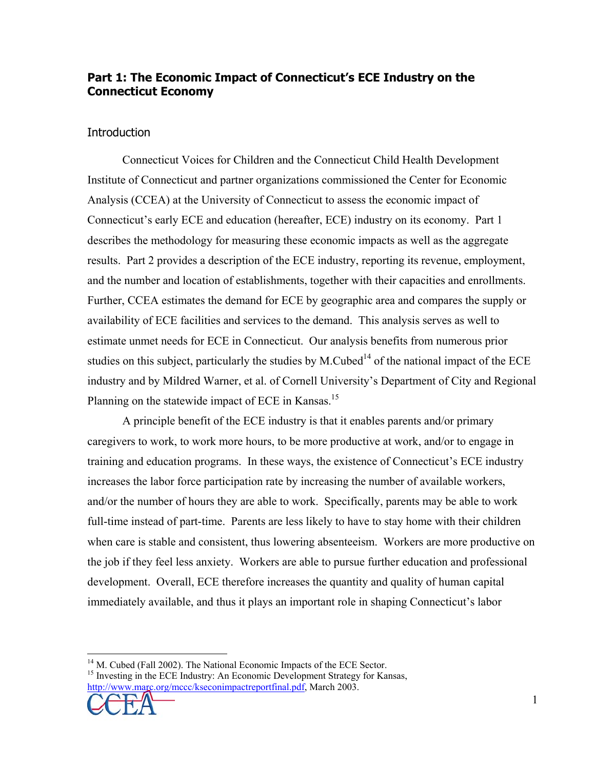## Part 1: The Economic Impact of Connecticut's ECE Industry on the Connecticut Economy

### Introduction

Connecticut Voices for Children and the Connecticut Child Health Development Institute of Connecticut and partner organizations commissioned the Center for Economic Analysis (CCEA) at the University of Connecticut to assess the economic impact of Connecticut's early ECE and education (hereafter, ECE) industry on its economy. Part 1 describes the methodology for measuring these economic impacts as well as the aggregate results. Part 2 provides a description of the ECE industry, reporting its revenue, employment, and the number and location of establishments, together with their capacities and enrollments. Further, CCEA estimates the demand for ECE by geographic area and compares the supply or availability of ECE facilities and services to the demand. This analysis serves as well to estimate unmet needs for ECE in Connecticut. Our analysis benefits from numerous prior studies on this subject, particularly the studies by M.Cubed[14] of the national impact of the ECE industry and by Mildred Warner, et al. of Cornell University's Department of City and Regional Planning on the statewide impact of ECE in Kansas.[15]

A principle benefit of the ECE industry is that it enables parents and/or primary caregivers to work, to work more hours, to be more productive at work, and/or to engage in training and education programs. In these ways, the existence of Connecticut's ECE industry increases the labor force participation rate by increasing the number of available workers, and/or the number of hours they are able to work. Specifically, parents may be able to work full-time instead of part-time. Parents are less likely to have to stay home with their children when care is stable and consistent, thus lowering absenteeism. Workers are more productive on the job if they feel less anxiety. Workers are able to pursue further education and professional development. Overall, ECE therefore increases the quantity and quality of human capital immediately available, and thus it plays an important role in shaping Connecticut's labor

---

[14] M. Cubed (Fall 2002). The National Economic Impacts of the ECE Sector.

[15] Investing in the ECE Industry: An Economic Development Strategy for Kansas, http://www.marc.org/mccc/kseconimpactreportfinal.pdf, March 2003.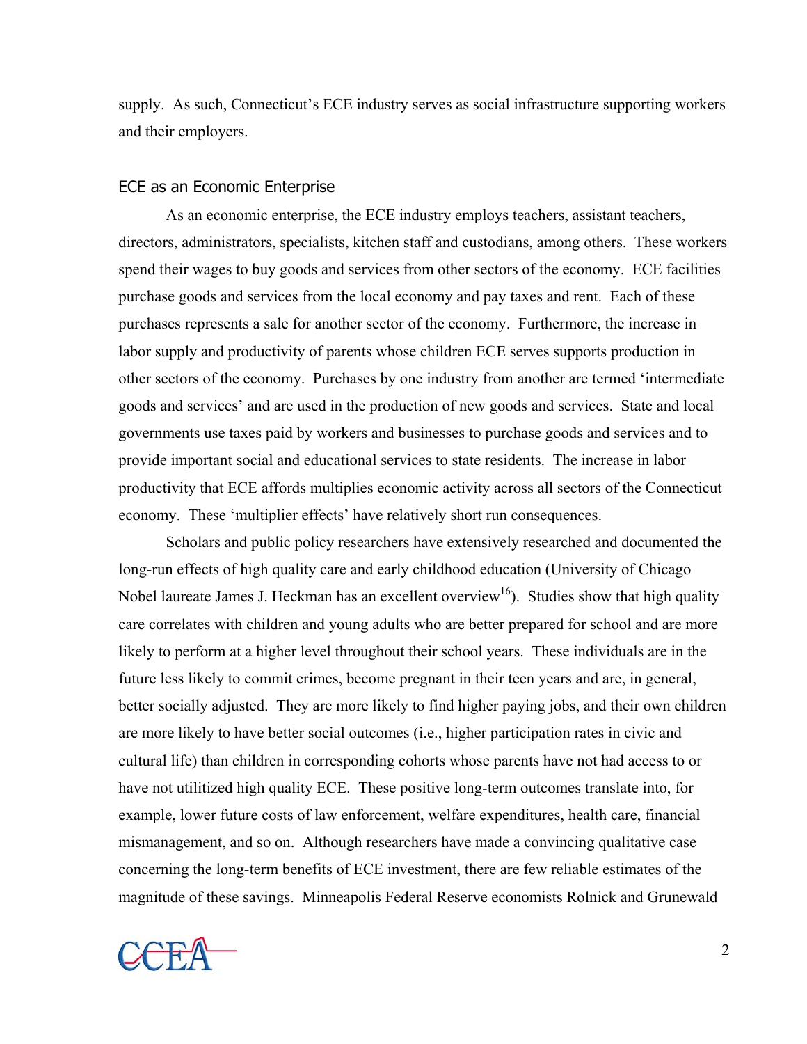supply. As such, Connecticut's ECE industry serves as social infrastructure supporting workers and their employers.

## ECE as an Economic Enterprise

As an economic enterprise, the ECE industry employs teachers, assistant teachers, directors, administrators, specialists, kitchen staff and custodians, among others. These workers spend their wages to buy goods and services from other sectors of the economy. ECE facilities purchase goods and services from the local economy and pay taxes and rent. Each of these purchases represents a sale for another sector of the economy. Furthermore, the increase in labor supply and productivity of parents whose children ECE serves supports production in other sectors of the economy. Purchases by one industry from another are termed 'intermediate goods and services' and are used in the production of new goods and services. State and local governments use taxes paid by workers and businesses to purchase goods and services and to provide important social and educational services to state residents. The increase in labor productivity that ECE affords multiplies economic activity across all sectors of the Connecticut economy. These 'multiplier effects' have relatively short run consequences.

Scholars and public policy researchers have extensively researched and documented the long-run effects of high quality care and early childhood education (University of Chicago Nobel laureate James J. Heckman has an excellent overview[16]). Studies show that high quality care correlates with children and young adults who are better prepared for school and are more likely to perform at a higher level throughout their school years. These individuals are in the future less likely to commit crimes, become pregnant in their teen years and are, in general, better socially adjusted. They are more likely to find higher paying jobs, and their own children are more likely to have better social outcomes (i.e., higher participation rates in civic and cultural life) than children in corresponding cohorts whose parents have not had access to or have not utilitized high quality ECE. These positive long-term outcomes translate into, for example, lower future costs of law enforcement, welfare expenditures, health care, financial mismanagement, and so on. Although researchers have made a convincing qualitative case concerning the long-term benefits of ECE investment, there are few reliable estimates of the magnitude of these savings. Minneapolis Federal Reserve economists Rolnick and Grunewald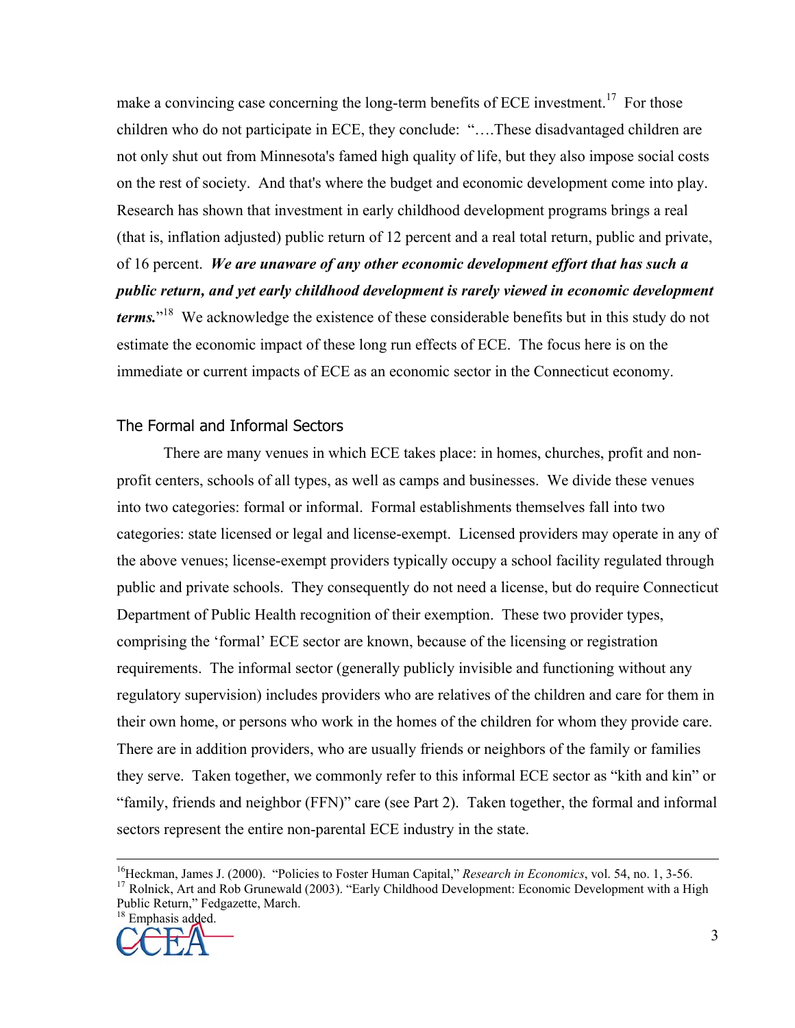make a convincing case concerning the long-term benefits of ECE investment.[17] For those children who do not participate in ECE, they conclude: "….These disadvantaged children are not only shut out from Minnesota's famed high quality of life, but they also impose social costs on the rest of society. And that's where the budget and economic development come into play. Research has shown that investment in early childhood development programs brings a real (that is, inflation adjusted) public return of 12 percent and a real total return, public and private, of 16 percent. ***We are unaware of any other economic development effort that has such a public return, and yet early childhood development is rarely viewed in economic development terms.***"[18] We acknowledge the existence of these considerable benefits but in this study do not estimate the economic impact of these long run effects of ECE. The focus here is on the immediate or current impacts of ECE as an economic sector in the Connecticut economy.

## The Formal and Informal Sectors

There are many venues in which ECE takes place: in homes, churches, profit and non-profit centers, schools of all types, as well as camps and businesses. We divide these venues into two categories: formal or informal. Formal establishments themselves fall into two categories: state licensed or legal and license-exempt. Licensed providers may operate in any of the above venues; license-exempt providers typically occupy a school facility regulated through public and private schools. They consequently do not need a license, but do require Connecticut Department of Public Health recognition of their exemption. These two provider types, comprising the 'formal' ECE sector are known, because of the licensing or registration requirements. The informal sector (generally publicly invisible and functioning without any regulatory supervision) includes providers who are relatives of the children and care for them in their own home, or persons who work in the homes of the children for whom they provide care. There are in addition providers, who are usually friends or neighbors of the family or families they serve. Taken together, we commonly refer to this informal ECE sector as "kith and kin" or "family, friends and neighbor (FFN)" care (see Part 2). Taken together, the formal and informal sectors represent the entire non-parental ECE industry in the state.

---

[16] Heckman, James J. (2000). "Policies to Foster Human Capital," *Research in Economics*, vol. 54, no. 1, 3-56.

[17] Rolnick, Art and Rob Grunewald (2003). "Early Childhood Development: Economic Development with a High Public Return," Fedgazette, March.

[18] Emphasis added.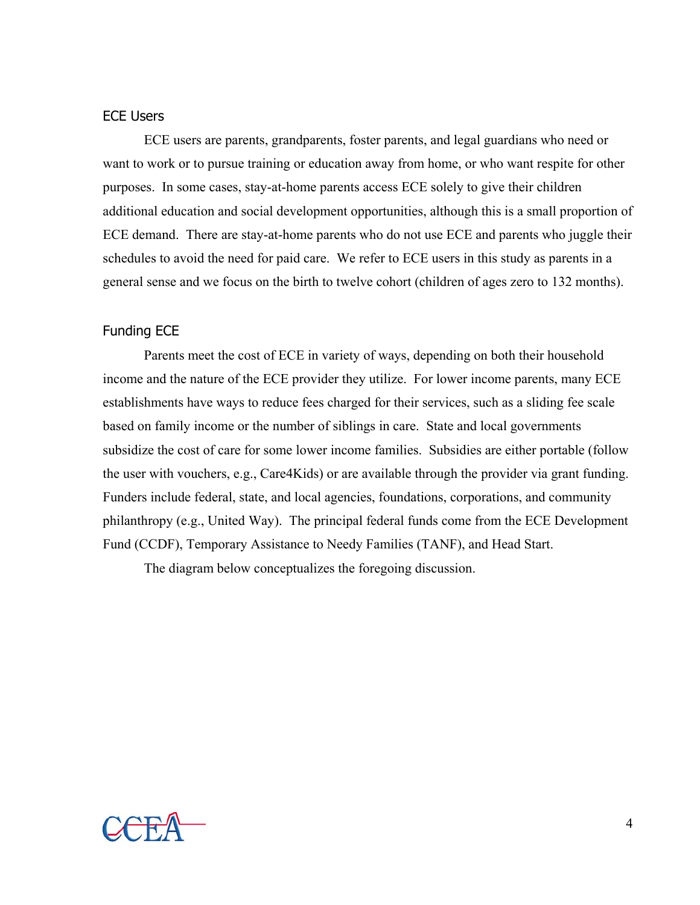## ECE Users

ECE users are parents, grandparents, foster parents, and legal guardians who need or want to work or to pursue training or education away from home, or who want respite for other purposes. In some cases, stay-at-home parents access ECE solely to give their children additional education and social development opportunities, although this is a small proportion of ECE demand. There are stay-at-home parents who do not use ECE and parents who juggle their schedules to avoid the need for paid care. We refer to ECE users in this study as parents in a general sense and we focus on the birth to twelve cohort (children of ages zero to 132 months).

## Funding ECE

Parents meet the cost of ECE in variety of ways, depending on both their household income and the nature of the ECE provider they utilize. For lower income parents, many ECE establishments have ways to reduce fees charged for their services, such as a sliding fee scale based on family income or the number of siblings in care. State and local governments subsidize the cost of care for some lower income families. Subsidies are either portable (follow the user with vouchers, e.g., Care4Kids) or are available through the provider via grant funding. Funders include federal, state, and local agencies, foundations, corporations, and community philanthropy (e.g., United Way). The principal federal funds come from the ECE Development Fund (CCDF), Temporary Assistance to Needy Families (TANF), and Head Start.

The diagram below conceptualizes the foregoing discussion.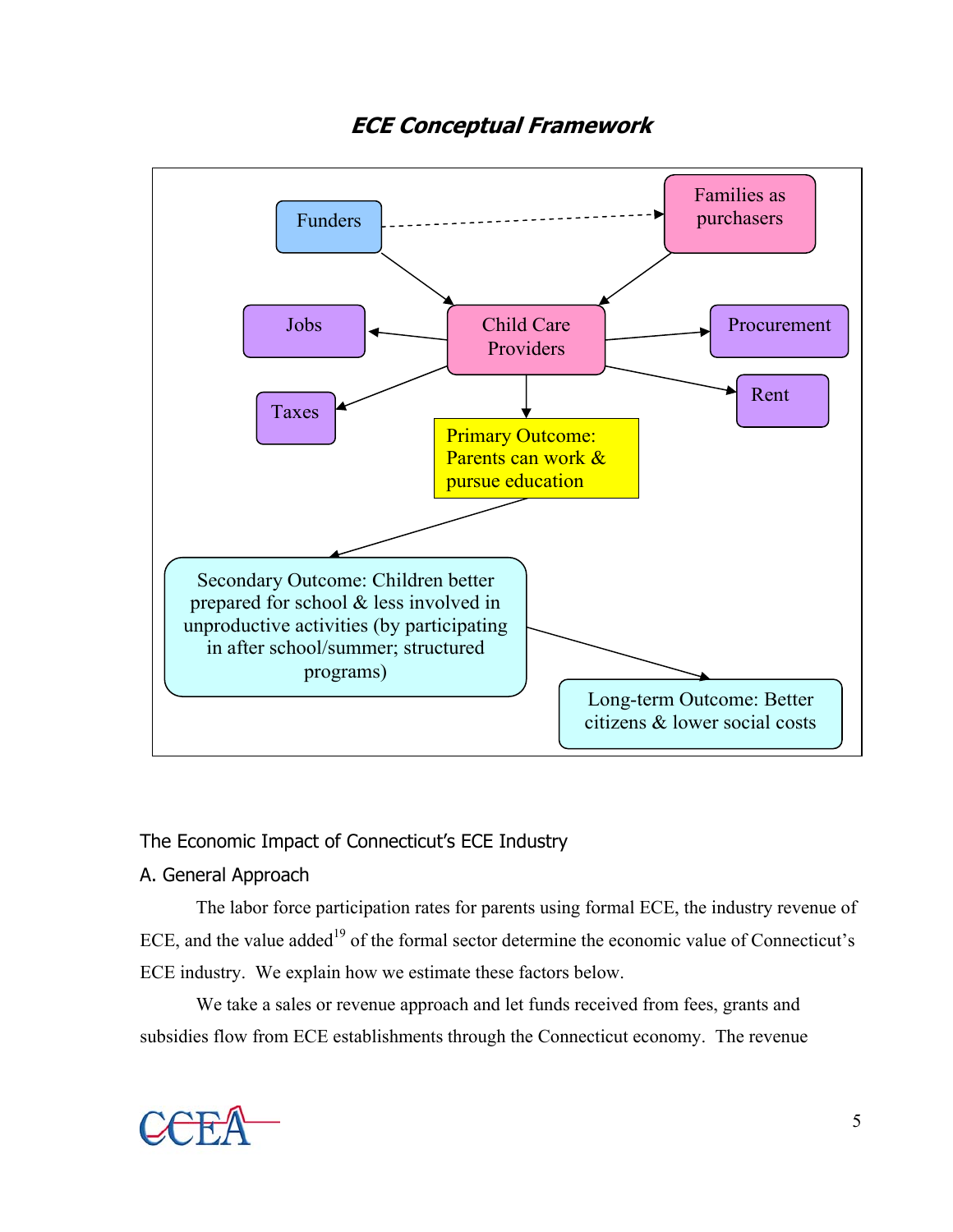## *ECE Conceptual Framework*

Funders

Families as purchasers

Jobs

Child Care Providers

Procurement

Taxes

Rent

Primary Outcome: Parents can work & pursue education

Secondary Outcome: Children better prepared for school & less involved in unproductive activities (by participating in after school/summer; structured programs)

Long-term Outcome: Better citizens & lower social costs

### The Economic Impact of Connecticut's ECE Industry

### A. General Approach

The labor force participation rates for parents using formal ECE, the industry revenue of ECE, and the value added[19] of the formal sector determine the economic value of Connecticut's ECE industry. We explain how we estimate these factors below.

We take a sales or revenue approach and let funds received from fees, grants and subsidies flow from ECE establishments through the Connecticut economy. The revenue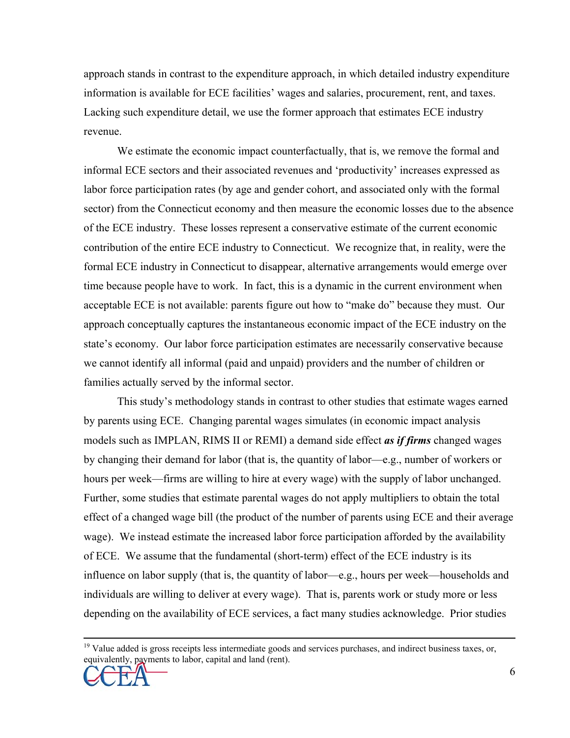approach stands in contrast to the expenditure approach, in which detailed industry expenditure information is available for ECE facilities' wages and salaries, procurement, rent, and taxes. Lacking such expenditure detail, we use the former approach that estimates ECE industry revenue.

We estimate the economic impact counterfactually, that is, we remove the formal and informal ECE sectors and their associated revenues and 'productivity' increases expressed as labor force participation rates (by age and gender cohort, and associated only with the formal sector) from the Connecticut economy and then measure the economic losses due to the absence of the ECE industry. These losses represent a conservative estimate of the current economic contribution of the entire ECE industry to Connecticut. We recognize that, in reality, were the formal ECE industry in Connecticut to disappear, alternative arrangements would emerge over time because people have to work. In fact, this is a dynamic in the current environment when acceptable ECE is not available: parents figure out how to "make do" because they must. Our approach conceptually captures the instantaneous economic impact of the ECE industry on the state's economy. Our labor force participation estimates are necessarily conservative because we cannot identify all informal (paid and unpaid) providers and the number of children or families actually served by the informal sector.

This study's methodology stands in contrast to other studies that estimate wages earned by parents using ECE. Changing parental wages simulates (in economic impact analysis models such as IMPLAN, RIMS II or REMI) a demand side effect ***as if firms*** changed wages by changing their demand for labor (that is, the quantity of labor—e.g., number of workers or hours per week—firms are willing to hire at every wage) with the supply of labor unchanged. Further, some studies that estimate parental wages do not apply multipliers to obtain the total effect of a changed wage bill (the product of the number of parents using ECE and their average wage). We instead estimate the increased labor force participation afforded by the availability of ECE. We assume that the fundamental (short-term) effect of the ECE industry is its influence on labor supply (that is, the quantity of labor—e.g., hours per week—households and individuals are willing to deliver at every wage). That is, parents work or study more or less depending on the availability of ECE services, a fact many studies acknowledge. Prior studies

[19] Value added is gross receipts less intermediate goods and services purchases, and indirect business taxes, or, equivalently, payments to labor, capital and land (rent).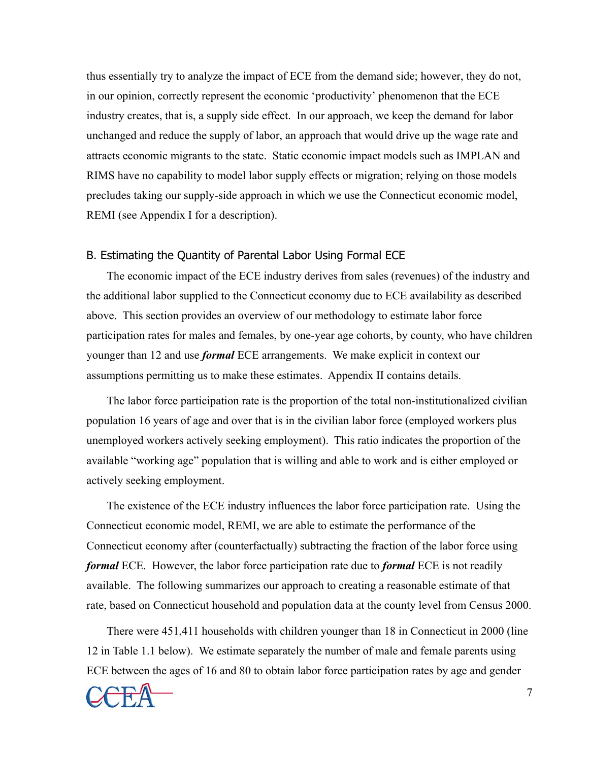thus essentially try to analyze the impact of ECE from the demand side; however, they do not, in our opinion, correctly represent the economic 'productivity' phenomenon that the ECE industry creates, that is, a supply side effect. In our approach, we keep the demand for labor unchanged and reduce the supply of labor, an approach that would drive up the wage rate and attracts economic migrants to the state. Static economic impact models such as IMPLAN and RIMS have no capability to model labor supply effects or migration; relying on those models precludes taking our supply-side approach in which we use the Connecticut economic model, REMI (see Appendix I for a description).

### B. Estimating the Quantity of Parental Labor Using Formal ECE

The economic impact of the ECE industry derives from sales (revenues) of the industry and the additional labor supplied to the Connecticut economy due to ECE availability as described above. This section provides an overview of our methodology to estimate labor force participation rates for males and females, by one-year age cohorts, by county, who have children younger than 12 and use ***formal*** ECE arrangements. We make explicit in context our assumptions permitting us to make these estimates. Appendix II contains details.

The labor force participation rate is the proportion of the total non-institutionalized civilian population 16 years of age and over that is in the civilian labor force (employed workers plus unemployed workers actively seeking employment). This ratio indicates the proportion of the available "working age" population that is willing and able to work and is either employed or actively seeking employment.

The existence of the ECE industry influences the labor force participation rate. Using the Connecticut economic model, REMI, we are able to estimate the performance of the Connecticut economy after (counterfactually) subtracting the fraction of the labor force using ***formal*** ECE. However, the labor force participation rate due to ***formal*** ECE is not readily available. The following summarizes our approach to creating a reasonable estimate of that rate, based on Connecticut household and population data at the county level from Census 2000.

There were 451,411 households with children younger than 18 in Connecticut in 2000 (line 12 in Table 1.1 below). We estimate separately the number of male and female parents using ECE between the ages of 16 and 80 to obtain labor force participation rates by age and gender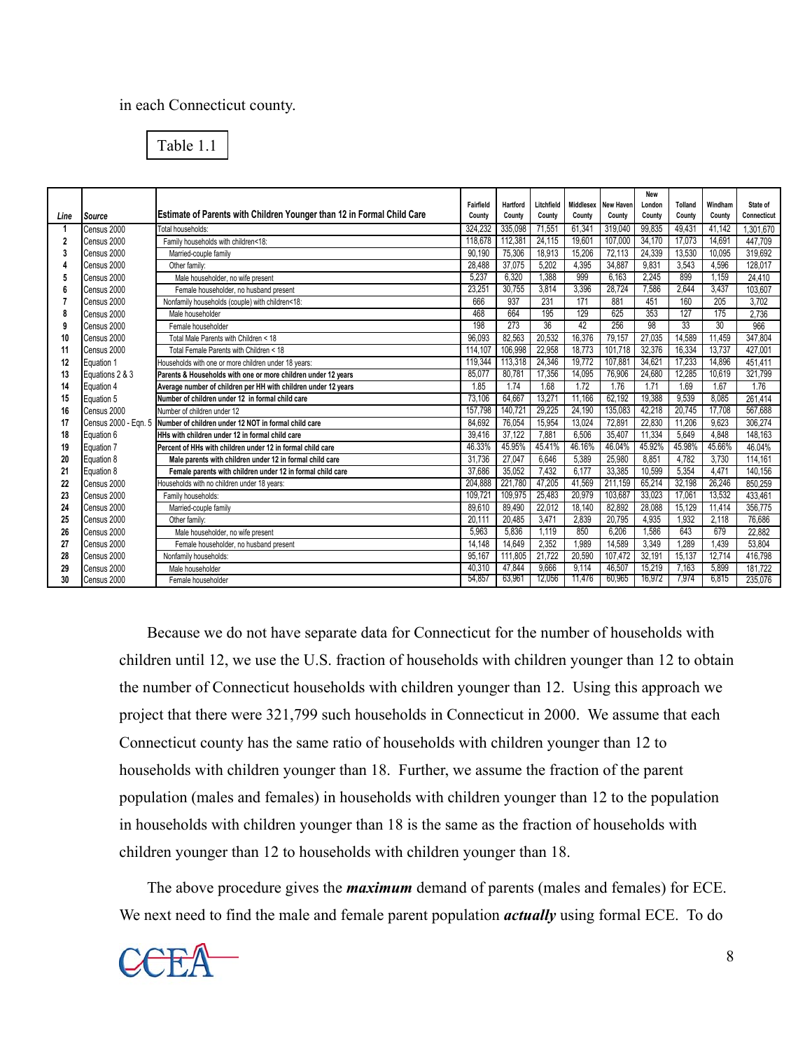in each Connecticut county.

Table 1.1

| Line | Source | Estimate of Parents with Children Younger than 12 in Formal Child Care | Fairfield County | Hartford County | Litchfield County | Middlesex County | New Haven County | New London County | Tolland County | Windham County | State of Connecticut |
|---|---|---|---|---|---|---|---|---|---|---|---|
| 1 | Census 2000 | Total households: | 324,232 | 335,098 | 71,551 | 61,341 | 319,040 | 99,835 | 49,431 | 41,142 | 1,301,670 |
| 2 | Census 2000 | Family households with children<18: | 118,678 | 112,381 | 24,115 | 19,601 | 107,000 | 34,170 | 17,073 | 14,691 | 447,709 |
| 3 | Census 2000 | Married-couple family | 90,190 | 75,306 | 18,913 | 15,206 | 72,113 | 24,339 | 13,530 | 10,095 | 319,692 |
| 4 | Census 2000 | Other family: | 28,488 | 37,075 | 5,202 | 4,395 | 34,887 | 9,831 | 3,543 | 4,596 | 128,017 |
| 5 | Census 2000 | Male householder, no wife present | 5,237 | 6,320 | 1,388 | 999 | 6,163 | 2,245 | 899 | 1,159 | 24,410 |
| 6 | Census 2000 | Female householder, no husband present | 23,251 | 30,755 | 3,814 | 3,396 | 28,724 | 7,586 | 2,644 | 3,437 | 103,607 |
| 7 | Census 2000 | Nonfamily households (couple) with children<18: | 666 | 937 | 231 | 171 | 881 | 451 | 160 | 205 | 3,702 |
| 8 | Census 2000 | Male householder | 468 | 664 | 195 | 129 | 625 | 353 | 127 | 175 | 2,736 |
| 9 | Census 2000 | Female householder | 198 | 273 | 36 | 42 | 256 | 98 | 33 | 30 | 966 |
| 10 | Census 2000 | Total Male Parents with Children < 18 | 96,093 | 82,563 | 20,532 | 16,376 | 79,157 | 27,035 | 14,589 | 11,459 | 347,804 |
| 11 | Census 2000 | Total Female Parents with Children < 18 | 114,107 | 106,998 | 22,958 | 18,773 | 101,718 | 32,376 | 16,334 | 13,737 | 427,001 |
| 12 | Equation 1 | Households with one or more children under 18 years: | 119,344 | 113,318 | 24,346 | 19,772 | 107,881 | 34,621 | 17,233 | 14,896 | 451,411 |
| 13 | Equations 2 & 3 | **Parents & Households with one or more children under 12 years** | 85,077 | 80,781 | 17,356 | 14,095 | 76,906 | 24,680 | 12,285 | 10,619 | 321,799 |
| 14 | Equation 4 | **Average number of children per HH with children under 12 years** | 1.85 | 1.74 | 1.68 | 1.72 | 1.76 | 1.71 | 1.69 | 1.67 | 1.76 |
| 15 | Equation 5 | **Number of children under 12 in formal child care** | 73,106 | 64,667 | 13,271 | 11,166 | 62,192 | 19,388 | 9,539 | 8,085 | 261,414 |
| 16 | Census 2000 | Number of children under 12 | 157,798 | 140,721 | 29,225 | 24,190 | 135,083 | 42,218 | 20,745 | 17,708 | 567,688 |
| 17 | Census 2000 - Eqn. 5 | **Number of children under 12 NOT in formal child care** | 84,692 | 76,054 | 15,954 | 13,024 | 72,891 | 22,830 | 11,206 | 9,623 | 306,274 |
| 18 | Equation 6 | **HHs with children under 12 in formal child care** | 39,416 | 37,122 | 7,881 | 6,506 | 35,407 | 11,334 | 5,649 | 4,848 | 148,163 |
| 19 | Equation 7 | **Percent of HHs with children under 12 in formal child care** | 46.33% | 45.95% | 45.41% | 46.16% | 46.04% | 45.92% | 45.98% | 45.66% | 46.04% |
| 20 | Equation 8 | **Male parents with children under 12 in formal child care** | 31,736 | 27,047 | 6,646 | 5,389 | 25,980 | 8,851 | 4,782 | 3,730 | 114,161 |
| 21 | Equation 8 | **Female parents with children under 12 in formal child care** | 37,686 | 35,052 | 7,432 | 6,177 | 33,385 | 10,599 | 5,354 | 4,471 | 140,156 |
| 22 | Census 2000 | Households with no children under 18 years: | 204,888 | 221,780 | 47,205 | 41,569 | 211,159 | 65,214 | 32,198 | 26,246 | 850,259 |
| 23 | Census 2000 | Family households: | 109,721 | 109,975 | 25,483 | 20,979 | 103,687 | 33,023 | 17,061 | 13,532 | 433,461 |
| 24 | Census 2000 | Married-couple family | 89,610 | 89,490 | 22,012 | 18,140 | 82,892 | 28,088 | 15,129 | 11,414 | 356,775 |
| 25 | Census 2000 | Other family: | 20,111 | 20,485 | 3,471 | 2,839 | 20,795 | 4,935 | 1,932 | 2,118 | 76,686 |
| 26 | Census 2000 | Male householder, no wife present | 5,963 | 5,836 | 1,119 | 850 | 6,206 | 1,586 | 643 | 679 | 22,882 |
| 27 | Census 2000 | Female householder, no husband present | 14,148 | 14,649 | 2,352 | 1,989 | 14,589 | 3,349 | 1,289 | 1,439 | 53,804 |
| 28 | Census 2000 | Nonfamily households: | 95,167 | 111,805 | 21,722 | 20,590 | 107,472 | 32,191 | 15,137 | 12,714 | 416,798 |
| 29 | Census 2000 | Male householder | 40,310 | 47,844 | 9,666 | 9,114 | 46,507 | 15,219 | 7,163 | 5,899 | 181,722 |
| 30 | Census 2000 | Female householder | 54,857 | 63,961 | 12,056 | 11,476 | 60,965 | 16,972 | 7,974 | 6,815 | 235,076 |

Because we do not have separate data for Connecticut for the number of households with children until 12, we use the U.S. fraction of households with children younger than 12 to obtain the number of Connecticut households with children younger than 12. Using this approach we project that there were 321,799 such households in Connecticut in 2000. We assume that each Connecticut county has the same ratio of households with children younger than 12 to households with children younger than 18. Further, we assume the fraction of the parent population (males and females) in households with children younger than 12 to the population in households with children younger than 18 is the same as the fraction of households with children younger than 12 to households with children younger than 18.

The above procedure gives the ***maximum*** demand of parents (males and females) for ECE. We next need to find the male and female parent population ***actually*** using formal ECE. To do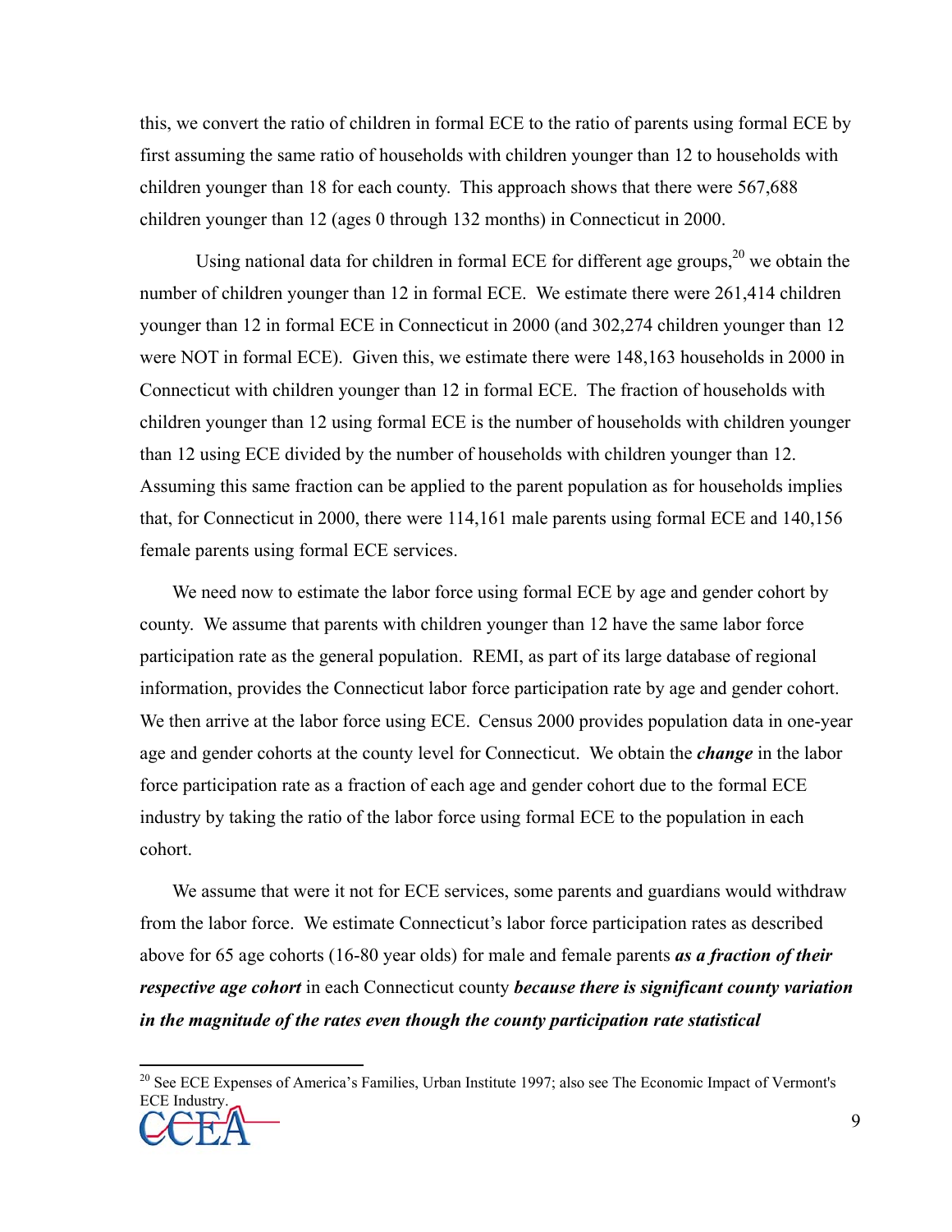this, we convert the ratio of children in formal ECE to the ratio of parents using formal ECE by first assuming the same ratio of households with children younger than 12 to households with children younger than 18 for each county. This approach shows that there were 567,688 children younger than 12 (ages 0 through 132 months) in Connecticut in 2000.

Using national data for children in formal ECE for different age groups,[20] we obtain the number of children younger than 12 in formal ECE. We estimate there were 261,414 children younger than 12 in formal ECE in Connecticut in 2000 (and 302,274 children younger than 12 were NOT in formal ECE). Given this, we estimate there were 148,163 households in 2000 in Connecticut with children younger than 12 in formal ECE. The fraction of households with children younger than 12 using formal ECE is the number of households with children younger than 12 using ECE divided by the number of households with children younger than 12. Assuming this same fraction can be applied to the parent population as for households implies that, for Connecticut in 2000, there were 114,161 male parents using formal ECE and 140,156 female parents using formal ECE services.

We need now to estimate the labor force using formal ECE by age and gender cohort by county. We assume that parents with children younger than 12 have the same labor force participation rate as the general population. REMI, as part of its large database of regional information, provides the Connecticut labor force participation rate by age and gender cohort. We then arrive at the labor force using ECE. Census 2000 provides population data in one-year age and gender cohorts at the county level for Connecticut. We obtain the ***change*** in the labor force participation rate as a fraction of each age and gender cohort due to the formal ECE industry by taking the ratio of the labor force using formal ECE to the population in each cohort.

We assume that were it not for ECE services, some parents and guardians would withdraw from the labor force. We estimate Connecticut's labor force participation rates as described above for 65 age cohorts (16-80 year olds) for male and female parents ***as a fraction of their respective age cohort*** in each Connecticut county ***because there is significant county variation in the magnitude of the rates even though the county participation rate statistical***

[20] See ECE Expenses of America's Families, Urban Institute 1997; also see The Economic Impact of Vermont's ECE Industry.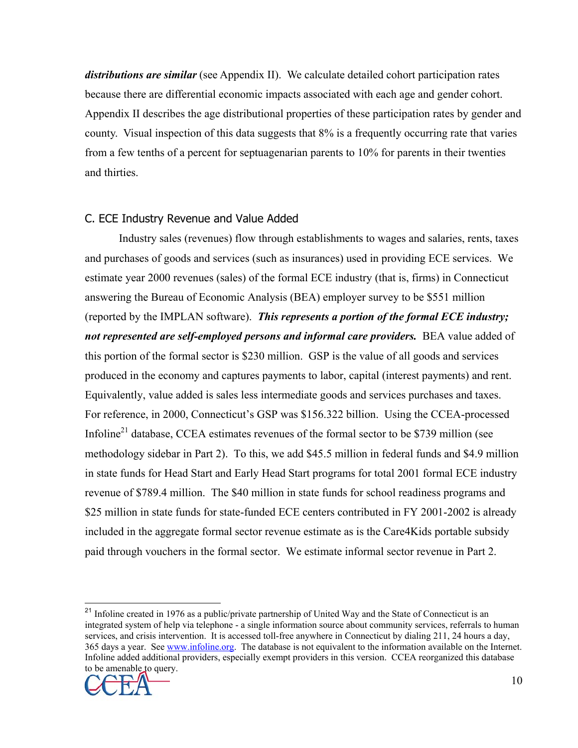***distributions are similar*** (see Appendix II). We calculate detailed cohort participation rates because there are differential economic impacts associated with each age and gender cohort. Appendix II describes the age distributional properties of these participation rates by gender and county. Visual inspection of this data suggests that 8% is a frequently occurring rate that varies from a few tenths of a percent for septuagenarian parents to 10% for parents in their twenties and thirties.

## C. ECE Industry Revenue and Value Added

Industry sales (revenues) flow through establishments to wages and salaries, rents, taxes and purchases of goods and services (such as insurances) used in providing ECE services. We estimate year 2000 revenues (sales) of the formal ECE industry (that is, firms) in Connecticut answering the Bureau of Economic Analysis (BEA) employer survey to be $551 million (reported by the IMPLAN software). ***This represents a portion of the formal ECE industry; not represented are self-employed persons and informal care providers.*** BEA value added of this portion of the formal sector is $230 million. GSP is the value of all goods and services produced in the economy and captures payments to labor, capital (interest payments) and rent. Equivalently, value added is sales less intermediate goods and services purchases and taxes. For reference, in 2000, Connecticut's GSP was $156.322 billion. Using the CCEA-processed Infoline[21] database, CCEA estimates revenues of the formal sector to be $739 million (see methodology sidebar in Part 2). To this, we add $45.5 million in federal funds and $4.9 million in state funds for Head Start and Early Head Start programs for total 2001 formal ECE industry revenue of $789.4 million. The $40 million in state funds for school readiness programs and $25 million in state funds for state-funded ECE centers contributed in FY 2001-2002 is already included in the aggregate formal sector revenue estimate as is the Care4Kids portable subsidy paid through vouchers in the formal sector. We estimate informal sector revenue in Part 2.

---

[21] Infoline created in 1976 as a public/private partnership of United Way and the State of Connecticut is an integrated system of help via telephone - a single information source about community services, referrals to human services, and crisis intervention. It is accessed toll-free anywhere in Connecticut by dialing 211, 24 hours a day, 365 days a year. See www.infoline.org. The database is not equivalent to the information available on the Internet. Infoline added additional providers, especially exempt providers in this version. CCEA reorganized this database to be amenable to query.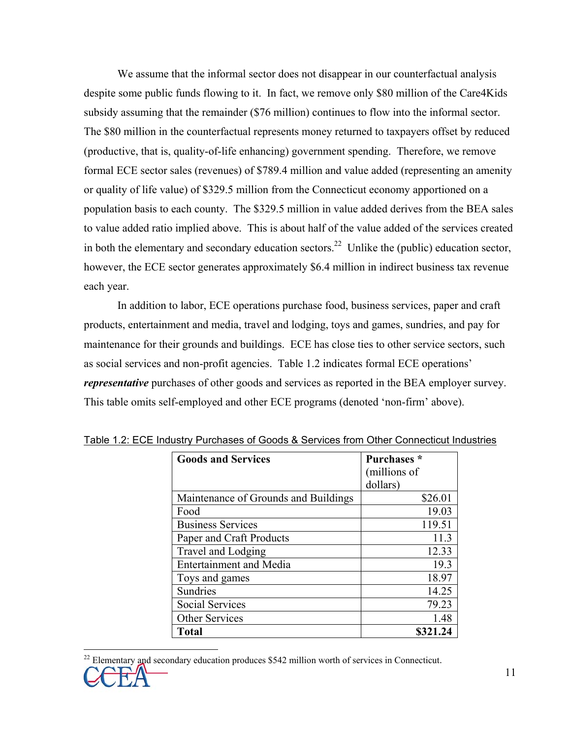We assume that the informal sector does not disappear in our counterfactual analysis despite some public funds flowing to it. In fact, we remove only $80 million of the Care4Kids subsidy assuming that the remainder ($76 million) continues to flow into the informal sector. The $80 million in the counterfactual represents money returned to taxpayers offset by reduced (productive, that is, quality-of-life enhancing) government spending. Therefore, we remove formal ECE sector sales (revenues) of $789.4 million and value added (representing an amenity or quality of life value) of $329.5 million from the Connecticut economy apportioned on a population basis to each county. The $329.5 million in value added derives from the BEA sales to value added ratio implied above. This is about half of the value added of the services created in both the elementary and secondary education sectors.[22] Unlike the (public) education sector, however, the ECE sector generates approximately $6.4 million in indirect business tax revenue each year.

In addition to labor, ECE operations purchase food, business services, paper and craft products, entertainment and media, travel and lodging, toys and games, sundries, and pay for maintenance for their grounds and buildings. ECE has close ties to other service sectors, such as social services and non-profit agencies. Table 1.2 indicates formal ECE operations' ***representative*** purchases of other goods and services as reported in the BEA employer survey. This table omits self-employed and other ECE programs (denoted 'non-firm' above).

Table 1.2: ECE Industry Purchases of Goods & Services from Other Connecticut Industries

| **Goods and Services** | **Purchases *** (millions of dollars) |
|---|---:|
| Maintenance of Grounds and Buildings | $26.01 |
| Food | 19.03 |
| Business Services | 119.51 |
| Paper and Craft Products | 11.3 |
| Travel and Lodging | 12.33 |
| Entertainment and Media | 19.3 |
| Toys and games | 18.97 |
| Sundries | 14.25 |
| Social Services | 79.23 |
| Other Services | 1.48 |
| **Total** | **$321.24** |

[22] Elementary and secondary education produces $542 million worth of services in Connecticut.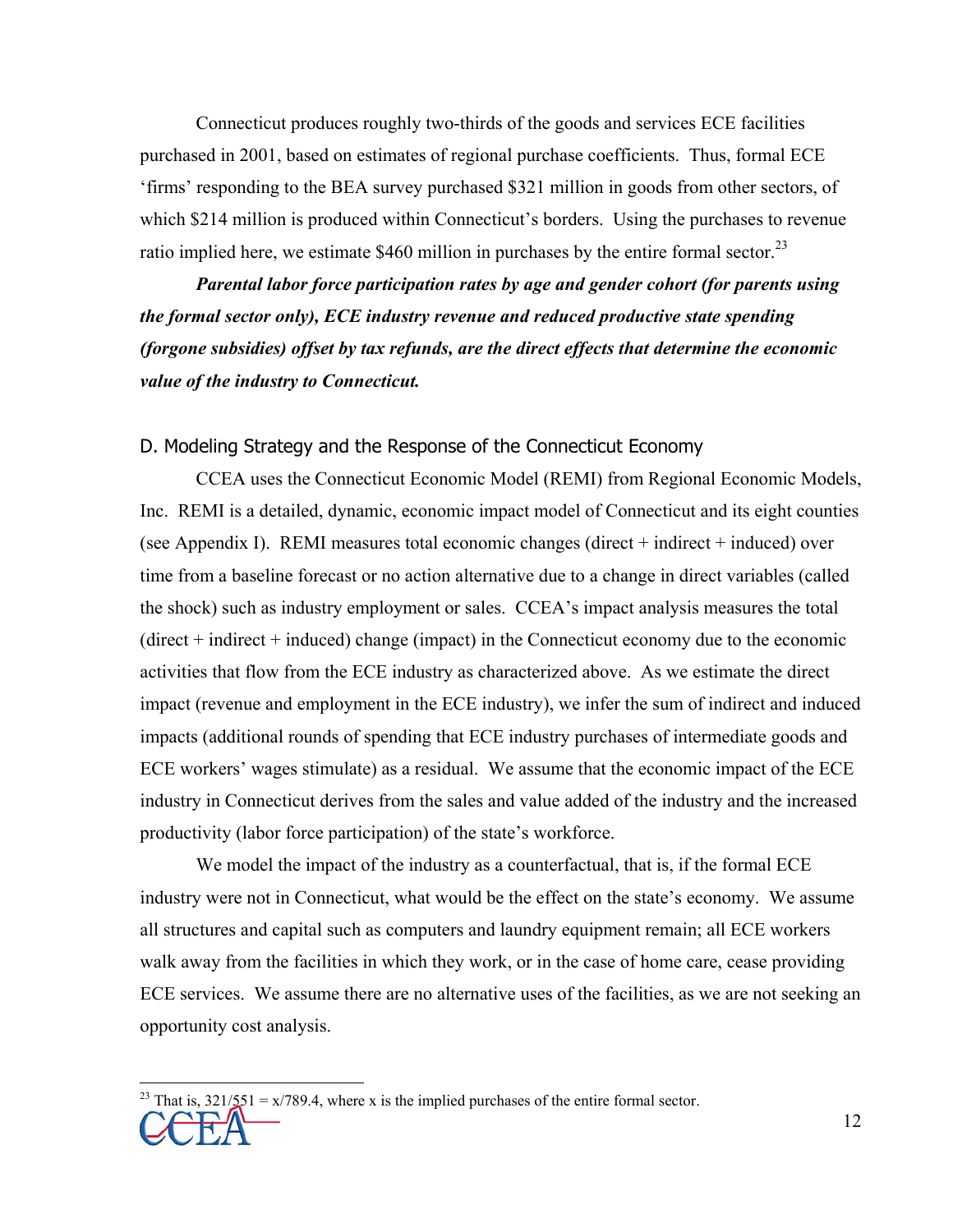Connecticut produces roughly two-thirds of the goods and services ECE facilities purchased in 2001, based on estimates of regional purchase coefficients. Thus, formal ECE 'firms' responding to the BEA survey purchased \$321 million in goods from other sectors, of which \$214 million is produced within Connecticut's borders. Using the purchases to revenue ratio implied here, we estimate \$460 million in purchases by the entire formal sector.[23]

***Parental labor force participation rates by age and gender cohort (for parents using the formal sector only), ECE industry revenue and reduced productive state spending (forgone subsidies) offset by tax refunds, are the direct effects that determine the economic value of the industry to Connecticut.***

### D. Modeling Strategy and the Response of the Connecticut Economy

CCEA uses the Connecticut Economic Model (REMI) from Regional Economic Models, Inc. REMI is a detailed, dynamic, economic impact model of Connecticut and its eight counties (see Appendix I). REMI measures total economic changes (direct + indirect + induced) over time from a baseline forecast or no action alternative due to a change in direct variables (called the shock) such as industry employment or sales. CCEA's impact analysis measures the total (direct + indirect + induced) change (impact) in the Connecticut economy due to the economic activities that flow from the ECE industry as characterized above. As we estimate the direct impact (revenue and employment in the ECE industry), we infer the sum of indirect and induced impacts (additional rounds of spending that ECE industry purchases of intermediate goods and ECE workers' wages stimulate) as a residual. We assume that the economic impact of the ECE industry in Connecticut derives from the sales and value added of the industry and the increased productivity (labor force participation) of the state's workforce.

We model the impact of the industry as a counterfactual, that is, if the formal ECE industry were not in Connecticut, what would be the effect on the state's economy. We assume all structures and capital such as computers and laundry equipment remain; all ECE workers walk away from the facilities in which they work, or in the case of home care, cease providing ECE services. We assume there are no alternative uses of the facilities, as we are not seeking an opportunity cost analysis.

---

[23] That is, $321/551 = x/789.4$, where x is the implied purchases of the entire formal sector.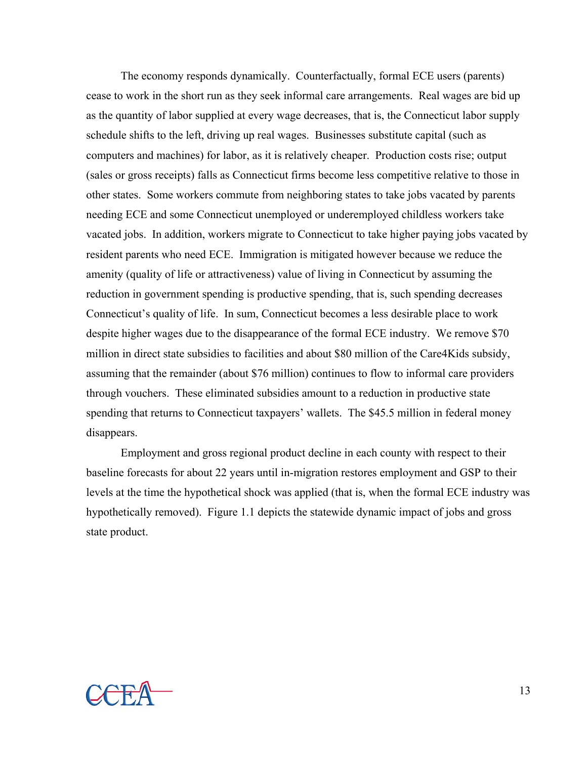The economy responds dynamically. Counterfactually, formal ECE users (parents) cease to work in the short run as they seek informal care arrangements. Real wages are bid up as the quantity of labor supplied at every wage decreases, that is, the Connecticut labor supply schedule shifts to the left, driving up real wages. Businesses substitute capital (such as computers and machines) for labor, as it is relatively cheaper. Production costs rise; output (sales or gross receipts) falls as Connecticut firms become less competitive relative to those in other states. Some workers commute from neighboring states to take jobs vacated by parents needing ECE and some Connecticut unemployed or underemployed childless workers take vacated jobs. In addition, workers migrate to Connecticut to take higher paying jobs vacated by resident parents who need ECE. Immigration is mitigated however because we reduce the amenity (quality of life or attractiveness) value of living in Connecticut by assuming the reduction in government spending is productive spending, that is, such spending decreases Connecticut's quality of life. In sum, Connecticut becomes a less desirable place to work despite higher wages due to the disappearance of the formal ECE industry. We remove $70 million in direct state subsidies to facilities and about $80 million of the Care4Kids subsidy, assuming that the remainder (about $76 million) continues to flow to informal care providers through vouchers. These eliminated subsidies amount to a reduction in productive state spending that returns to Connecticut taxpayers' wallets. The $45.5 million in federal money disappears.

Employment and gross regional product decline in each county with respect to their baseline forecasts for about 22 years until in-migration restores employment and GSP to their levels at the time the hypothetical shock was applied (that is, when the formal ECE industry was hypothetically removed). Figure 1.1 depicts the statewide dynamic impact of jobs and gross state product.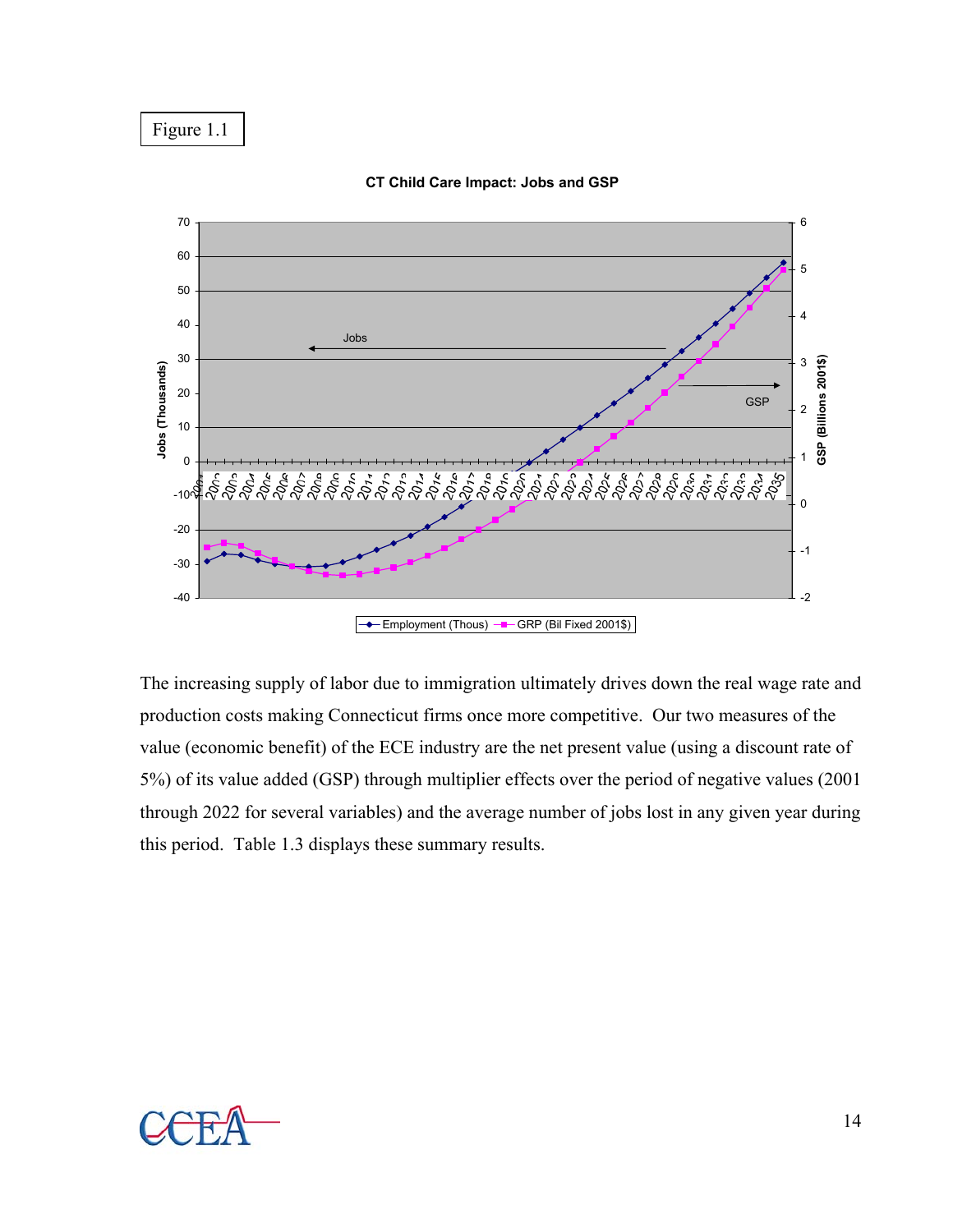Figure 1.1

**CT Child Care Impact: Jobs and GSP**

The increasing supply of labor due to immigration ultimately drives down the real wage rate and production costs making Connecticut firms once more competitive. Our two measures of the value (economic benefit) of the ECE industry are the net present value (using a discount rate of 5%) of its value added (GSP) through multiplier effects over the period of negative values (2001 through 2022 for several variables) and the average number of jobs lost in any given year during this period. Table 1.3 displays these summary results.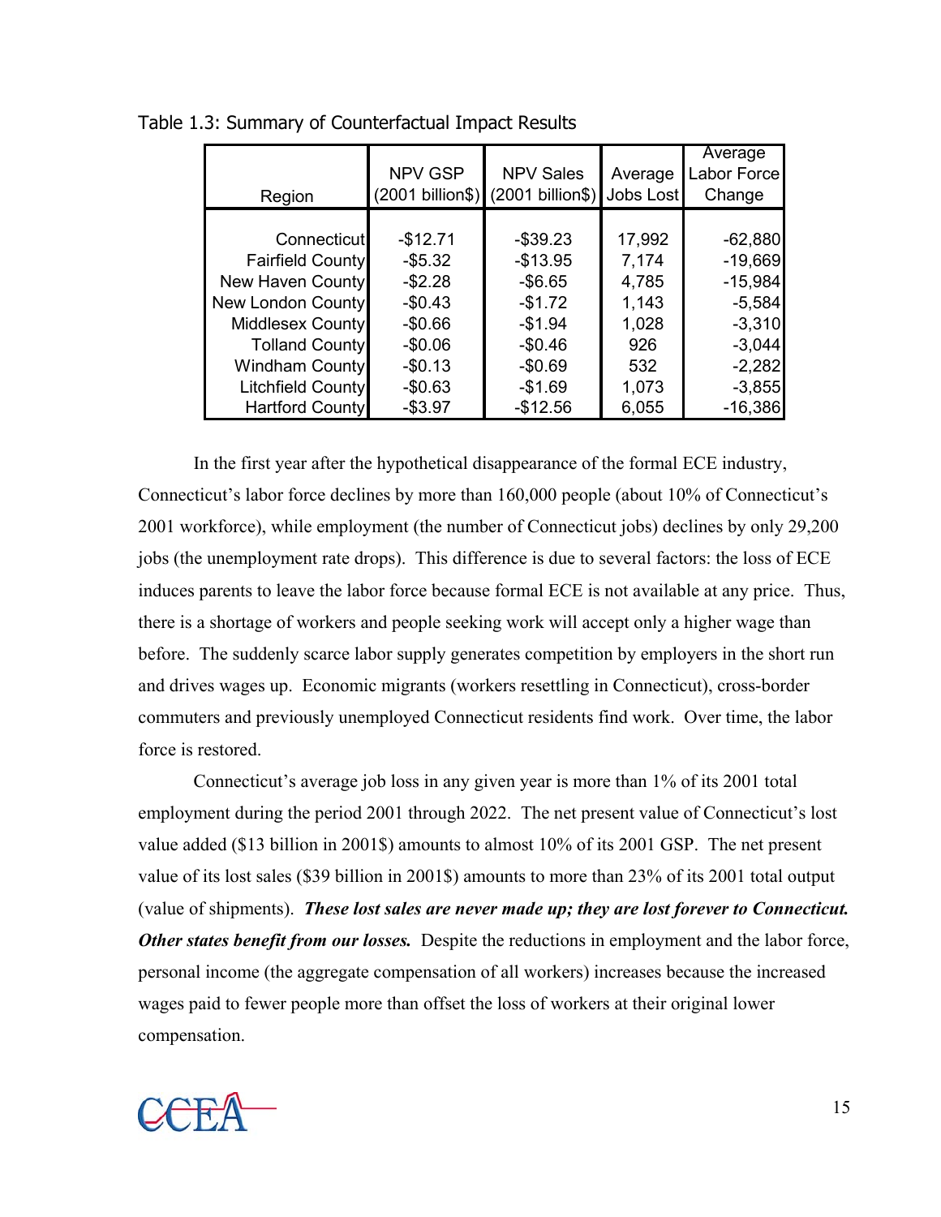Table 1.3: Summary of Counterfactual Impact Results

| Region | NPV GSP (2001 billion$) | NPV Sales (2001 billion$) | Average Jobs Lost | Average Labor Force Change |
|---|---|---|---|---|
| Connecticut | -$12.71 | -$39.23 | 17,992 | -62,880 |
| Fairfield County | -$5.32 | -$13.95 | 7,174 | -19,669 |
| New Haven County | -$2.28 | -$6.65 | 4,785 | -15,984 |
| New London County | -$0.43 | -$1.72 | 1,143 | -5,584 |
| Middlesex County | -$0.66 | -$1.94 | 1,028 | -3,310 |
| Tolland County | -$0.06 | -$0.46 | 926 | -3,044 |
| Windham County | -$0.13 | -$0.69 | 532 | -2,282 |
| Litchfield County | -$0.63 | -$1.69 | 1,073 | -3,855 |
| Hartford County | -$3.97 | -$12.56 | 6,055 | -16,386 |

In the first year after the hypothetical disappearance of the formal ECE industry, Connecticut's labor force declines by more than 160,000 people (about 10% of Connecticut's 2001 workforce), while employment (the number of Connecticut jobs) declines by only 29,200 jobs (the unemployment rate drops). This difference is due to several factors: the loss of ECE induces parents to leave the labor force because formal ECE is not available at any price. Thus, there is a shortage of workers and people seeking work will accept only a higher wage than before. The suddenly scarce labor supply generates competition by employers in the short run and drives wages up. Economic migrants (workers resettling in Connecticut), cross-border commuters and previously unemployed Connecticut residents find work. Over time, the labor force is restored.

Connecticut's average job loss in any given year is more than 1% of its 2001 total employment during the period 2001 through 2022. The net present value of Connecticut's lost value added ($13 billion in 2001$) amounts to almost 10% of its 2001 GSP. The net present value of its lost sales ($39 billion in 2001$) amounts to more than 23% of its 2001 total output (value of shipments). ***These lost sales are never made up; they are lost forever to Connecticut. Other states benefit from our losses.*** Despite the reductions in employment and the labor force, personal income (the aggregate compensation of all workers) increases because the increased wages paid to fewer people more than offset the loss of workers at their original lower compensation.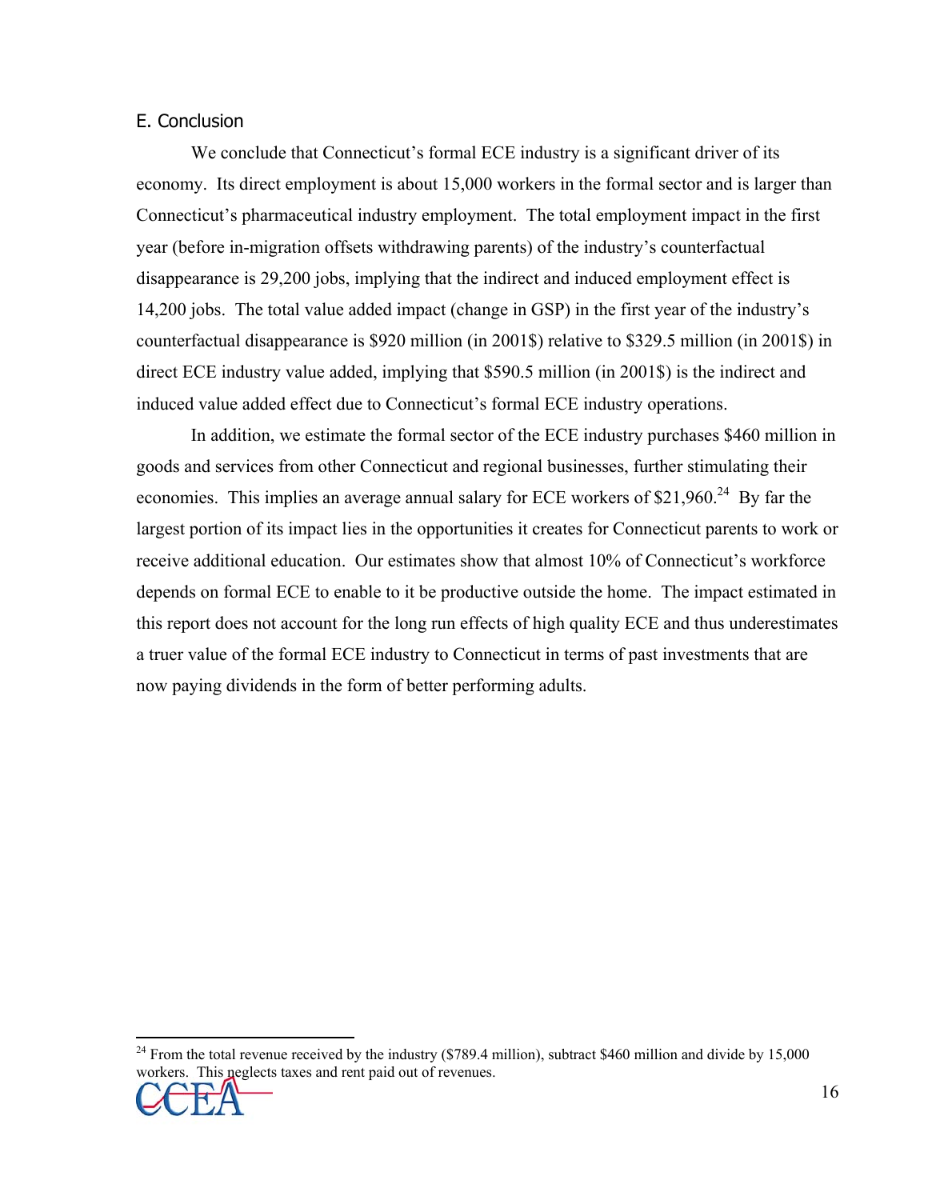## E. Conclusion

We conclude that Connecticut's formal ECE industry is a significant driver of its economy. Its direct employment is about 15,000 workers in the formal sector and is larger than Connecticut's pharmaceutical industry employment. The total employment impact in the first year (before in-migration offsets withdrawing parents) of the industry's counterfactual disappearance is 29,200 jobs, implying that the indirect and induced employment effect is 14,200 jobs. The total value added impact (change in GSP) in the first year of the industry's counterfactual disappearance is $920 million (in 2001$) relative to $329.5 million (in 2001$) in direct ECE industry value added, implying that $590.5 million (in 2001$) is the indirect and induced value added effect due to Connecticut's formal ECE industry operations.

In addition, we estimate the formal sector of the ECE industry purchases $460 million in goods and services from other Connecticut and regional businesses, further stimulating their economies. This implies an average annual salary for ECE workers of $21,960.[24] By far the largest portion of its impact lies in the opportunities it creates for Connecticut parents to work or receive additional education. Our estimates show that almost 10% of Connecticut's workforce depends on formal ECE to enable to it be productive outside the home. The impact estimated in this report does not account for the long run effects of high quality ECE and thus underestimates a truer value of the formal ECE industry to Connecticut in terms of past investments that are now paying dividends in the form of better performing adults.

---

[24] From the total revenue received by the industry ($789.4 million), subtract $460 million and divide by 15,000 workers. This neglects taxes and rent paid out of revenues.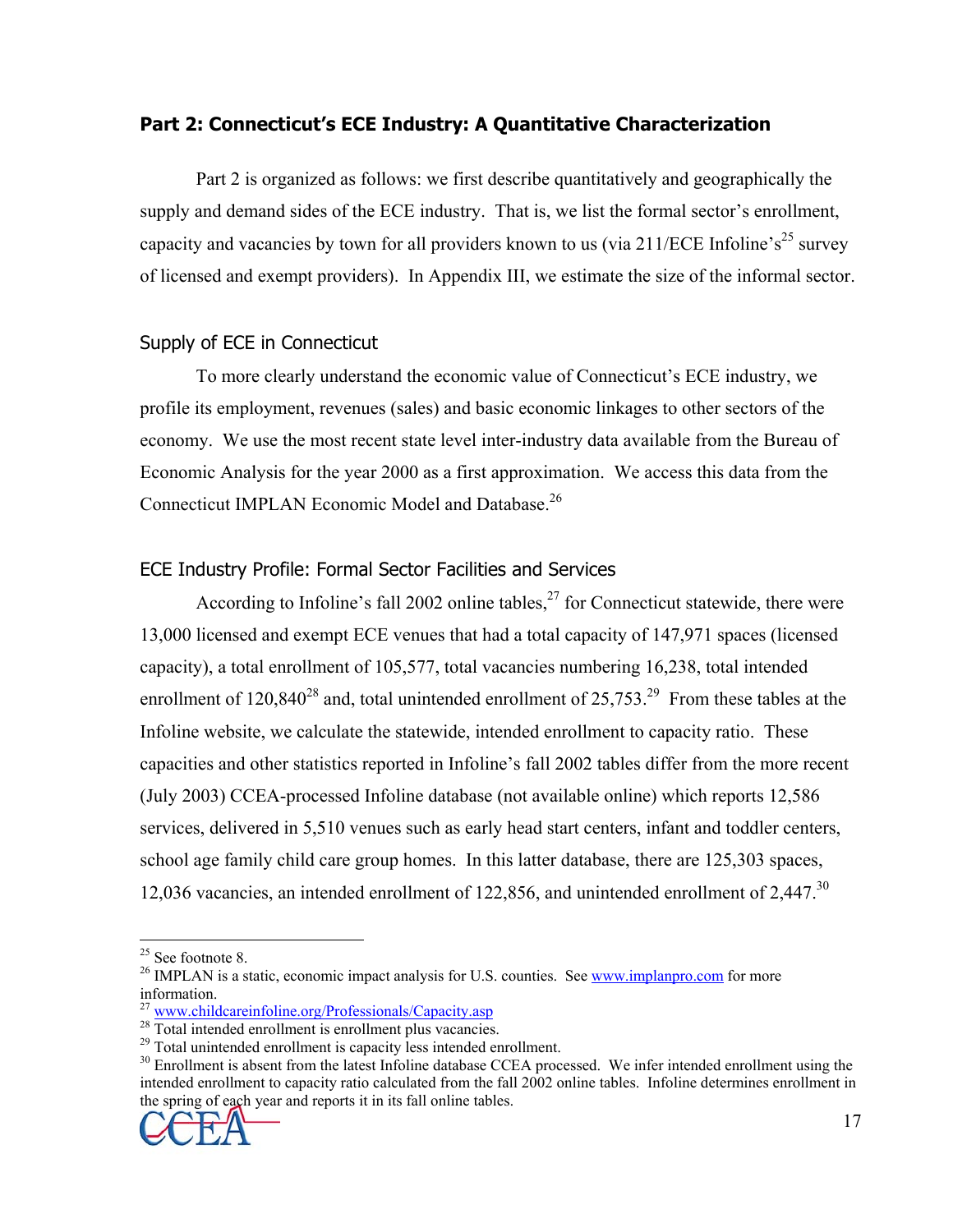## Part 2: Connecticut's ECE Industry: A Quantitative Characterization

Part 2 is organized as follows: we first describe quantitatively and geographically the supply and demand sides of the ECE industry. That is, we list the formal sector's enrollment, capacity and vacancies by town for all providers known to us (via 211/ECE Infoline's[25] survey of licensed and exempt providers). In Appendix III, we estimate the size of the informal sector.

### Supply of ECE in Connecticut

To more clearly understand the economic value of Connecticut's ECE industry, we profile its employment, revenues (sales) and basic economic linkages to other sectors of the economy. We use the most recent state level inter-industry data available from the Bureau of Economic Analysis for the year 2000 as a first approximation. We access this data from the Connecticut IMPLAN Economic Model and Database.[26]

### ECE Industry Profile: Formal Sector Facilities and Services

According to Infoline's fall 2002 online tables,[27] for Connecticut statewide, there were 13,000 licensed and exempt ECE venues that had a total capacity of 147,971 spaces (licensed capacity), a total enrollment of 105,577, total vacancies numbering 16,238, total intended enrollment of 120,840[28] and, total unintended enrollment of 25,753.[29] From these tables at the Infoline website, we calculate the statewide, intended enrollment to capacity ratio. These capacities and other statistics reported in Infoline's fall 2002 tables differ from the more recent (July 2003) CCEA-processed Infoline database (not available online) which reports 12,586 services, delivered in 5,510 venues such as early head start centers, infant and toddler centers, school age family child care group homes. In this latter database, there are 125,303 spaces, 12,036 vacancies, an intended enrollment of 122,856, and unintended enrollment of 2,447.[30]

---

[25] See footnote 8.

[26] IMPLAN is a static, economic impact analysis for U.S. counties. See www.implanpro.com for more information.

[27] www.childcareinfoline.org/Professionals/Capacity.asp

[28] Total intended enrollment is enrollment plus vacancies.

[29] Total unintended enrollment is capacity less intended enrollment.

[30] Enrollment is absent from the latest Infoline database CCEA processed. We infer intended enrollment using the intended enrollment to capacity ratio calculated from the fall 2002 online tables. Infoline determines enrollment in the spring of each year and reports it in its fall online tables.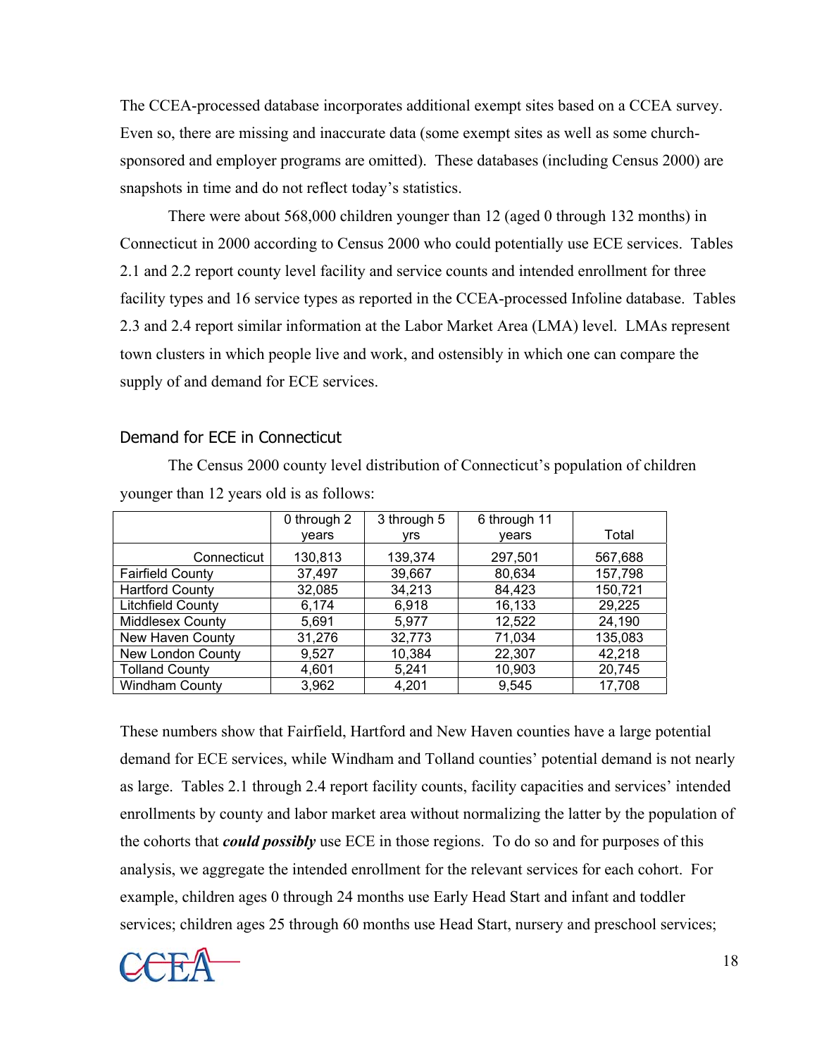The CCEA-processed database incorporates additional exempt sites based on a CCEA survey. Even so, there are missing and inaccurate data (some exempt sites as well as some church-sponsored and employer programs are omitted). These databases (including Census 2000) are snapshots in time and do not reflect today's statistics.

There were about 568,000 children younger than 12 (aged 0 through 132 months) in Connecticut in 2000 according to Census 2000 who could potentially use ECE services. Tables 2.1 and 2.2 report county level facility and service counts and intended enrollment for three facility types and 16 service types as reported in the CCEA-processed Infoline database. Tables 2.3 and 2.4 report similar information at the Labor Market Area (LMA) level. LMAs represent town clusters in which people live and work, and ostensibly in which one can compare the supply of and demand for ECE services.

## Demand for ECE in Connecticut

The Census 2000 county level distribution of Connecticut's population of children younger than 12 years old is as follows:

| | 0 through 2 years | 3 through 5 yrs | 6 through 11 years | Total |
|---|---|---|---|---|
| Connecticut | 130,813 | 139,374 | 297,501 | 567,688 |
| Fairfield County | 37,497 | 39,667 | 80,634 | 157,798 |
| Hartford County | 32,085 | 34,213 | 84,423 | 150,721 |
| Litchfield County | 6,174 | 6,918 | 16,133 | 29,225 |
| Middlesex County | 5,691 | 5,977 | 12,522 | 24,190 |
| New Haven County | 31,276 | 32,773 | 71,034 | 135,083 |
| New London County | 9,527 | 10,384 | 22,307 | 42,218 |
| Tolland County | 4,601 | 5,241 | 10,903 | 20,745 |
| Windham County | 3,962 | 4,201 | 9,545 | 17,708 |

These numbers show that Fairfield, Hartford and New Haven counties have a large potential demand for ECE services, while Windham and Tolland counties' potential demand is not nearly as large. Tables 2.1 through 2.4 report facility counts, facility capacities and services' intended enrollments by county and labor market area without normalizing the latter by the population of the cohorts that ***could possibly*** use ECE in those regions. To do so and for purposes of this analysis, we aggregate the intended enrollment for the relevant services for each cohort. For example, children ages 0 through 24 months use Early Head Start and infant and toddler services; children ages 25 through 60 months use Head Start, nursery and preschool services;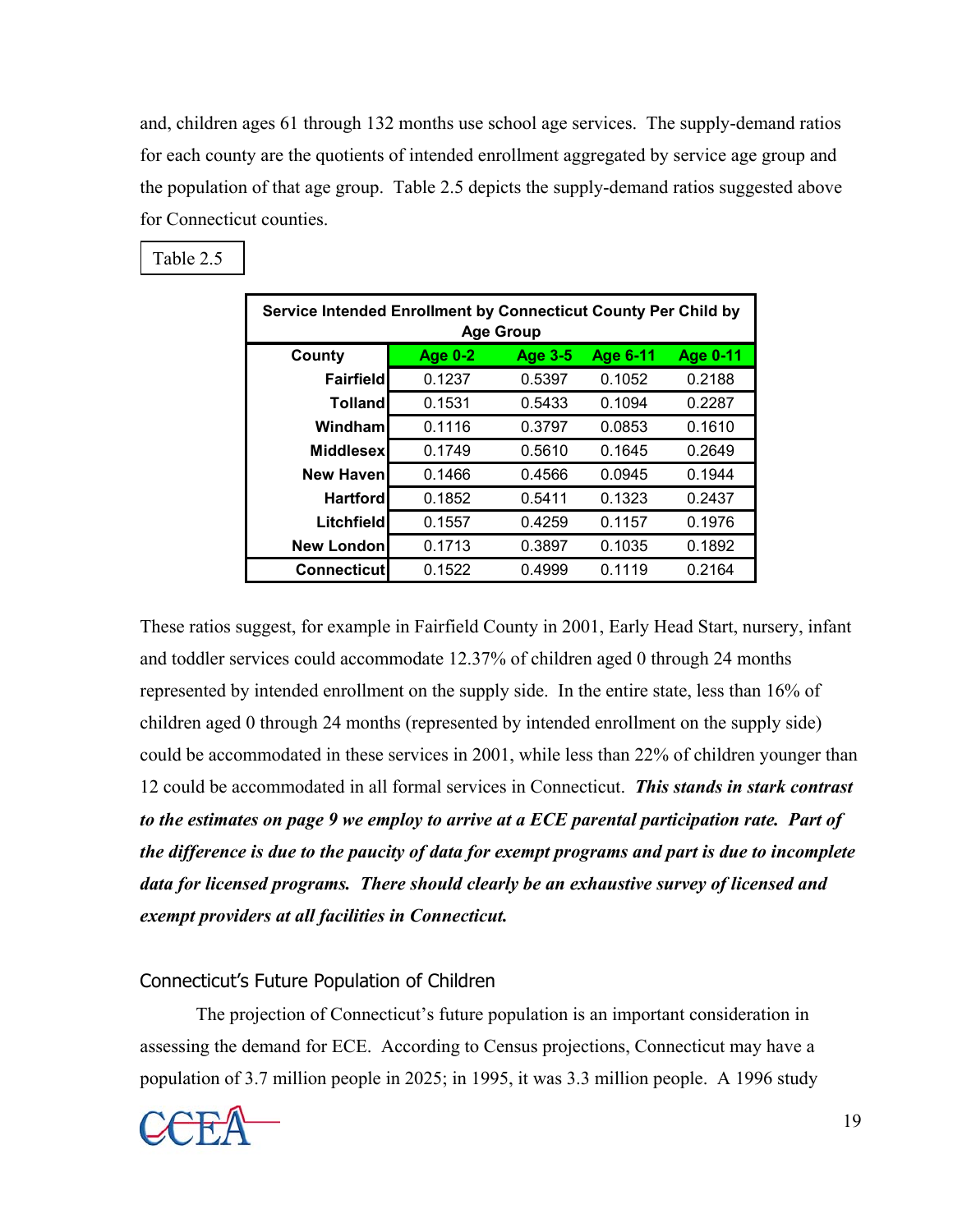and, children ages 61 through 132 months use school age services. The supply-demand ratios for each county are the quotients of intended enrollment aggregated by service age group and the population of that age group. Table 2.5 depicts the supply-demand ratios suggested above for Connecticut counties.

Table 2.5

| Service Intended Enrollment by Connecticut County Per Child by Age Group | | | | |
|---|---|---|---|---|
| County | Age 0-2 | Age 3-5 | Age 6-11 | Age 0-11 |
| Fairfield | 0.1237 | 0.5397 | 0.1052 | 0.2188 |
| Tolland | 0.1531 | 0.5433 | 0.1094 | 0.2287 |
| Windham | 0.1116 | 0.3797 | 0.0853 | 0.1610 |
| Middlesex | 0.1749 | 0.5610 | 0.1645 | 0.2649 |
| New Haven | 0.1466 | 0.4566 | 0.0945 | 0.1944 |
| Hartford | 0.1852 | 0.5411 | 0.1323 | 0.2437 |
| Litchfield | 0.1557 | 0.4259 | 0.1157 | 0.1976 |
| New London | 0.1713 | 0.3897 | 0.1035 | 0.1892 |
| Connecticut | 0.1522 | 0.4999 | 0.1119 | 0.2164 |

These ratios suggest, for example in Fairfield County in 2001, Early Head Start, nursery, infant and toddler services could accommodate 12.37% of children aged 0 through 24 months represented by intended enrollment on the supply side. In the entire state, less than 16% of children aged 0 through 24 months (represented by intended enrollment on the supply side) could be accommodated in these services in 2001, while less than 22% of children younger than 12 could be accommodated in all formal services in Connecticut. ***This stands in stark contrast to the estimates on page 9 we employ to arrive at a ECE parental participation rate. Part of the difference is due to the paucity of data for exempt programs and part is due to incomplete data for licensed programs. There should clearly be an exhaustive survey of licensed and exempt providers at all facilities in Connecticut.***

## Connecticut's Future Population of Children

The projection of Connecticut's future population is an important consideration in assessing the demand for ECE. According to Census projections, Connecticut may have a population of 3.7 million people in 2025; in 1995, it was 3.3 million people. A 1996 study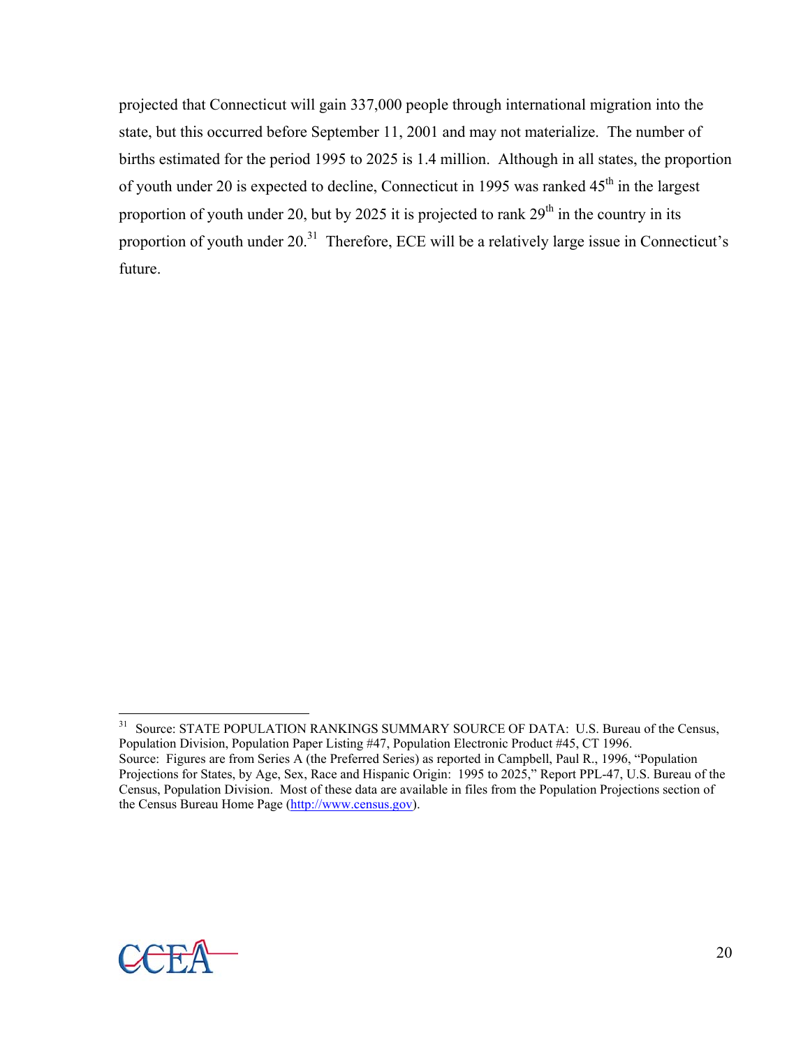projected that Connecticut will gain 337,000 people through international migration into the state, but this occurred before September 11, 2001 and may not materialize. The number of births estimated for the period 1995 to 2025 is 1.4 million. Although in all states, the proportion of youth under 20 is expected to decline, Connecticut in 1995 was ranked 45th in the largest proportion of youth under 20, but by 2025 it is projected to rank 29th in the country in its proportion of youth under 20.[31] Therefore, ECE will be a relatively large issue in Connecticut's future.

---

[31] Source: STATE POPULATION RANKINGS SUMMARY SOURCE OF DATA: U.S. Bureau of the Census, Population Division, Population Paper Listing #47, Population Electronic Product #45, CT 1996.
Source: Figures are from Series A (the Preferred Series) as reported in Campbell, Paul R., 1996, "Population Projections for States, by Age, Sex, Race and Hispanic Origin: 1995 to 2025," Report PPL-47, U.S. Bureau of the Census, Population Division. Most of these data are available in files from the Population Projections section of the Census Bureau Home Page (http://www.census.gov).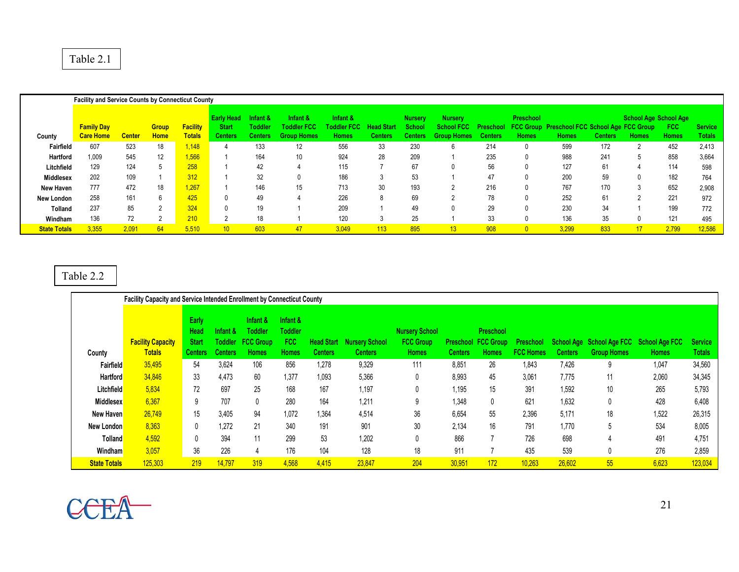Table 2.1

| County | Family Day Care Home | Center | Group Home | Facility Totals | Early Head Start Centers | Infant & Toddler Centers | Infant & Toddler FCC Group Homes | Infant & Toddler FCC Homes | Head Start Centers | Nursery School Centers | Nursery School FCC Group Homes | Preschool Centers | Preschool FCC Group Homes | Preschool FCC Homes | School Age Centers | School Age FCC Group Homes | School Age FCC Homes | Service Totals |
|---|---|---|---|---|---|---|---|---|---|---|---|---|---|---|---|---|---|---|
| | Facility and Service Counts by Connecticut County | | | | | | | | | | | | | | | | | |
| Fairfield | 607 | 523 | 18 | 1,148 | 4 | 133 | 12 | 556 | 33 | 230 | 6 | 214 | 0 | 599 | 172 | 2 | 452 | 2,413 |
| Hartford | 1,009 | 545 | 12 | 1,566 | 1 | 164 | 10 | 924 | 28 | 209 | 1 | 235 | 0 | 988 | 241 | 5 | 858 | 3,664 |
| Litchfield | 129 | 124 | 5 | 258 | 1 | 42 | 4 | 115 | 7 | 67 | 0 | 56 | 0 | 127 | 61 | 4 | 114 | 598 |
| Middlesex | 202 | 109 | 1 | 312 | 1 | 32 | 0 | 186 | 3 | 53 | 1 | 47 | 0 | 200 | 59 | 0 | 182 | 764 |
| New Haven | 777 | 472 | 18 | 1,267 | 1 | 146 | 15 | 713 | 30 | 193 | 2 | 216 | 0 | 767 | 170 | 3 | 652 | 2,908 |
| New London | 258 | 161 | 6 | 425 | 0 | 49 | 4 | 226 | 8 | 69 | 2 | 78 | 0 | 252 | 61 | 2 | 221 | 972 |
| Tolland | 237 | 85 | 2 | 324 | 0 | 19 | 1 | 209 | 1 | 49 | 0 | 29 | 0 | 230 | 34 | 1 | 199 | 772 |
| Windham | 136 | 72 | 2 | 210 | 2 | 18 | 1 | 120 | 3 | 25 | 1 | 33 | 0 | 136 | 35 | 0 | 121 | 495 |
| State Totals | 3,355 | 2,091 | 64 | 5,510 | 10 | 603 | 47 | 3,049 | 113 | 895 | 13 | 908 | 0 | 3,299 | 833 | 17 | 2,799 | 12,586 |

Table 2.2

| County | Facility Capacity Totals | Early Head Start Centers | Infant & Toddler Centers | Infant & Toddler FCC Group Homes | Infant & Toddler FCC Homes | Head Start Centers | Nursery School Centers | Nursery School FCC Group Homes | Preschool Centers | Preschool FCC Group Homes | Preschool FCC Homes | School Age Centers | School Age FCC Group Homes | School Age FCC Homes | Service Totals |
|---|---|---|---|---|---|---|---|---|---|---|---|---|---|---|---|
| | Facility Capacity and Service Intended Enrollment by Connecticut County | | | | | | | | | | | | | | |
| Fairfield | 35,495 | 54 | 3,624 | 106 | 856 | 1,278 | 9,329 | 111 | 8,851 | 26 | 1,843 | 7,426 | 9 | 1,047 | 34,560 |
| Hartford | 34,846 | 33 | 4,473 | 60 | 1,377 | 1,093 | 5,366 | 0 | 8,993 | 45 | 3,061 | 7,775 | 11 | 2,060 | 34,345 |
| Litchfield | 5,834 | 72 | 697 | 25 | 168 | 167 | 1,197 | 0 | 1,195 | 15 | 391 | 1,592 | 10 | 265 | 5,793 |
| Middlesex | 6,367 | 9 | 707 | 0 | 280 | 164 | 1,211 | 9 | 1,348 | 0 | 621 | 1,632 | 0 | 428 | 6,408 |
| New Haven | 26,749 | 15 | 3,405 | 94 | 1,072 | 1,364 | 4,514 | 36 | 6,654 | 55 | 2,396 | 5,171 | 18 | 1,522 | 26,315 |
| New London | 8,363 | 0 | 1,272 | 21 | 340 | 191 | 901 | 30 | 2,134 | 16 | 791 | 1,770 | 5 | 534 | 8,005 |
| Tolland | 4,592 | 0 | 394 | 11 | 299 | 53 | 1,202 | 0 | 866 | 7 | 726 | 698 | 4 | 491 | 4,751 |
| Windham | 3,057 | 36 | 226 | 4 | 176 | 104 | 128 | 18 | 911 | 7 | 435 | 539 | 0 | 276 | 2,859 |
| State Totals | 125,303 | 219 | 14,797 | 319 | 4,568 | 4,415 | 23,847 | 204 | 30,951 | 172 | 10,263 | 26,602 | 55 | 6,623 | 123,034 |

CCEA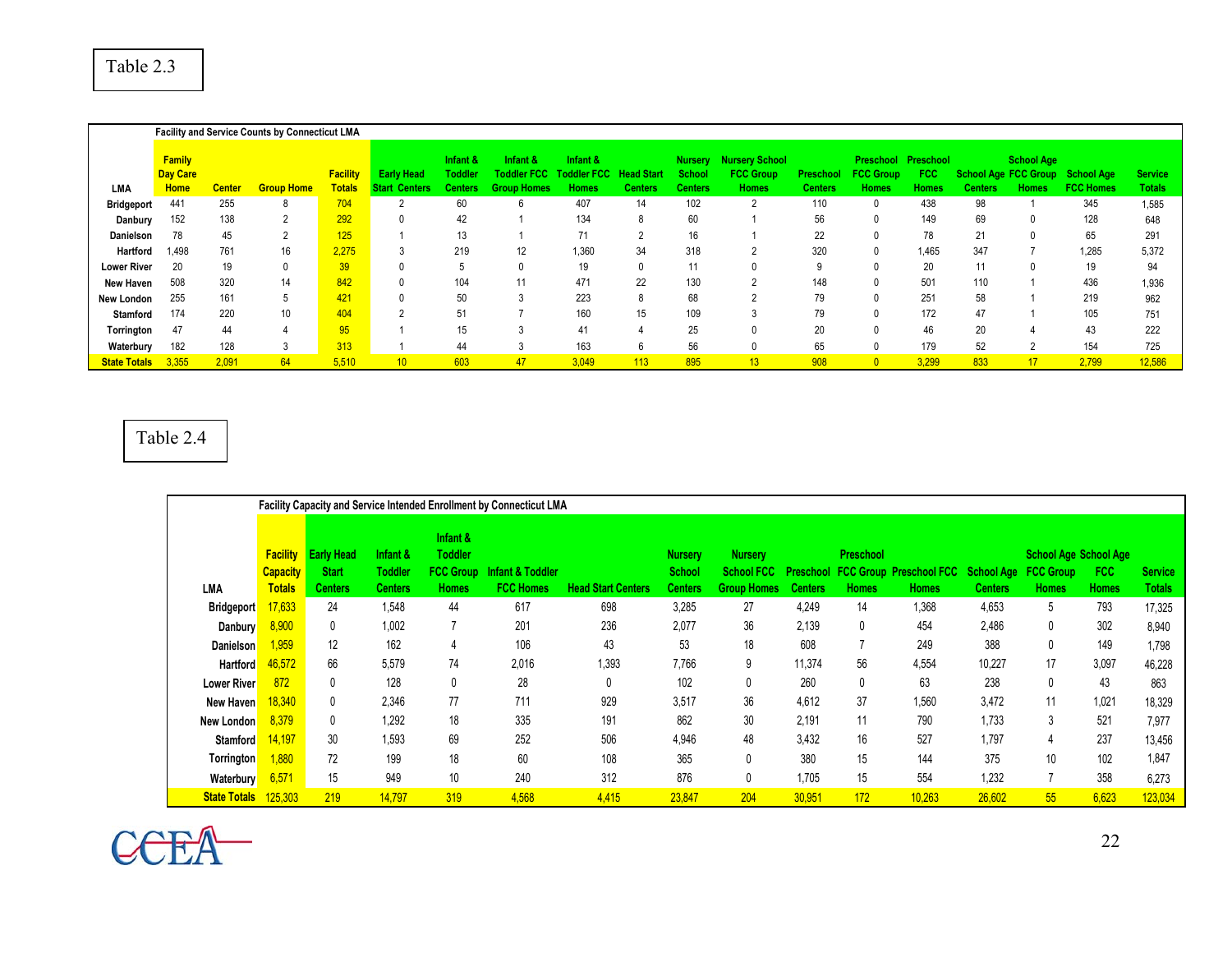Table 2.3

**Facility and Service Counts by Connecticut LMA**

| LMA | Family Day Care Home | Center | Group Home | Facility Totals | Early Head Start Centers | Infant & Toddler Centers | Infant & Toddler FCC Group Homes | Infant & Toddler FCC Homes | Head Start Centers | Nursery School Centers | Nursery School FCC Group Homes | Preschool Centers | Preschool FCC Group Homes | Preschool FCC Homes | School Age Centers | School Age FCC Group Homes | School Age FCC Homes | Service Totals |
|---|---|---|---|---|---|---|---|---|---|---|---|---|---|---|---|---|---|---|
| Bridgeport | 441 | 255 | 8 | 704 | 2 | 60 | 6 | 407 | 14 | 102 | 2 | 110 | 0 | 438 | 98 | 1 | 345 | 1,585 |
| Danbury | 152 | 138 | 2 | 292 | 0 | 42 | 1 | 134 | 8 | 60 | 1 | 56 | 0 | 149 | 69 | 0 | 128 | 648 |
| Danielson | 78 | 45 | 2 | 125 | 1 | 13 | 1 | 71 | 2 | 16 | 1 | 22 | 0 | 78 | 21 | 0 | 65 | 291 |
| Hartford | 1,498 | 761 | 16 | 2,275 | 3 | 219 | 12 | 1,360 | 34 | 318 | 2 | 320 | 0 | 1,465 | 347 | 7 | 1,285 | 5,372 |
| Lower River | 20 | 19 | 0 | 39 | 0 | 5 | 0 | 19 | 0 | 11 | 0 | 9 | 0 | 20 | 11 | 0 | 19 | 94 |
| New Haven | 508 | 320 | 14 | 842 | 0 | 104 | 11 | 471 | 22 | 130 | 2 | 148 | 0 | 501 | 110 | 1 | 436 | 1,936 |
| New London | 255 | 161 | 5 | 421 | 0 | 50 | 3 | 223 | 8 | 68 | 2 | 79 | 0 | 251 | 58 | 1 | 219 | 962 |
| Stamford | 174 | 220 | 10 | 404 | 2 | 51 | 7 | 160 | 15 | 109 | 3 | 79 | 0 | 172 | 47 | 1 | 105 | 751 |
| Torrington | 47 | 44 | 4 | 95 | 1 | 15 | 3 | 41 | 4 | 25 | 0 | 20 | 0 | 46 | 20 | 4 | 43 | 222 |
| Waterbury | 182 | 128 | 3 | 313 | 1 | 44 | 3 | 163 | 6 | 56 | 0 | 65 | 0 | 179 | 52 | 2 | 154 | 725 |
| State Totals | 3,355 | 2,091 | 64 | 5,510 | 10 | 603 | 47 | 3,049 | 113 | 895 | 13 | 908 | 0 | 3,299 | 833 | 17 | 2,799 | 12,586 |

Table 2.4

**Facility Capacity and Service Intended Enrollment by Connecticut LMA**

| LMA | Facility Capacity Totals | Early Head Start Centers | Infant & Toddler Centers | Infant & Toddler FCC Group Homes | Infant & Toddler FCC Homes | Head Start Centers | Nursery School Centers | Nursery School FCC Group Homes | Preschool Centers | Preschool FCC Group Homes | Preschool FCC Homes | School Age Centers | School Age FCC Group Homes | School Age FCC Homes | Service Totals |
|---|---|---|---|---|---|---|---|---|---|---|---|---|---|---|---|
| Bridgeport | 17,633 | 24 | 1,548 | 44 | 617 | 698 | 3,285 | 27 | 4,249 | 14 | 1,368 | 4,653 | 5 | 793 | 17,325 |
| Danbury | 8,900 | 0 | 1,002 | 7 | 201 | 236 | 2,077 | 36 | 2,139 | 0 | 454 | 2,486 | 0 | 302 | 8,940 |
| Danielson | 1,959 | 12 | 162 | 4 | 106 | 43 | 53 | 18 | 608 | 7 | 249 | 388 | 0 | 149 | 1,798 |
| Hartford | 46,572 | 66 | 5,579 | 74 | 2,016 | 1,393 | 7,766 | 9 | 11,374 | 56 | 4,554 | 10,227 | 17 | 3,097 | 46,228 |
| Lower River | 872 | 0 | 128 | 0 | 28 | 0 | 102 | 0 | 260 | 0 | 63 | 238 | 0 | 43 | 863 |
| New Haven | 18,340 | 0 | 2,346 | 77 | 711 | 929 | 3,517 | 36 | 4,612 | 37 | 1,560 | 3,472 | 11 | 1,021 | 18,329 |
| New London | 8,379 | 0 | 1,292 | 18 | 335 | 191 | 862 | 30 | 2,191 | 11 | 790 | 1,733 | 3 | 521 | 7,977 |
| Stamford | 14,197 | 30 | 1,593 | 69 | 252 | 506 | 4,946 | 48 | 3,432 | 16 | 527 | 1,797 | 4 | 237 | 13,456 |
| Torrington | 1,880 | 72 | 199 | 18 | 60 | 108 | 365 | 0 | 380 | 15 | 144 | 375 | 10 | 102 | 1,847 |
| Waterbury | 6,571 | 15 | 949 | 10 | 240 | 312 | 876 | 0 | 1,705 | 15 | 554 | 1,232 | 7 | 358 | 6,273 |
| State Totals | 125,303 | 219 | 14,797 | 319 | 4,568 | 4,415 | 23,847 | 204 | 30,951 | 172 | 10,263 | 26,602 | 55 | 6,623 | 123,034 |

CCEA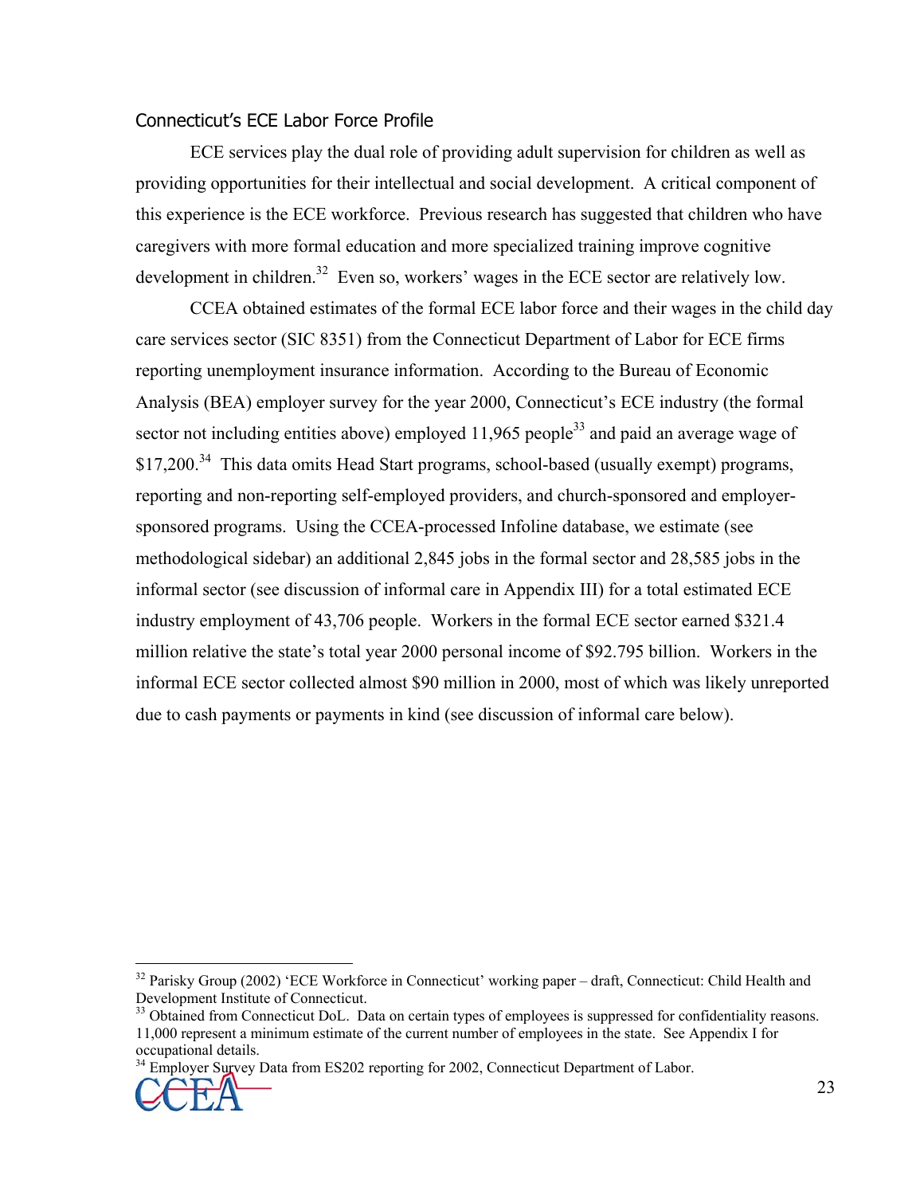## Connecticut's ECE Labor Force Profile

ECE services play the dual role of providing adult supervision for children as well as providing opportunities for their intellectual and social development. A critical component of this experience is the ECE workforce. Previous research has suggested that children who have caregivers with more formal education and more specialized training improve cognitive development in children.[32] Even so, workers' wages in the ECE sector are relatively low.

CCEA obtained estimates of the formal ECE labor force and their wages in the child day care services sector (SIC 8351) from the Connecticut Department of Labor for ECE firms reporting unemployment insurance information. According to the Bureau of Economic Analysis (BEA) employer survey for the year 2000, Connecticut's ECE industry (the formal sector not including entities above) employed 11,965 people[33] and paid an average wage of $17,200.[34] This data omits Head Start programs, school-based (usually exempt) programs, reporting and non-reporting self-employed providers, and church-sponsored and employer-sponsored programs. Using the CCEA-processed Infoline database, we estimate (see methodological sidebar) an additional 2,845 jobs in the formal sector and 28,585 jobs in the informal sector (see discussion of informal care in Appendix III) for a total estimated ECE industry employment of 43,706 people. Workers in the formal ECE sector earned $321.4 million relative the state's total year 2000 personal income of $92.795 billion. Workers in the informal ECE sector collected almost $90 million in 2000, most of which was likely unreported due to cash payments or payments in kind (see discussion of informal care below).

---

[32] Parisky Group (2002) 'ECE Workforce in Connecticut' working paper – draft, Connecticut: Child Health and Development Institute of Connecticut.

[33] Obtained from Connecticut DoL. Data on certain types of employees is suppressed for confidentiality reasons. 11,000 represent a minimum estimate of the current number of employees in the state. See Appendix I for occupational details.

[34] Employer Survey Data from ES202 reporting for 2002, Connecticut Department of Labor.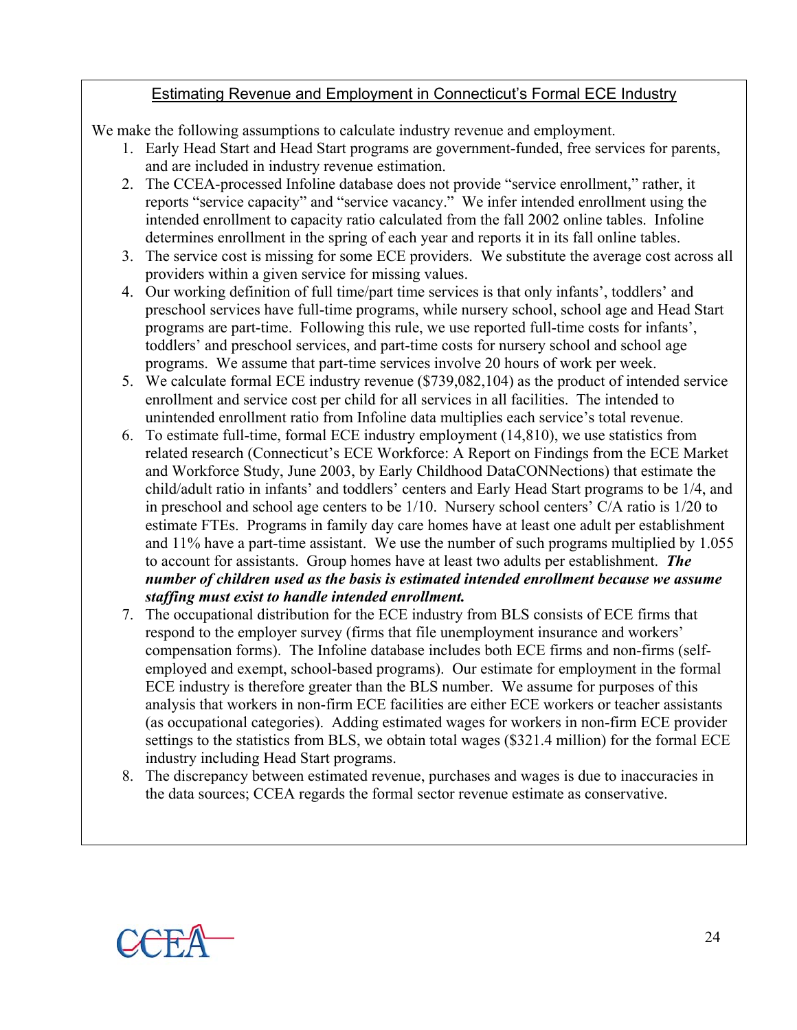## Estimating Revenue and Employment in Connecticut's Formal ECE Industry

We make the following assumptions to calculate industry revenue and employment.

1. Early Head Start and Head Start programs are government-funded, free services for parents, and are included in industry revenue estimation.
2. The CCEA-processed Infoline database does not provide "service enrollment," rather, it reports "service capacity" and "service vacancy." We infer intended enrollment using the intended enrollment to capacity ratio calculated from the fall 2002 online tables. Infoline determines enrollment in the spring of each year and reports it in its fall online tables.
3. The service cost is missing for some ECE providers. We substitute the average cost across all providers within a given service for missing values.
4. Our working definition of full time/part time services is that only infants', toddlers' and preschool services have full-time programs, while nursery school, school age and Head Start programs are part-time. Following this rule, we use reported full-time costs for infants', toddlers' and preschool services, and part-time costs for nursery school and school age programs. We assume that part-time services involve 20 hours of work per week.
5. We calculate formal ECE industry revenue ($739,082,104) as the product of intended service enrollment and service cost per child for all services in all facilities. The intended to unintended enrollment ratio from Infoline data multiplies each service's total revenue.
6. To estimate full-time, formal ECE industry employment (14,810), we use statistics from related research (Connecticut's ECE Workforce: A Report on Findings from the ECE Market and Workforce Study, June 2003, by Early Childhood DataCONNections) that estimate the child/adult ratio in infants' and toddlers' centers and Early Head Start programs to be 1/4, and in preschool and school age centers to be 1/10. Nursery school centers' C/A ratio is 1/20 to estimate FTEs. Programs in family day care homes have at least one adult per establishment and 11% have a part-time assistant. We use the number of such programs multiplied by 1.055 to account for assistants. Group homes have at least two adults per establishment. ***The number of children used as the basis is estimated intended enrollment because we assume staffing must exist to handle intended enrollment.***
7. The occupational distribution for the ECE industry from BLS consists of ECE firms that respond to the employer survey (firms that file unemployment insurance and workers' compensation forms). The Infoline database includes both ECE firms and non-firms (self-employed and exempt, school-based programs). Our estimate for employment in the formal ECE industry is therefore greater than the BLS number. We assume for purposes of this analysis that workers in non-firm ECE facilities are either ECE workers or teacher assistants (as occupational categories). Adding estimated wages for workers in non-firm ECE provider settings to the statistics from BLS, we obtain total wages ($321.4 million) for the formal ECE industry including Head Start programs.
8. The discrepancy between estimated revenue, purchases and wages is due to inaccuracies in the data sources; CCEA regards the formal sector revenue estimate as conservative.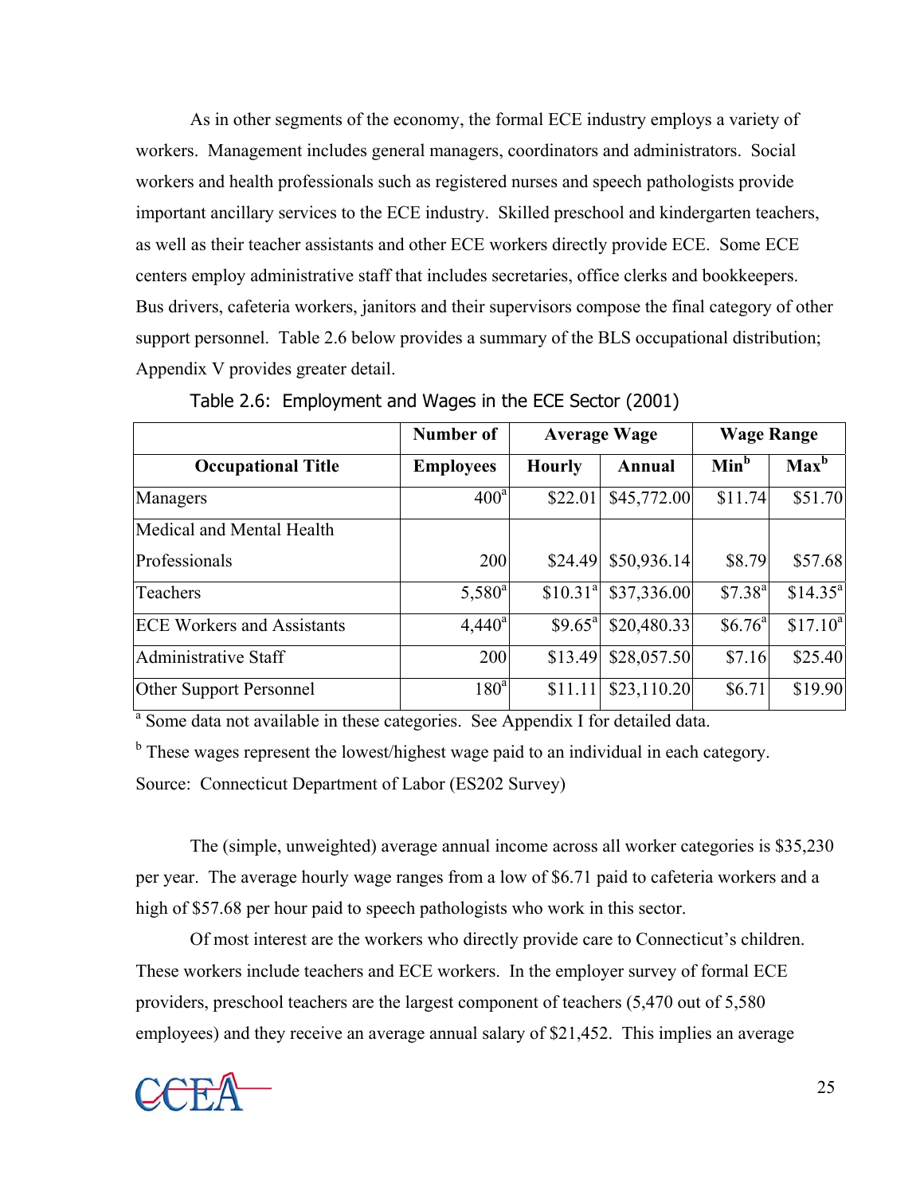As in other segments of the economy, the formal ECE industry employs a variety of workers. Management includes general managers, coordinators and administrators. Social workers and health professionals such as registered nurses and speech pathologists provide important ancillary services to the ECE industry. Skilled preschool and kindergarten teachers, as well as their teacher assistants and other ECE workers directly provide ECE. Some ECE centers employ administrative staff that includes secretaries, office clerks and bookkeepers. Bus drivers, cafeteria workers, janitors and their supervisors compose the final category of other support personnel. Table 2.6 below provides a summary of the BLS occupational distribution; Appendix V provides greater detail.

Table 2.6: Employment and Wages in the ECE Sector (2001)

| | Number of | Average Wage | | Wage Range | |
|---|---|---|---|---|---|
| **Occupational Title** | **Employees** | **Hourly** | **Annual** | **Min**[b] | **Max**[b] |
| Managers | 400[a] | $22.01 | $45,772.00 | $11.74 | $51.70 |
| Medical and Mental Health Professionals | 200 | $24.49 | $50,936.14 | $8.79 | $57.68 |
| Teachers | 5,580[a] | $10.31[a] | $37,336.00 | $7.38[a] | $14.35[a] |
| ECE Workers and Assistants | 4,440[a] | $9.65[a] | $20,480.33 | $6.76[a] | $17.10[a] |
| Administrative Staff | 200 | $13.49 | $28,057.50 | $7.16 | $25.40 |
| Other Support Personnel | 180[a] | $11.11 | $23,110.20 | $6.71 | $19.90 |

[a] Some data not available in these categories. See Appendix I for detailed data.

[b] These wages represent the lowest/highest wage paid to an individual in each category.

Source: Connecticut Department of Labor (ES202 Survey)

The (simple, unweighted) average annual income across all worker categories is $35,230 per year. The average hourly wage ranges from a low of $6.71 paid to cafeteria workers and a high of $57.68 per hour paid to speech pathologists who work in this sector.

Of most interest are the workers who directly provide care to Connecticut's children. These workers include teachers and ECE workers. In the employer survey of formal ECE providers, preschool teachers are the largest component of teachers (5,470 out of 5,580 employees) and they receive an average annual salary of $21,452. This implies an average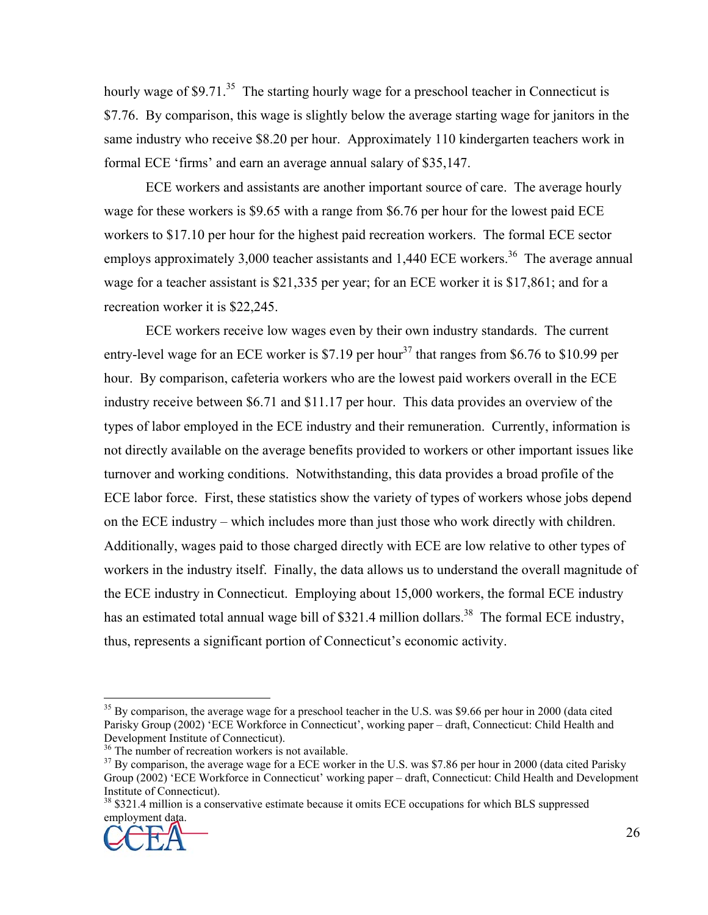hourly wage of $9.71.[35] The starting hourly wage for a preschool teacher in Connecticut is $7.76. By comparison, this wage is slightly below the average starting wage for janitors in the same industry who receive $8.20 per hour. Approximately 110 kindergarten teachers work in formal ECE 'firms' and earn an average annual salary of $35,147.

ECE workers and assistants are another important source of care. The average hourly wage for these workers is $9.65 with a range from $6.76 per hour for the lowest paid ECE workers to $17.10 per hour for the highest paid recreation workers. The formal ECE sector employs approximately 3,000 teacher assistants and 1,440 ECE workers.[36] The average annual wage for a teacher assistant is $21,335 per year; for an ECE worker it is $17,861; and for a recreation worker it is $22,245.

ECE workers receive low wages even by their own industry standards. The current entry-level wage for an ECE worker is $7.19 per hour[37] that ranges from $6.76 to $10.99 per hour. By comparison, cafeteria workers who are the lowest paid workers overall in the ECE industry receive between $6.71 and $11.17 per hour. This data provides an overview of the types of labor employed in the ECE industry and their remuneration. Currently, information is not directly available on the average benefits provided to workers or other important issues like turnover and working conditions. Notwithstanding, this data provides a broad profile of the ECE labor force. First, these statistics show the variety of types of workers whose jobs depend on the ECE industry – which includes more than just those who work directly with children. Additionally, wages paid to those charged directly with ECE are low relative to other types of workers in the industry itself. Finally, the data allows us to understand the overall magnitude of the ECE industry in Connecticut. Employing about 15,000 workers, the formal ECE industry has an estimated total annual wage bill of $321.4 million dollars.[38] The formal ECE industry, thus, represents a significant portion of Connecticut's economic activity.

---

[35] By comparison, the average wage for a preschool teacher in the U.S. was $9.66 per hour in 2000 (data cited Parisky Group (2002) 'ECE Workforce in Connecticut', working paper – draft, Connecticut: Child Health and Development Institute of Connecticut).

[36] The number of recreation workers is not available.

[37] By comparison, the average wage for a ECE worker in the U.S. was $7.86 per hour in 2000 (data cited Parisky Group (2002) 'ECE Workforce in Connecticut' working paper – draft, Connecticut: Child Health and Development Institute of Connecticut).

[38] $321.4 million is a conservative estimate because it omits ECE occupations for which BLS suppressed employment data.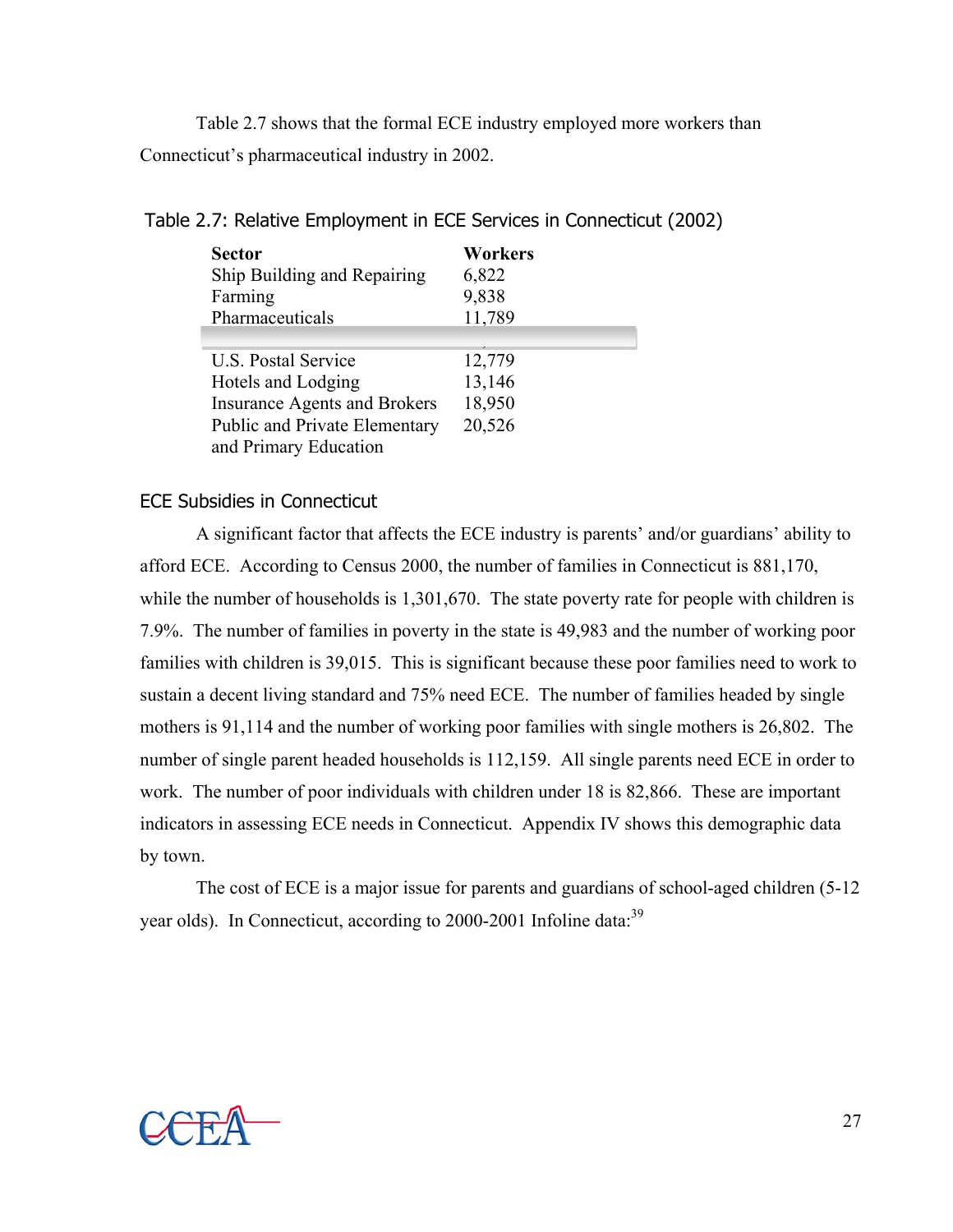Table 2.7 shows that the formal ECE industry employed more workers than Connecticut's pharmaceutical industry in 2002.

Table 2.7: Relative Employment in ECE Services in Connecticut (2002)

| Sector | Workers |
|---|---|
| Ship Building and Repairing | 6,822 |
| Farming | 9,838 |
| Pharmaceuticals | 11,789 |
| | |
| U.S. Postal Service | 12,779 |
| Hotels and Lodging | 13,146 |
| Insurance Agents and Brokers | 18,950 |
| Public and Private Elementary and Primary Education | 20,526 |

### ECE Subsidies in Connecticut

A significant factor that affects the ECE industry is parents' and/or guardians' ability to afford ECE. According to Census 2000, the number of families in Connecticut is 881,170, while the number of households is 1,301,670. The state poverty rate for people with children is 7.9%. The number of families in poverty in the state is 49,983 and the number of working poor families with children is 39,015. This is significant because these poor families need to work to sustain a decent living standard and 75% need ECE. The number of families headed by single mothers is 91,114 and the number of working poor families with single mothers is 26,802. The number of single parent headed households is 112,159. All single parents need ECE in order to work. The number of poor individuals with children under 18 is 82,866. These are important indicators in assessing ECE needs in Connecticut. Appendix IV shows this demographic data by town.

The cost of ECE is a major issue for parents and guardians of school-aged children (5-12 year olds). In Connecticut, according to 2000-2001 Infoline data:[39]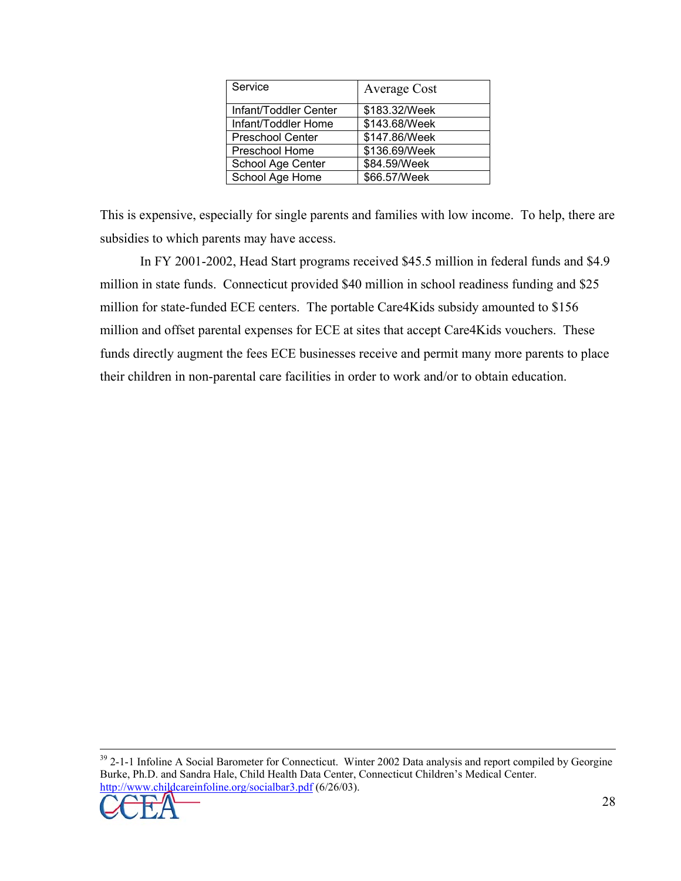| Service | Average Cost |
| --- | --- |
| Infant/Toddler Center | $183.32/Week |
| Infant/Toddler Home | $143.68/Week |
| Preschool Center | $147.86/Week |
| Preschool Home | $136.69/Week |
| School Age Center | $84.59/Week |
| School Age Home | $66.57/Week |

This is expensive, especially for single parents and families with low income. To help, there are subsidies to which parents may have access.

In FY 2001-2002, Head Start programs received $45.5 million in federal funds and $4.9 million in state funds. Connecticut provided $40 million in school readiness funding and $25 million for state-funded ECE centers. The portable Care4Kids subsidy amounted to $156 million and offset parental expenses for ECE at sites that accept Care4Kids vouchers. These funds directly augment the fees ECE businesses receive and permit many more parents to place their children in non-parental care facilities in order to work and/or to obtain education.

[39] 2-1-1 Infoline A Social Barometer for Connecticut. Winter 2002 Data analysis and report compiled by Georgine Burke, Ph.D. and Sandra Hale, Child Health Data Center, Connecticut Children's Medical Center. http://www.childcareinfoline.org/socialbar3.pdf (6/26/03).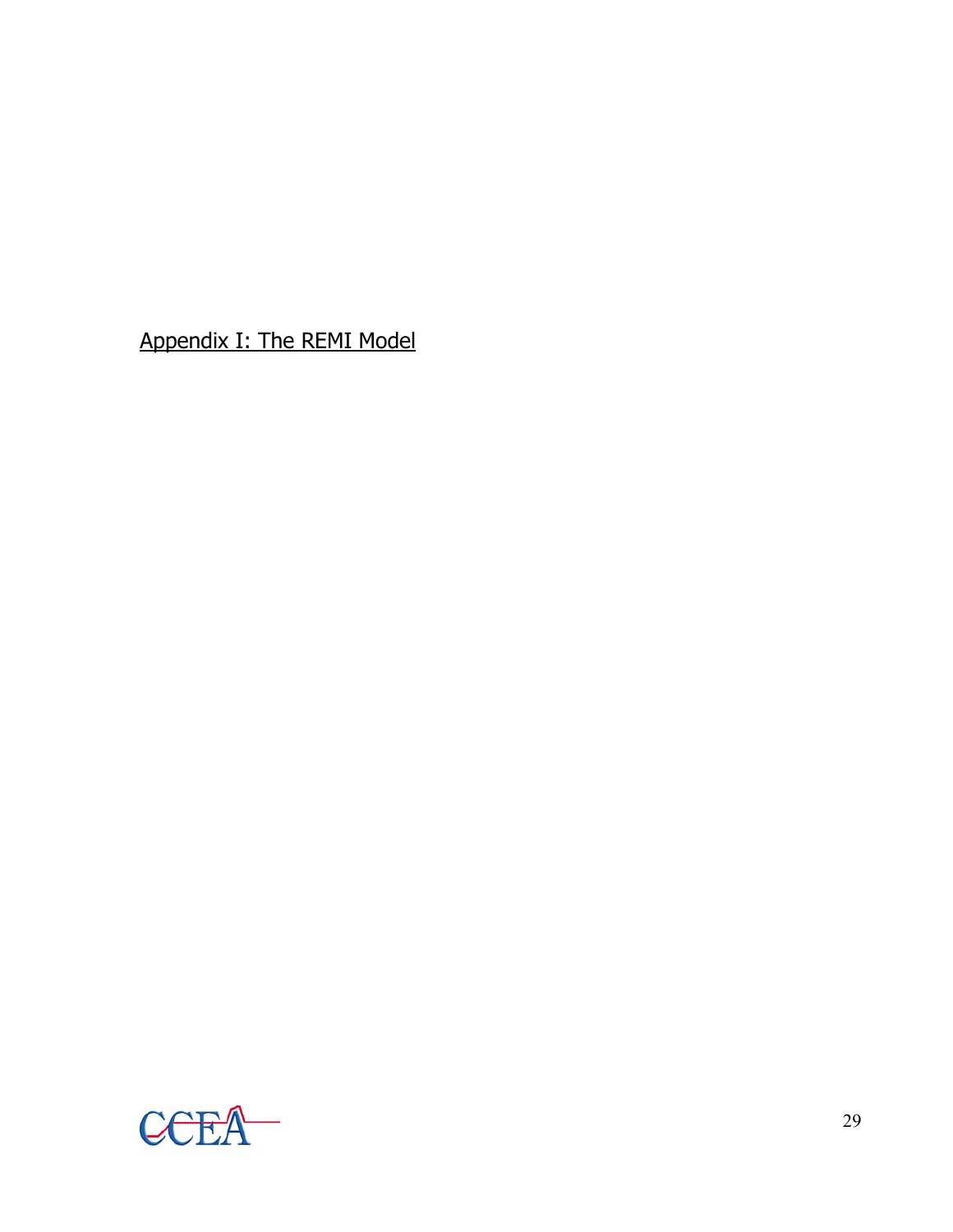# Appendix I: The REMI Model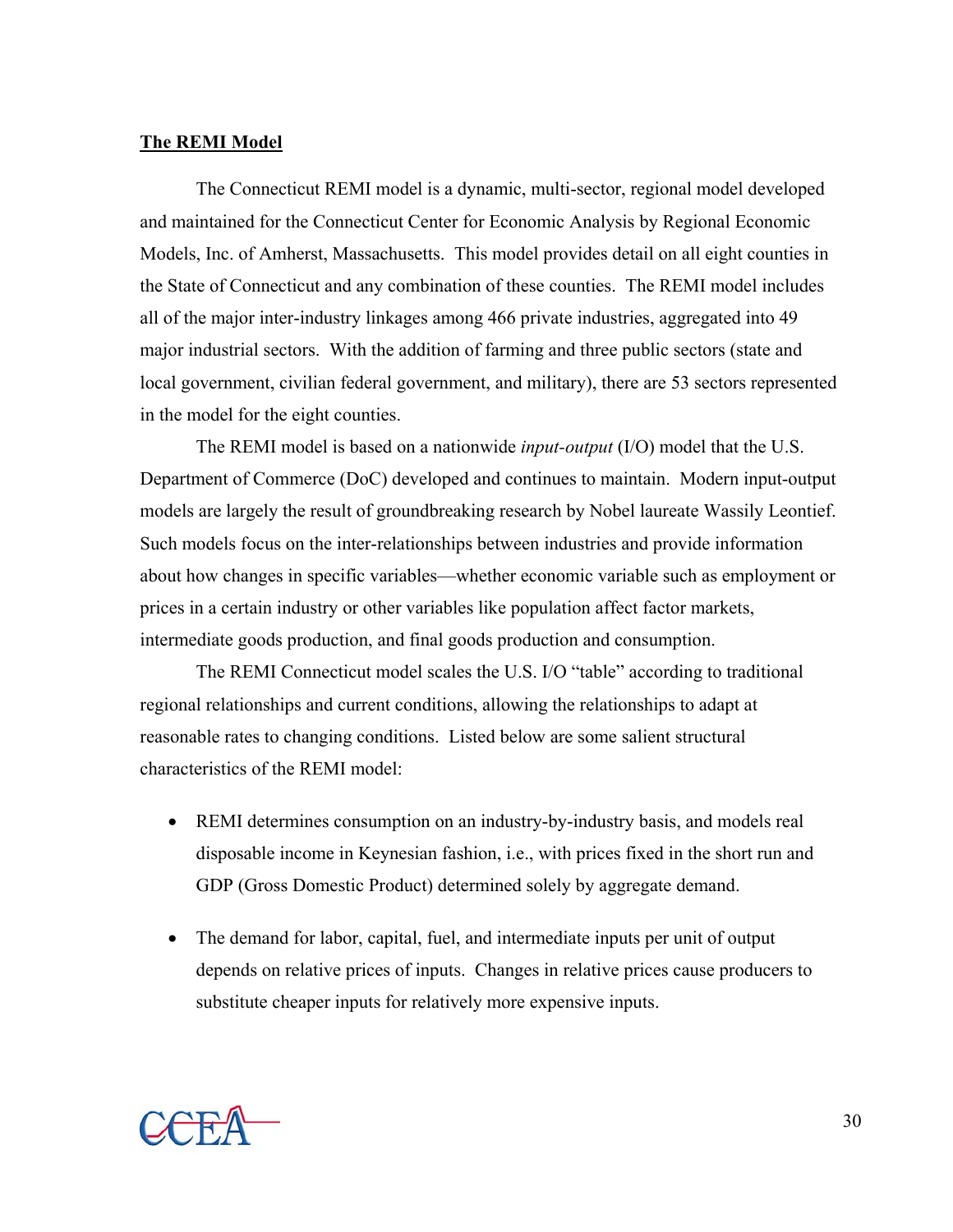**The REMI Model**

The Connecticut REMI model is a dynamic, multi-sector, regional model developed and maintained for the Connecticut Center for Economic Analysis by Regional Economic Models, Inc. of Amherst, Massachusetts. This model provides detail on all eight counties in the State of Connecticut and any combination of these counties. The REMI model includes all of the major inter-industry linkages among 466 private industries, aggregated into 49 major industrial sectors. With the addition of farming and three public sectors (state and local government, civilian federal government, and military), there are 53 sectors represented in the model for the eight counties.

The REMI model is based on a nationwide *input-output* (I/O) model that the U.S. Department of Commerce (DoC) developed and continues to maintain. Modern input-output models are largely the result of groundbreaking research by Nobel laureate Wassily Leontief. Such models focus on the inter-relationships between industries and provide information about how changes in specific variables—whether economic variable such as employment or prices in a certain industry or other variables like population affect factor markets, intermediate goods production, and final goods production and consumption.

The REMI Connecticut model scales the U.S. I/O "table" according to traditional regional relationships and current conditions, allowing the relationships to adapt at reasonable rates to changing conditions. Listed below are some salient structural characteristics of the REMI model:

- REMI determines consumption on an industry-by-industry basis, and models real disposable income in Keynesian fashion, i.e., with prices fixed in the short run and GDP (Gross Domestic Product) determined solely by aggregate demand.

- The demand for labor, capital, fuel, and intermediate inputs per unit of output depends on relative prices of inputs. Changes in relative prices cause producers to substitute cheaper inputs for relatively more expensive inputs.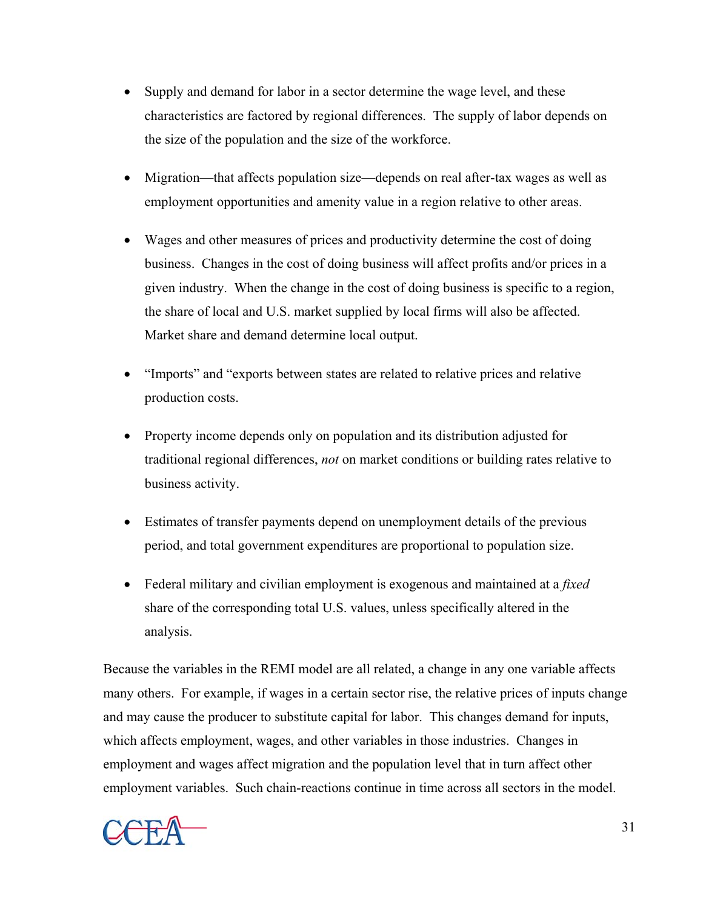- Supply and demand for labor in a sector determine the wage level, and these characteristics are factored by regional differences. The supply of labor depends on the size of the population and the size of the workforce.

- Migration—that affects population size—depends on real after-tax wages as well as employment opportunities and amenity value in a region relative to other areas.

- Wages and other measures of prices and productivity determine the cost of doing business. Changes in the cost of doing business will affect profits and/or prices in a given industry. When the change in the cost of doing business is specific to a region, the share of local and U.S. market supplied by local firms will also be affected. Market share and demand determine local output.

- "Imports" and "exports between states are related to relative prices and relative production costs.

- Property income depends only on population and its distribution adjusted for traditional regional differences, *not* on market conditions or building rates relative to business activity.

- Estimates of transfer payments depend on unemployment details of the previous period, and total government expenditures are proportional to population size.

- Federal military and civilian employment is exogenous and maintained at a *fixed* share of the corresponding total U.S. values, unless specifically altered in the analysis.

Because the variables in the REMI model are all related, a change in any one variable affects many others. For example, if wages in a certain sector rise, the relative prices of inputs change and may cause the producer to substitute capital for labor. This changes demand for inputs, which affects employment, wages, and other variables in those industries. Changes in employment and wages affect migration and the population level that in turn affect other employment variables. Such chain-reactions continue in time across all sectors in the model.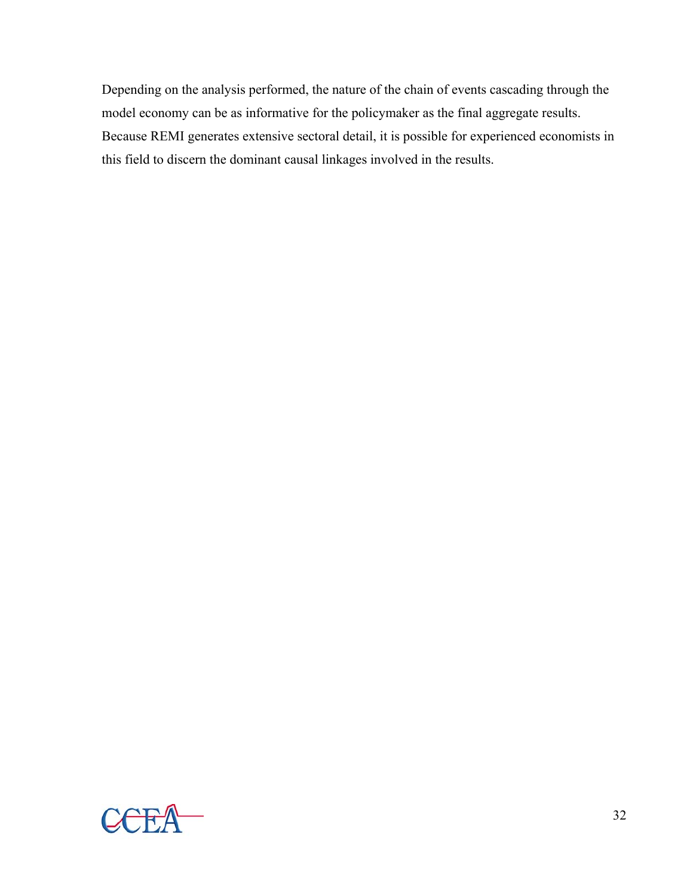Depending on the analysis performed, the nature of the chain of events cascading through the model economy can be as informative for the policymaker as the final aggregate results. Because REMI generates extensive sectoral detail, it is possible for experienced economists in this field to discern the dominant causal linkages involved in the results.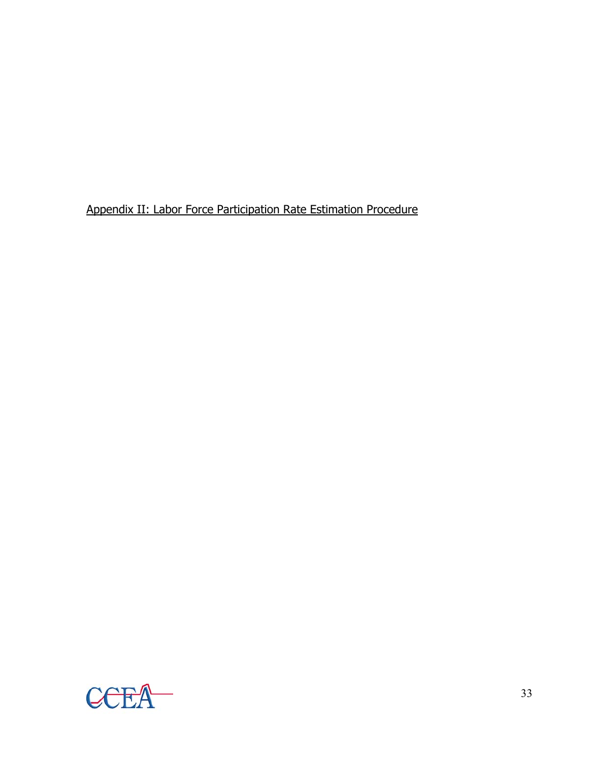## Appendix II: Labor Force Participation Rate Estimation Procedure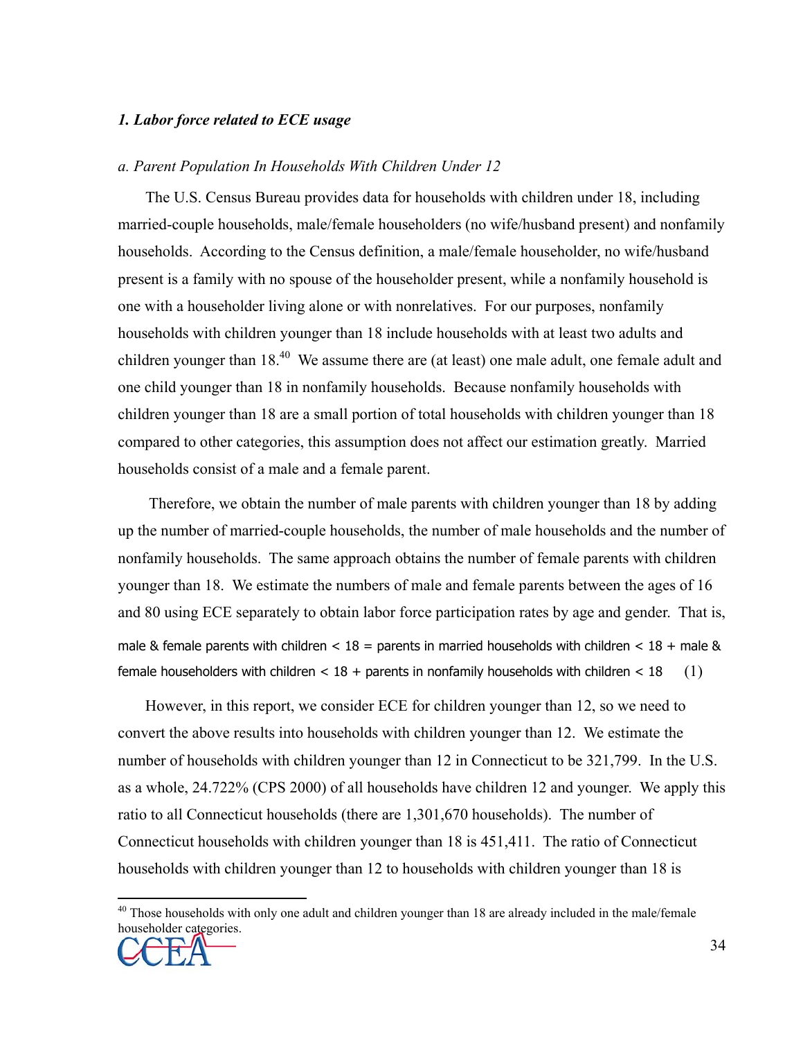*1. Labor force related to ECE usage*

*a. Parent Population In Households With Children Under 12*

The U.S. Census Bureau provides data for households with children under 18, including married-couple households, male/female householders (no wife/husband present) and nonfamily households. According to the Census definition, a male/female householder, no wife/husband present is a family with no spouse of the householder present, while a nonfamily household is one with a householder living alone or with nonrelatives. For our purposes, nonfamily households with children younger than 18 include households with at least two adults and children younger than 18.[40] We assume there are (at least) one male adult, one female adult and one child younger than 18 in nonfamily households. Because nonfamily households with children younger than 18 are a small portion of total households with children younger than 18 compared to other categories, this assumption does not affect our estimation greatly. Married households consist of a male and a female parent.

Therefore, we obtain the number of male parents with children younger than 18 by adding up the number of married-couple households, the number of male households and the number of nonfamily households. The same approach obtains the number of female parents with children younger than 18. We estimate the numbers of male and female parents between the ages of 16 and 80 using ECE separately to obtain labor force participation rates by age and gender. That is,

male & female parents with children < 18 = parents in married households with children < 18 + male & female householders with children < 18 + parents in nonfamily households with children < 18 (1)

However, in this report, we consider ECE for children younger than 12, so we need to convert the above results into households with children younger than 12. We estimate the number of households with children younger than 12 in Connecticut to be 321,799. In the U.S. as a whole, 24.722% (CPS 2000) of all households have children 12 and younger. We apply this ratio to all Connecticut households (there are 1,301,670 households). The number of Connecticut households with children younger than 18 is 451,411. The ratio of Connecticut households with children younger than 12 to households with children younger than 18 is

[40] Those households with only one adult and children younger than 18 are already included in the male/female householder categories.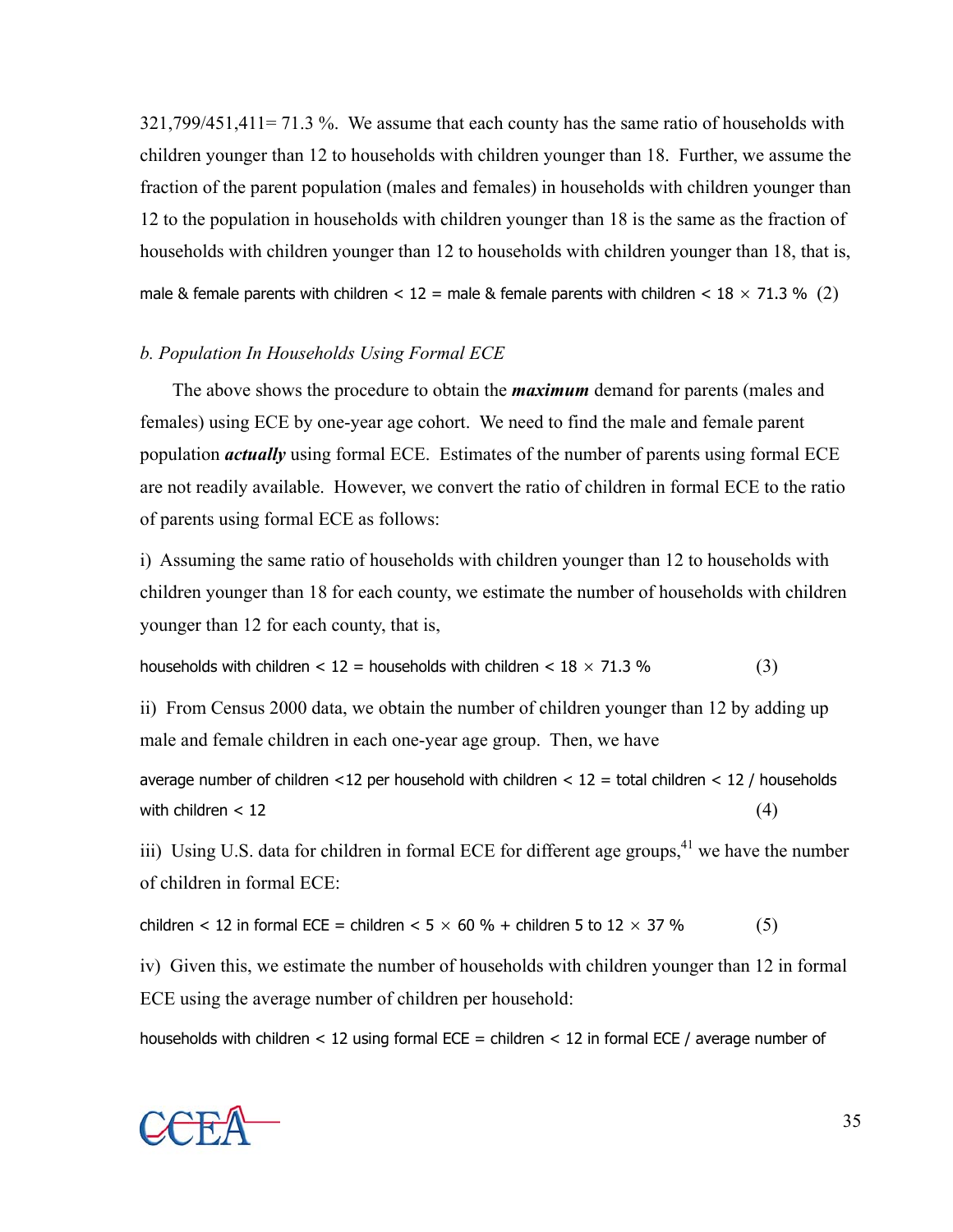321,799/451,411= 71.3 %. We assume that each county has the same ratio of households with children younger than 12 to households with children younger than 18. Further, we assume the fraction of the parent population (males and females) in households with children younger than 12 to the population in households with children younger than 18 is the same as the fraction of households with children younger than 12 to households with children younger than 18, that is,

male & female parents with children < 12 = male & female parents with children < 18 × 71.3 % (2)

*b. Population In Households Using Formal ECE*

The above shows the procedure to obtain the ***maximum*** demand for parents (males and females) using ECE by one-year age cohort. We need to find the male and female parent population ***actually*** using formal ECE. Estimates of the number of parents using formal ECE are not readily available. However, we convert the ratio of children in formal ECE to the ratio of parents using formal ECE as follows:

i) Assuming the same ratio of households with children younger than 12 to households with children younger than 18 for each county, we estimate the number of households with children younger than 12 for each county, that is,

households with children < 12 = households with children < 18 × 71.3 % (3)

ii) From Census 2000 data, we obtain the number of children younger than 12 by adding up male and female children in each one-year age group. Then, we have

average number of children <12 per household with children < 12 = total children < 12 / households with children < 12 (4)

iii) Using U.S. data for children in formal ECE for different age groups,[41] we have the number of children in formal ECE:

children < 12 in formal ECE = children < 5 × 60 % + children 5 to 12 × 37 % (5)

iv) Given this, we estimate the number of households with children younger than 12 in formal ECE using the average number of children per household:

households with children < 12 using formal ECE = children < 12 in formal ECE / average number of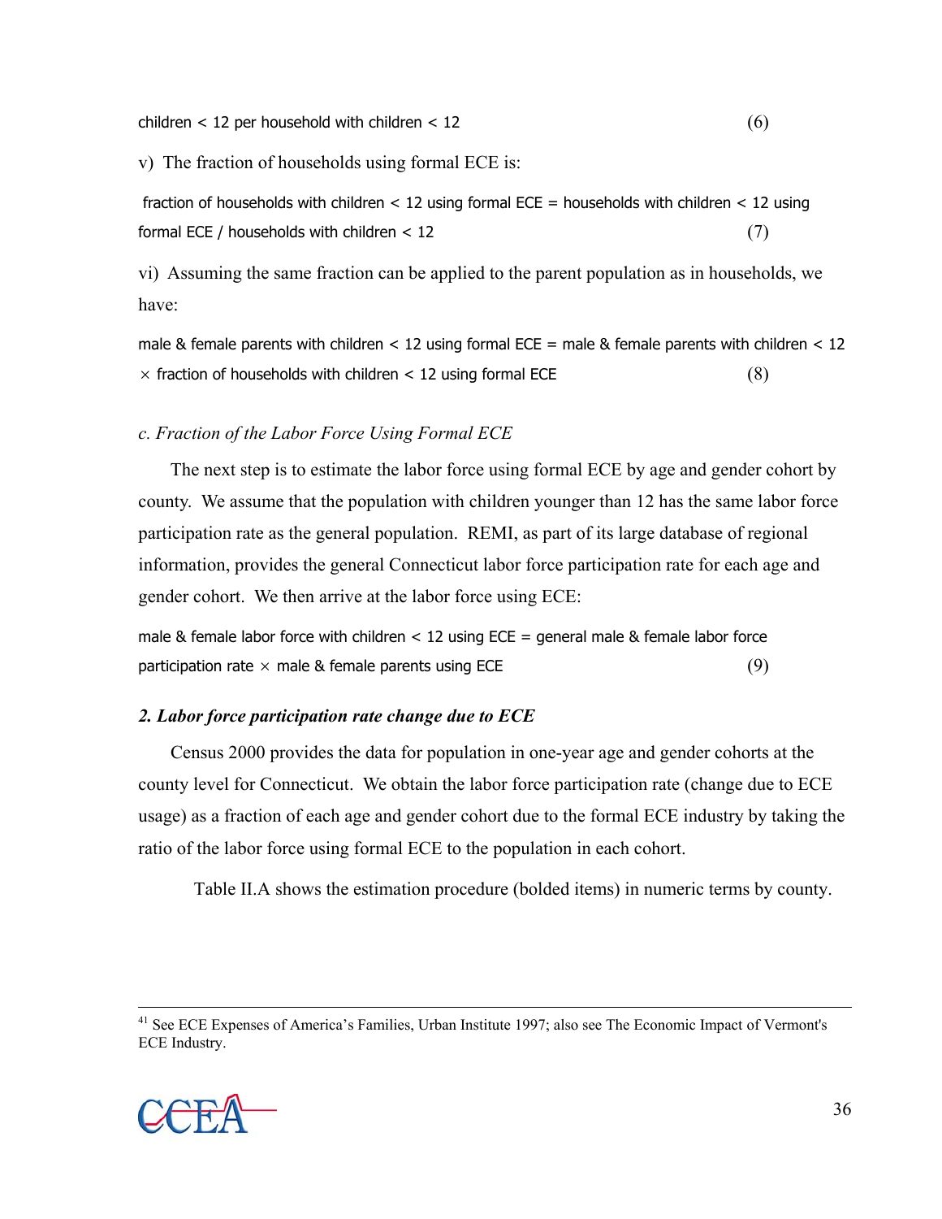children < 12 per household with children < 12 (6)

v) The fraction of households using formal ECE is:

fraction of households with children < 12 using formal ECE = households with children < 12 using formal ECE / households with children < 12 (7)

vi) Assuming the same fraction can be applied to the parent population as in households, we have:

male & female parents with children < 12 using formal ECE = male & female parents with children < 12 × fraction of households with children < 12 using formal ECE (8)

*c. Fraction of the Labor Force Using Formal ECE*

The next step is to estimate the labor force using formal ECE by age and gender cohort by county. We assume that the population with children younger than 12 has the same labor force participation rate as the general population. REMI, as part of its large database of regional information, provides the general Connecticut labor force participation rate for each age and gender cohort. We then arrive at the labor force using ECE:

male & female labor force with children < 12 using ECE = general male & female labor force participation rate × male & female parents using ECE (9)

***2. Labor force participation rate change due to ECE***

Census 2000 provides the data for population in one-year age and gender cohorts at the county level for Connecticut. We obtain the labor force participation rate (change due to ECE usage) as a fraction of each age and gender cohort due to the formal ECE industry by taking the ratio of the labor force using formal ECE to the population in each cohort.

Table II.A shows the estimation procedure (bolded items) in numeric terms by county.

[41] See ECE Expenses of America's Families, Urban Institute 1997; also see The Economic Impact of Vermont's ECE Industry.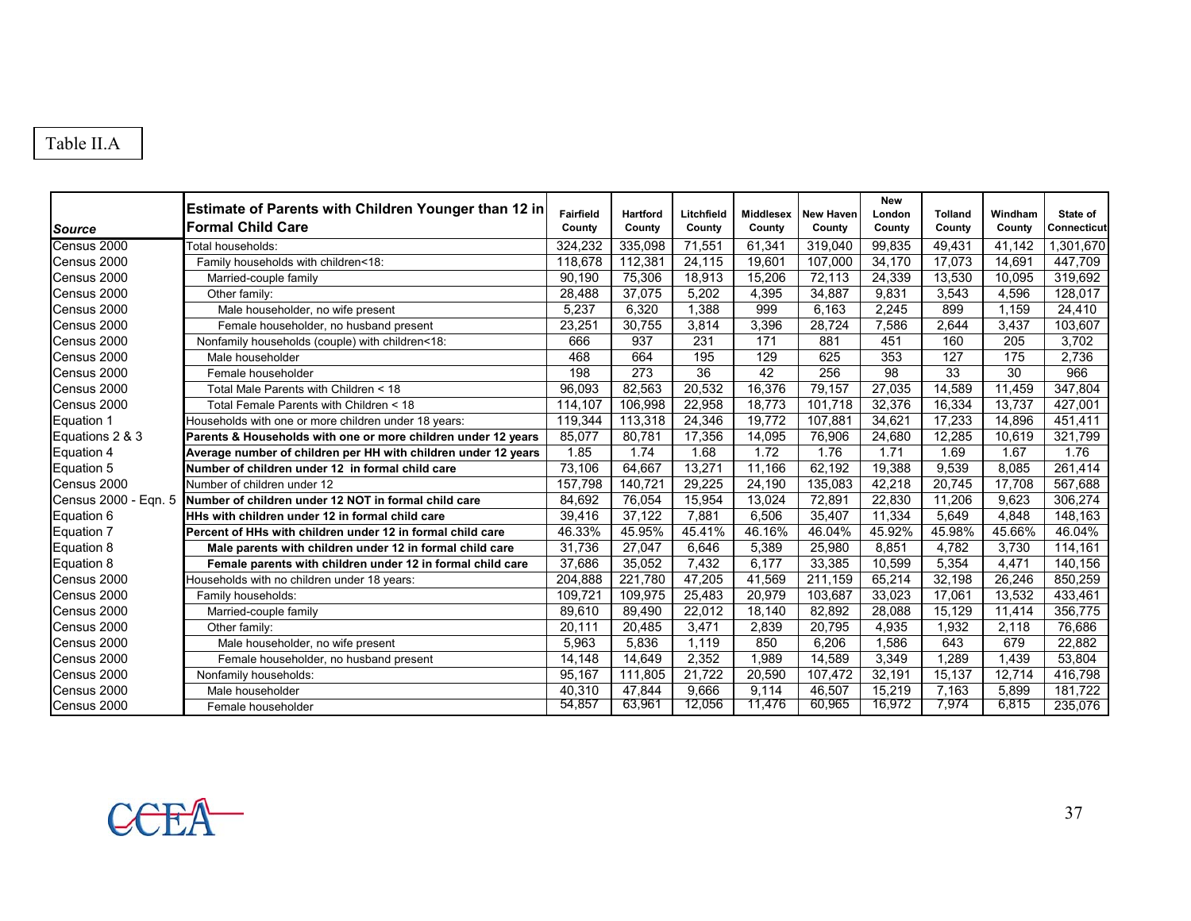Table II.A

| Source | Estimate of Parents with Children Younger than 12 in Formal Child Care | Fairfield County | Hartford County | Litchfield County | Middlesex County | New Haven County | New London County | Tolland County | Windham County | State of Connecticut |
|---|---|---|---|---|---|---|---|---|---|---|
| Census 2000 | Total households: | 324,232 | 335,098 | 71,551 | 61,341 | 319,040 | 99,835 | 49,431 | 41,142 | 1,301,670 |
| Census 2000 | Family households with children<18: | 118,678 | 112,381 | 24,115 | 19,601 | 107,000 | 34,170 | 17,073 | 14,691 | 447,709 |
| Census 2000 | Married-couple family | 90,190 | 75,306 | 18,913 | 15,206 | 72,113 | 24,339 | 13,530 | 10,095 | 319,692 |
| Census 2000 | Other family: | 28,488 | 37,075 | 5,202 | 4,395 | 34,887 | 9,831 | 3,543 | 4,596 | 128,017 |
| Census 2000 | Male householder, no wife present | 5,237 | 6,320 | 1,388 | 999 | 6,163 | 2,245 | 899 | 1,159 | 24,410 |
| Census 2000 | Female householder, no husband present | 23,251 | 30,755 | 3,814 | 3,396 | 28,724 | 7,586 | 2,644 | 3,437 | 103,607 |
| Census 2000 | Nonfamily households (couple) with children<18: | 666 | 937 | 231 | 171 | 881 | 451 | 160 | 205 | 3,702 |
| Census 2000 | Male householder | 468 | 664 | 195 | 129 | 625 | 353 | 127 | 175 | 2,736 |
| Census 2000 | Female householder | 198 | 273 | 36 | 42 | 256 | 98 | 33 | 30 | 966 |
| Census 2000 | Total Male Parents with Children < 18 | 96,093 | 82,563 | 20,532 | 16,376 | 79,157 | 27,035 | 14,589 | 11,459 | 347,804 |
| Census 2000 | Total Female Parents with Children < 18 | 114,107 | 106,998 | 22,958 | 18,773 | 101,718 | 32,376 | 16,334 | 13,737 | 427,001 |
| Equation 1 | Households with one or more children under 18 years: | 119,344 | 113,318 | 24,346 | 19,772 | 107,881 | 34,621 | 17,233 | 14,896 | 451,411 |
| Equations 2 & 3 | **Parents & Households with one or more children under 12 years** | 85,077 | 80,781 | 17,356 | 14,095 | 76,906 | 24,680 | 12,285 | 10,619 | 321,799 |
| Equation 4 | **Average number of children per HH with children under 12 years** | 1.85 | 1.74 | 1.68 | 1.72 | 1.76 | 1.71 | 1.69 | 1.67 | 1.76 |
| Equation 5 | **Number of children under 12 in formal child care** | 73,106 | 64,667 | 13,271 | 11,166 | 62,192 | 19,388 | 9,539 | 8,085 | 261,414 |
| Census 2000 | Number of children under 12 | 157,798 | 140,721 | 29,225 | 24,190 | 135,083 | 42,218 | 20,745 | 17,708 | 567,688 |
| Census 2000 - Eqn. 5 | **Number of children under 12 NOT in formal child care** | 84,692 | 76,054 | 15,954 | 13,024 | 72,891 | 22,830 | 11,206 | 9,623 | 306,274 |
| Equation 6 | **HHs with children under 12 in formal child care** | 39,416 | 37,122 | 7,881 | 6,506 | 35,407 | 11,334 | 5,649 | 4,848 | 148,163 |
| Equation 7 | **Percent of HHs with children under 12 in formal child care** | 46.33% | 45.95% | 45.41% | 46.16% | 46.04% | 45.92% | 45.98% | 45.66% | 46.04% |
| Equation 8 | **Male parents with children under 12 in formal child care** | 31,736 | 27,047 | 6,646 | 5,389 | 25,980 | 8,851 | 4,782 | 3,730 | 114,161 |
| Equation 8 | **Female parents with children under 12 in formal child care** | 37,686 | 35,052 | 7,432 | 6,177 | 33,385 | 10,599 | 5,354 | 4,471 | 140,156 |
| Census 2000 | Households with no children under 18 years: | 204,888 | 221,780 | 47,205 | 41,569 | 211,159 | 65,214 | 32,198 | 26,246 | 850,259 |
| Census 2000 | Family households: | 109,721 | 109,975 | 25,483 | 20,979 | 103,687 | 33,023 | 17,061 | 13,532 | 433,461 |
| Census 2000 | Married-couple family | 89,610 | 89,490 | 22,012 | 18,140 | 82,892 | 28,088 | 15,129 | 11,414 | 356,775 |
| Census 2000 | Other family: | 20,111 | 20,485 | 3,471 | 2,839 | 20,795 | 4,935 | 1,932 | 2,118 | 76,686 |
| Census 2000 | Male householder, no wife present | 5,963 | 5,836 | 1,119 | 850 | 6,206 | 1,586 | 643 | 679 | 22,882 |
| Census 2000 | Female householder, no husband present | 14,148 | 14,649 | 2,352 | 1,989 | 14,589 | 3,349 | 1,289 | 1,439 | 53,804 |
| Census 2000 | Nonfamily households: | 95,167 | 111,805 | 21,722 | 20,590 | 107,472 | 32,191 | 15,137 | 12,714 | 416,798 |
| Census 2000 | Male householder | 40,310 | 47,844 | 9,666 | 9,114 | 46,507 | 15,219 | 7,163 | 5,899 | 181,722 |
| Census 2000 | Female householder | 54,857 | 63,961 | 12,056 | 11,476 | 60,965 | 16,972 | 7,974 | 6,815 | 235,076 |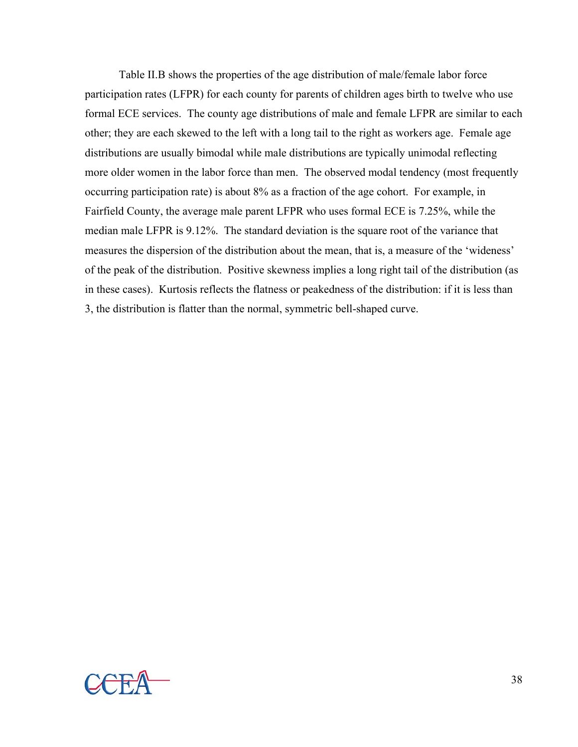Table II.B shows the properties of the age distribution of male/female labor force participation rates (LFPR) for each county for parents of children ages birth to twelve who use formal ECE services. The county age distributions of male and female LFPR are similar to each other; they are each skewed to the left with a long tail to the right as workers age. Female age distributions are usually bimodal while male distributions are typically unimodal reflecting more older women in the labor force than men. The observed modal tendency (most frequently occurring participation rate) is about 8% as a fraction of the age cohort. For example, in Fairfield County, the average male parent LFPR who uses formal ECE is 7.25%, while the median male LFPR is 9.12%. The standard deviation is the square root of the variance that measures the dispersion of the distribution about the mean, that is, a measure of the 'wideness' of the peak of the distribution. Positive skewness implies a long right tail of the distribution (as in these cases). Kurtosis reflects the flatness or peakedness of the distribution: if it is less than 3, the distribution is flatter than the normal, symmetric bell-shaped curve.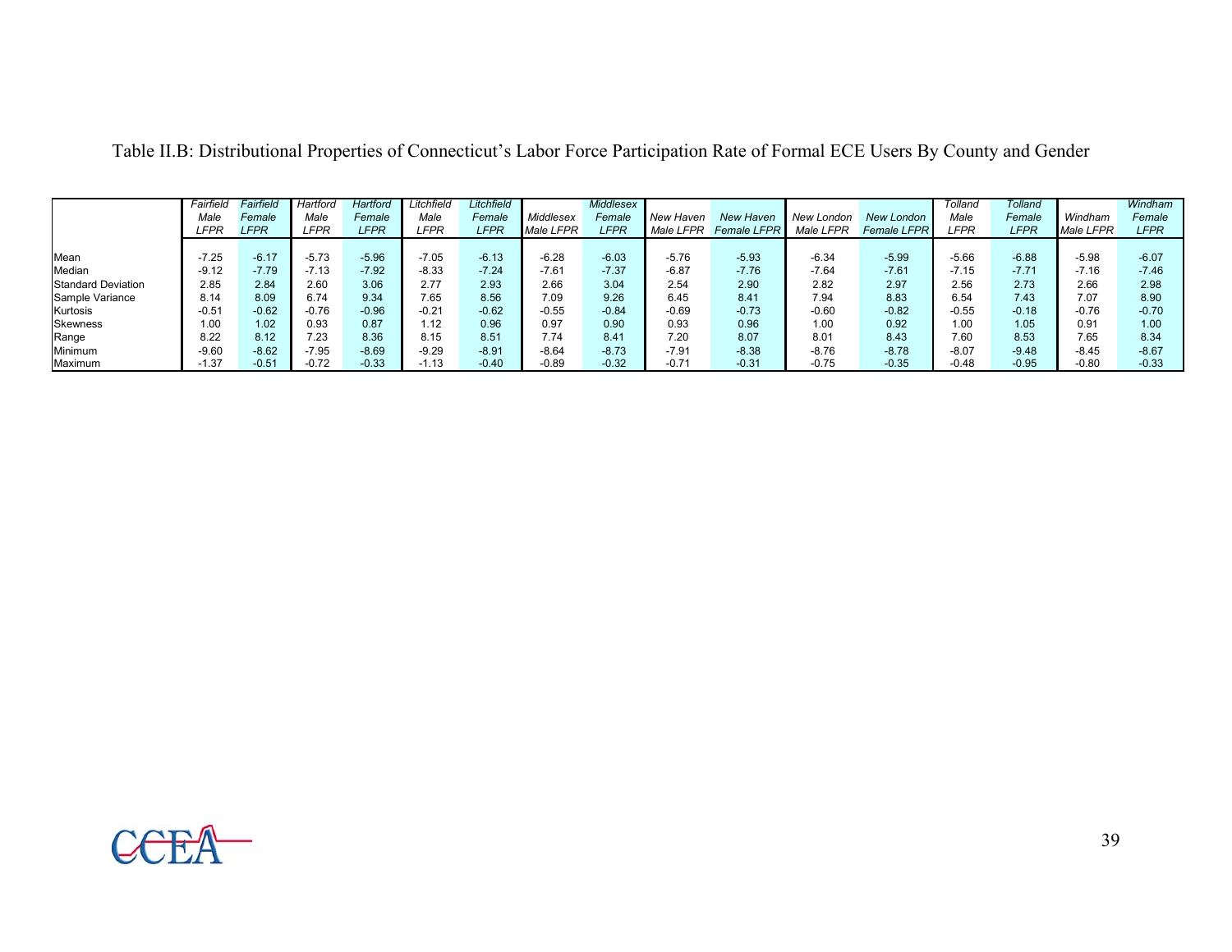Table II.B: Distributional Properties of Connecticut's Labor Force Participation Rate of Formal ECE Users By County and Gender

| | Fairfield Male LFPR | Fairfield Female LFPR | Hartford Male LFPR | Hartford Female LFPR | Litchfield Male LFPR | Litchfield Female LFPR | Middlesex Male LFPR | Middlesex Female LFPR | New Haven Male LFPR | New Haven Female LFPR | New London Male LFPR | New London Female LFPR | Tolland Male LFPR | Tolland Female LFPR | Windham Male LFPR | Windham Female LFPR |
|---|---|---|---|---|---|---|---|---|---|---|---|---|---|---|---|---|
| Mean | -7.25 | -6.17 | -5.73 | -5.96 | -7.05 | -6.13 | -6.28 | -6.03 | -5.76 | -5.93 | -6.34 | -5.99 | -5.66 | -6.88 | -5.98 | -6.07 |
| Median | -9.12 | -7.79 | -7.13 | -7.92 | -8.33 | -7.24 | -7.61 | -7.37 | -6.87 | -7.76 | -7.64 | -7.61 | -7.15 | -7.71 | -7.16 | -7.46 |
| Standard Deviation | 2.85 | 2.84 | 2.60 | 3.06 | 2.77 | 2.93 | 2.66 | 3.04 | 2.54 | 2.90 | 2.82 | 2.97 | 2.56 | 2.73 | 2.66 | 2.98 |
| Sample Variance | 8.14 | 8.09 | 6.74 | 9.34 | 7.65 | 8.56 | 7.09 | 9.26 | 6.45 | 8.41 | 7.94 | 8.83 | 6.54 | 7.43 | 7.07 | 8.90 |
| Kurtosis | -0.51 | -0.62 | -0.76 | -0.96 | -0.21 | -0.62 | -0.55 | -0.84 | -0.69 | -0.73 | -0.60 | -0.82 | -0.55 | -0.18 | -0.76 | -0.70 |
| Skewness | 1.00 | 1.02 | 0.93 | 0.87 | 1.12 | 0.96 | 0.97 | 0.90 | 0.93 | 0.96 | 1.00 | 0.92 | 1.00 | 1.05 | 0.91 | 1.00 |
| Range | 8.22 | 8.12 | 7.23 | 8.36 | 8.15 | 8.51 | 7.74 | 8.41 | 7.20 | 8.07 | 8.01 | 8.43 | 7.60 | 8.53 | 7.65 | 8.34 |
| Minimum | -9.60 | -8.62 | -7.95 | -8.69 | -9.29 | -8.91 | -8.64 | -8.73 | -7.91 | -8.38 | -8.76 | -8.78 | -8.07 | -9.48 | -8.45 | -8.67 |
| Maximum | -1.37 | -0.51 | -0.72 | -0.33 | -1.13 | -0.40 | -0.89 | -0.32 | -0.71 | -0.31 | -0.75 | -0.35 | -0.48 | -0.95 | -0.80 | -0.33 |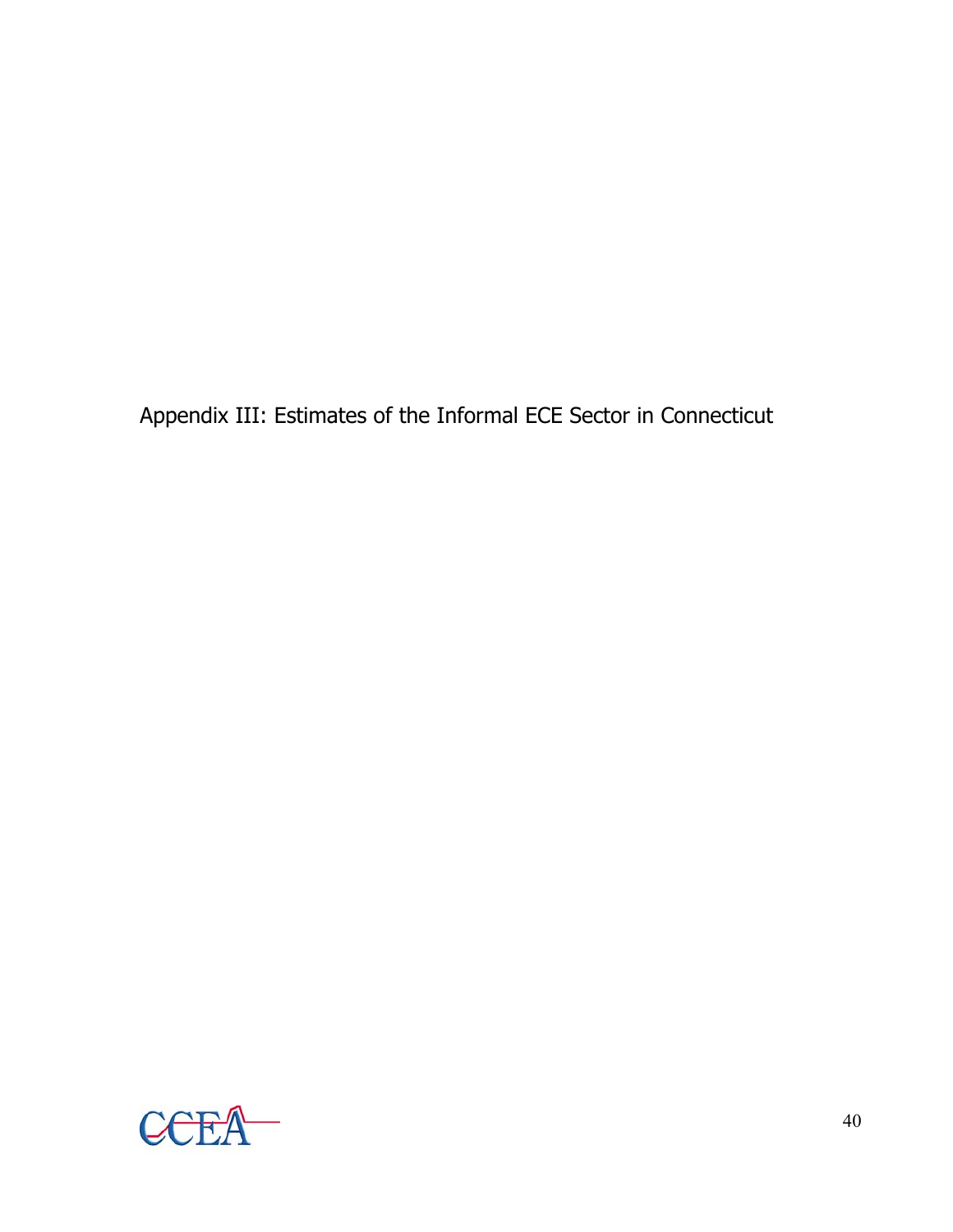# Appendix III: Estimates of the Informal ECE Sector in Connecticut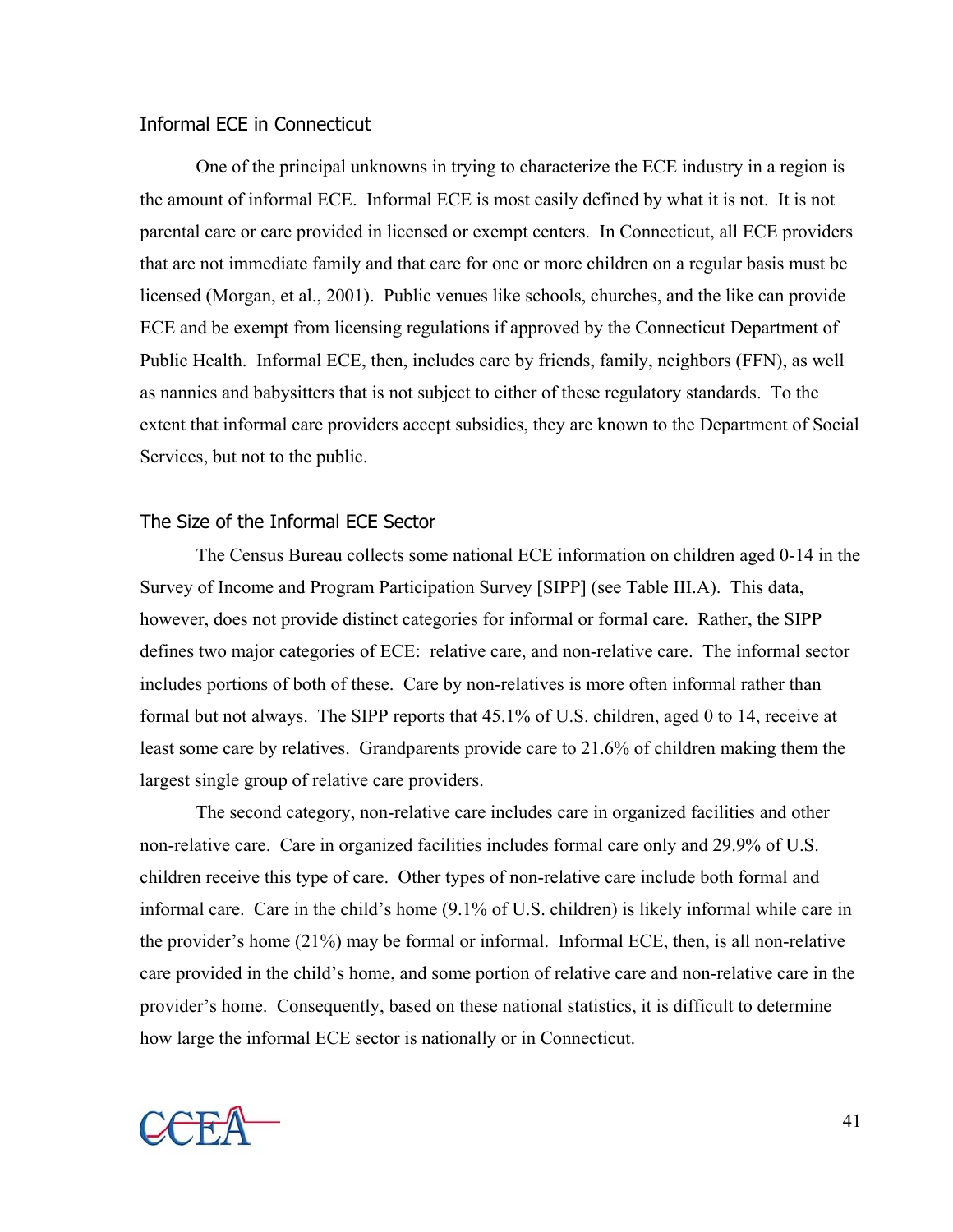## Informal ECE in Connecticut

One of the principal unknowns in trying to characterize the ECE industry in a region is the amount of informal ECE. Informal ECE is most easily defined by what it is not. It is not parental care or care provided in licensed or exempt centers. In Connecticut, all ECE providers that are not immediate family and that care for one or more children on a regular basis must be licensed (Morgan, et al., 2001). Public venues like schools, churches, and the like can provide ECE and be exempt from licensing regulations if approved by the Connecticut Department of Public Health. Informal ECE, then, includes care by friends, family, neighbors (FFN), as well as nannies and babysitters that is not subject to either of these regulatory standards. To the extent that informal care providers accept subsidies, they are known to the Department of Social Services, but not to the public.

## The Size of the Informal ECE Sector

The Census Bureau collects some national ECE information on children aged 0-14 in the Survey of Income and Program Participation Survey [SIPP] (see Table III.A). This data, however, does not provide distinct categories for informal or formal care. Rather, the SIPP defines two major categories of ECE: relative care, and non-relative care. The informal sector includes portions of both of these. Care by non-relatives is more often informal rather than formal but not always. The SIPP reports that 45.1% of U.S. children, aged 0 to 14, receive at least some care by relatives. Grandparents provide care to 21.6% of children making them the largest single group of relative care providers.

The second category, non-relative care includes care in organized facilities and other non-relative care. Care in organized facilities includes formal care only and 29.9% of U.S. children receive this type of care. Other types of non-relative care include both formal and informal care. Care in the child's home (9.1% of U.S. children) is likely informal while care in the provider's home (21%) may be formal or informal. Informal ECE, then, is all non-relative care provided in the child's home, and some portion of relative care and non-relative care in the provider's home. Consequently, based on these national statistics, it is difficult to determine how large the informal ECE sector is nationally or in Connecticut.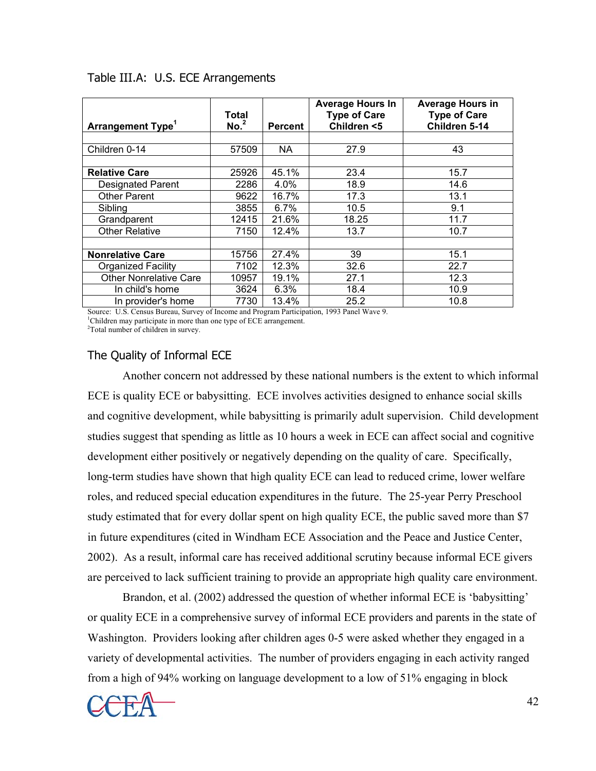Table III.A: U.S. ECE Arrangements

| Arrangement Type[1] | Total No.[2] | Percent | Average Hours In Type of Care Children <5 | Average Hours in Type of Care Children 5-14 |
|---|---|---|---|---|
| | | | | |
| Children 0-14 | 57509 | NA | 27.9 | 43 |
| | | | | |
| **Relative Care** | 25926 | 45.1% | 23.4 | 15.7 |
| Designated Parent | 2286 | 4.0% | 18.9 | 14.6 |
| Other Parent | 9622 | 16.7% | 17.3 | 13.1 |
| Sibling | 3855 | 6.7% | 10.5 | 9.1 |
| Grandparent | 12415 | 21.6% | 18.25 | 11.7 |
| Other Relative | 7150 | 12.4% | 13.7 | 10.7 |
| | | | | |
| **Nonrelative Care** | 15756 | 27.4% | 39 | 15.1 |
| Organized Facility | 7102 | 12.3% | 32.6 | 22.7 |
| Other Nonrelative Care | 10957 | 19.1% | 27.1 | 12.3 |
| In child's home | 3624 | 6.3% | 18.4 | 10.9 |
| In provider's home | 7730 | 13.4% | 25.2 | 10.8 |

Source: U.S. Census Bureau, Survey of Income and Program Participation, 1993 Panel Wave 9.
[1]Children may participate in more than one type of ECE arrangement.
[2]Total number of children in survey.

## The Quality of Informal ECE

Another concern not addressed by these national numbers is the extent to which informal ECE is quality ECE or babysitting. ECE involves activities designed to enhance social skills and cognitive development, while babysitting is primarily adult supervision. Child development studies suggest that spending as little as 10 hours a week in ECE can affect social and cognitive development either positively or negatively depending on the quality of care. Specifically, long-term studies have shown that high quality ECE can lead to reduced crime, lower welfare roles, and reduced special education expenditures in the future. The 25-year Perry Preschool study estimated that for every dollar spent on high quality ECE, the public saved more than $7 in future expenditures (cited in Windham ECE Association and the Peace and Justice Center, 2002). As a result, informal care has received additional scrutiny because informal ECE givers are perceived to lack sufficient training to provide an appropriate high quality care environment.

Brandon, et al. (2002) addressed the question of whether informal ECE is 'babysitting' or quality ECE in a comprehensive survey of informal ECE providers and parents in the state of Washington. Providers looking after children ages 0-5 were asked whether they engaged in a variety of developmental activities. The number of providers engaging in each activity ranged from a high of 94% working on language development to a low of 51% engaging in block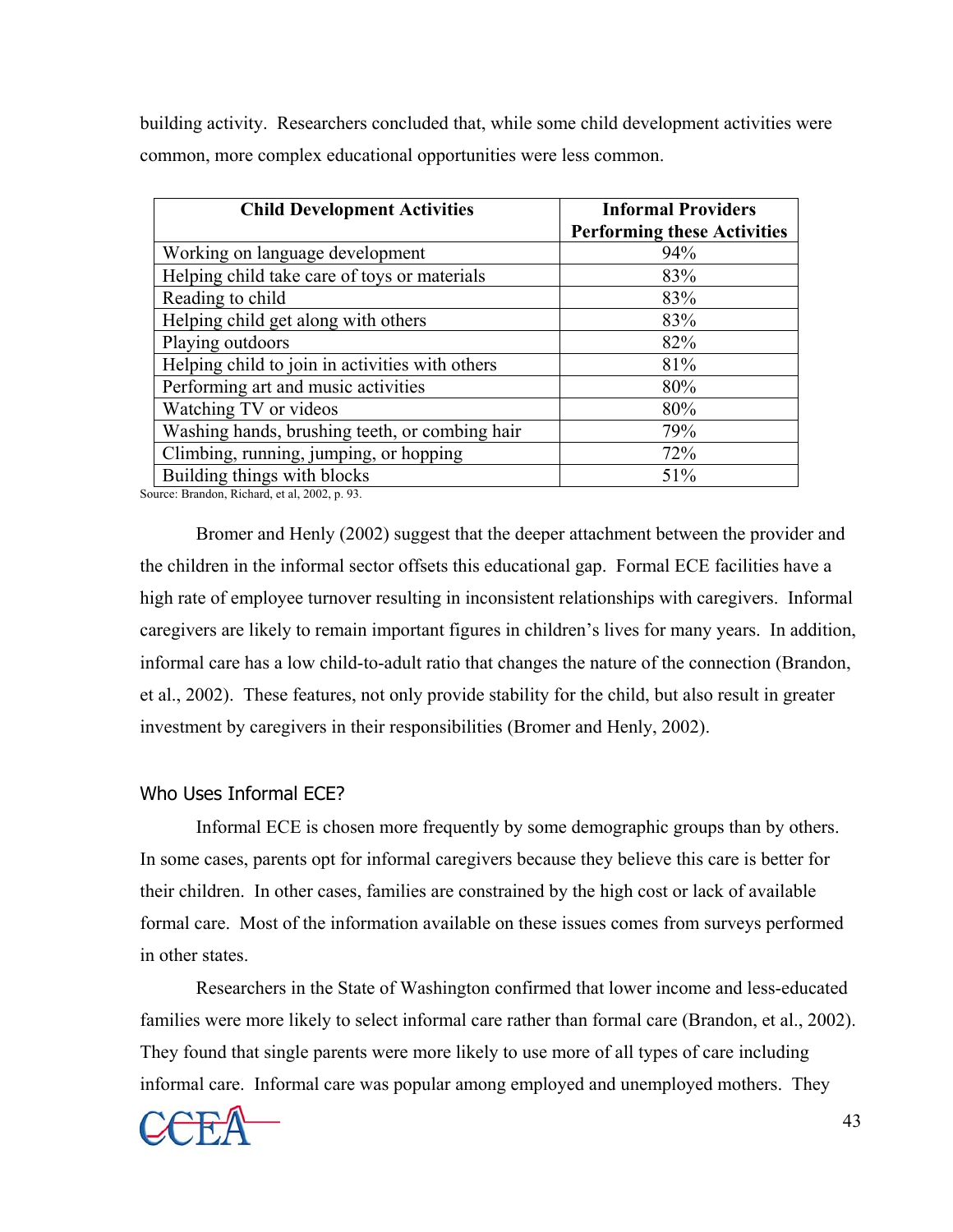building activity. Researchers concluded that, while some child development activities were common, more complex educational opportunities were less common.

| Child Development Activities | Informal Providers Performing these Activities |
|---|---|
| Working on language development | 94% |
| Helping child take care of toys or materials | 83% |
| Reading to child | 83% |
| Helping child get along with others | 83% |
| Playing outdoors | 82% |
| Helping child to join in activities with others | 81% |
| Performing art and music activities | 80% |
| Watching TV or videos | 80% |
| Washing hands, brushing teeth, or combing hair | 79% |
| Climbing, running, jumping, or hopping | 72% |
| Building things with blocks | 51% |

Source: Brandon, Richard, et al, 2002, p. 93.

Bromer and Henly (2002) suggest that the deeper attachment between the provider and the children in the informal sector offsets this educational gap. Formal ECE facilities have a high rate of employee turnover resulting in inconsistent relationships with caregivers. Informal caregivers are likely to remain important figures in children's lives for many years. In addition, informal care has a low child-to-adult ratio that changes the nature of the connection (Brandon, et al., 2002). These features, not only provide stability for the child, but also result in greater investment by caregivers in their responsibilities (Bromer and Henly, 2002).

## Who Uses Informal ECE?

Informal ECE is chosen more frequently by some demographic groups than by others. In some cases, parents opt for informal caregivers because they believe this care is better for their children. In other cases, families are constrained by the high cost or lack of available formal care. Most of the information available on these issues comes from surveys performed in other states.

Researchers in the State of Washington confirmed that lower income and less-educated families were more likely to select informal care rather than formal care (Brandon, et al., 2002). They found that single parents were more likely to use more of all types of care including informal care. Informal care was popular among employed and unemployed mothers. They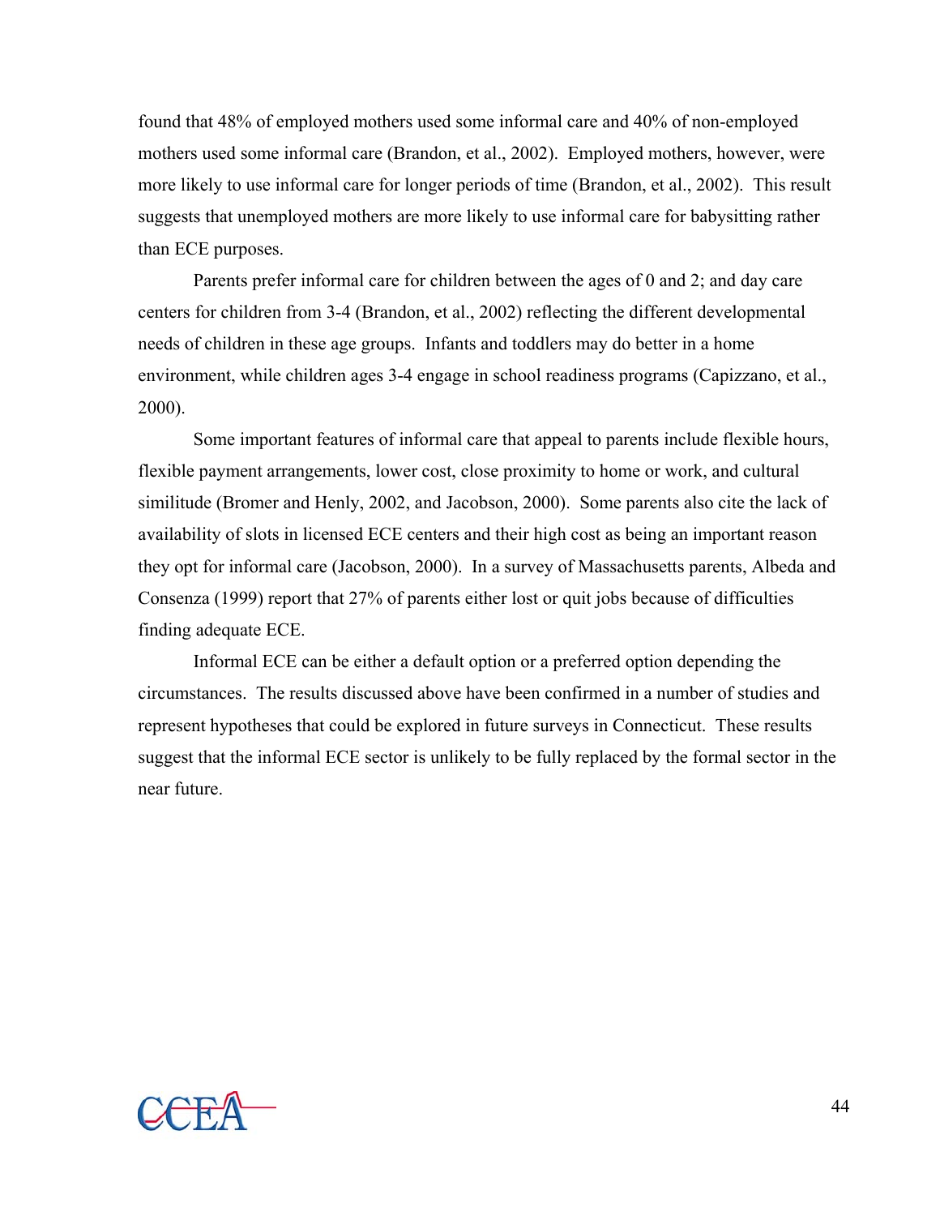found that 48% of employed mothers used some informal care and 40% of non-employed mothers used some informal care (Brandon, et al., 2002). Employed mothers, however, were more likely to use informal care for longer periods of time (Brandon, et al., 2002). This result suggests that unemployed mothers are more likely to use informal care for babysitting rather than ECE purposes.

Parents prefer informal care for children between the ages of 0 and 2; and day care centers for children from 3-4 (Brandon, et al., 2002) reflecting the different developmental needs of children in these age groups. Infants and toddlers may do better in a home environment, while children ages 3-4 engage in school readiness programs (Capizzano, et al., 2000).

Some important features of informal care that appeal to parents include flexible hours, flexible payment arrangements, lower cost, close proximity to home or work, and cultural similitude (Bromer and Henly, 2002, and Jacobson, 2000). Some parents also cite the lack of availability of slots in licensed ECE centers and their high cost as being an important reason they opt for informal care (Jacobson, 2000). In a survey of Massachusetts parents, Albeda and Consenza (1999) report that 27% of parents either lost or quit jobs because of difficulties finding adequate ECE.

Informal ECE can be either a default option or a preferred option depending the circumstances. The results discussed above have been confirmed in a number of studies and represent hypotheses that could be explored in future surveys in Connecticut. These results suggest that the informal ECE sector is unlikely to be fully replaced by the formal sector in the near future.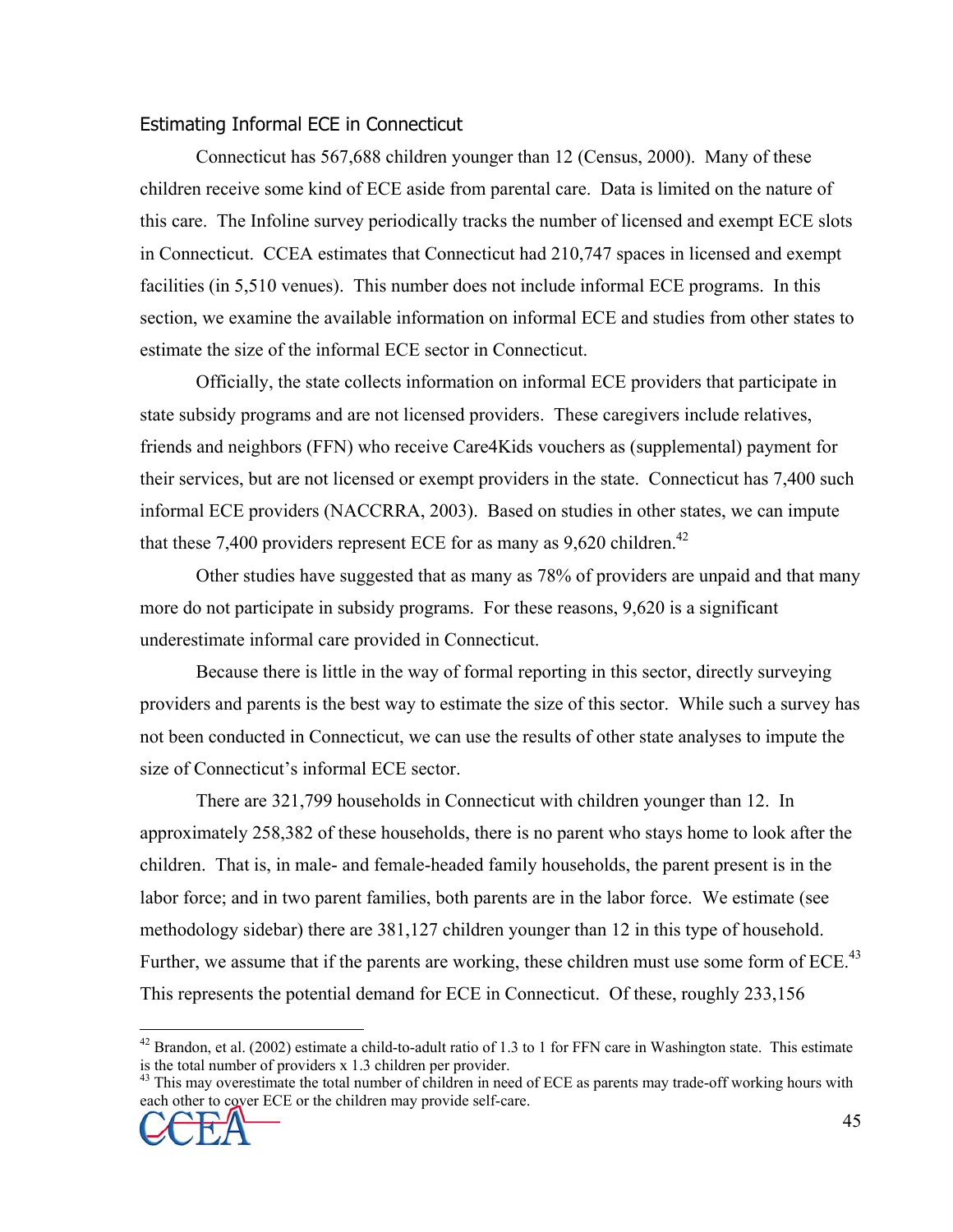### Estimating Informal ECE in Connecticut

Connecticut has 567,688 children younger than 12 (Census, 2000). Many of these children receive some kind of ECE aside from parental care. Data is limited on the nature of this care. The Infoline survey periodically tracks the number of licensed and exempt ECE slots in Connecticut. CCEA estimates that Connecticut had 210,747 spaces in licensed and exempt facilities (in 5,510 venues). This number does not include informal ECE programs. In this section, we examine the available information on informal ECE and studies from other states to estimate the size of the informal ECE sector in Connecticut.

Officially, the state collects information on informal ECE providers that participate in state subsidy programs and are not licensed providers. These caregivers include relatives, friends and neighbors (FFN) who receive Care4Kids vouchers as (supplemental) payment for their services, but are not licensed or exempt providers in the state. Connecticut has 7,400 such informal ECE providers (NACCRRA, 2003). Based on studies in other states, we can impute that these 7,400 providers represent ECE for as many as 9,620 children.[42]

Other studies have suggested that as many as 78% of providers are unpaid and that many more do not participate in subsidy programs. For these reasons, 9,620 is a significant underestimate informal care provided in Connecticut.

Because there is little in the way of formal reporting in this sector, directly surveying providers and parents is the best way to estimate the size of this sector. While such a survey has not been conducted in Connecticut, we can use the results of other state analyses to impute the size of Connecticut's informal ECE sector.

There are 321,799 households in Connecticut with children younger than 12. In approximately 258,382 of these households, there is no parent who stays home to look after the children. That is, in male- and female-headed family households, the parent present is in the labor force; and in two parent families, both parents are in the labor force. We estimate (see methodology sidebar) there are 381,127 children younger than 12 in this type of household. Further, we assume that if the parents are working, these children must use some form of ECE.[43] This represents the potential demand for ECE in Connecticut. Of these, roughly 233,156

---

[42] Brandon, et al. (2002) estimate a child-to-adult ratio of 1.3 to 1 for FFN care in Washington state. This estimate is the total number of providers x 1.3 children per provider.

[43] This may overestimate the total number of children in need of ECE as parents may trade-off working hours with each other to cover ECE or the children may provide self-care.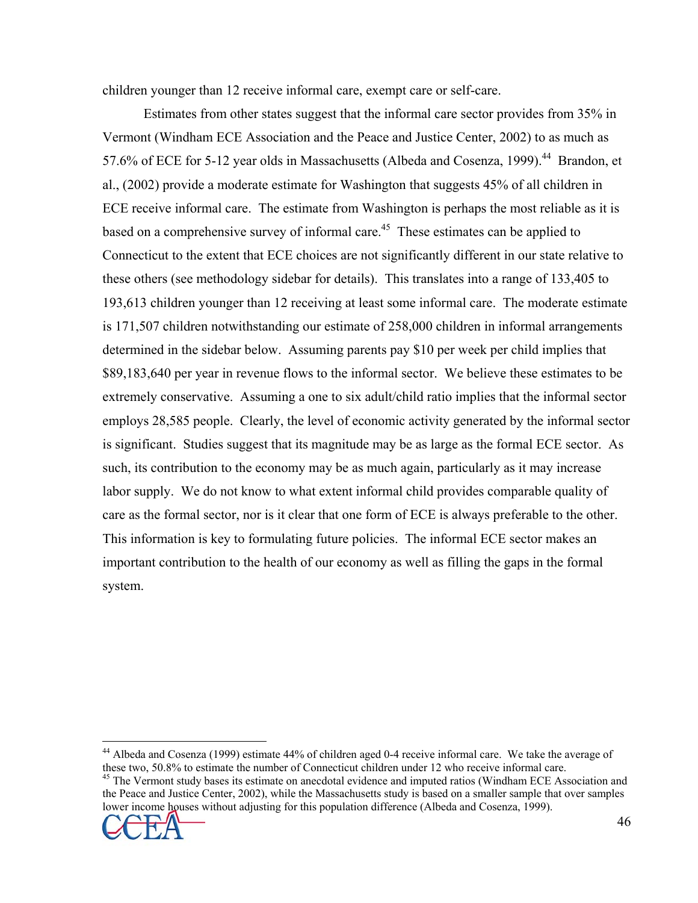children younger than 12 receive informal care, exempt care or self-care.

Estimates from other states suggest that the informal care sector provides from 35% in Vermont (Windham ECE Association and the Peace and Justice Center, 2002) to as much as 57.6% of ECE for 5-12 year olds in Massachusetts (Albeda and Cosenza, 1999).[44] Brandon, et al., (2002) provide a moderate estimate for Washington that suggests 45% of all children in ECE receive informal care. The estimate from Washington is perhaps the most reliable as it is based on a comprehensive survey of informal care.[45] These estimates can be applied to Connecticut to the extent that ECE choices are not significantly different in our state relative to these others (see methodology sidebar for details). This translates into a range of 133,405 to 193,613 children younger than 12 receiving at least some informal care. The moderate estimate is 171,507 children notwithstanding our estimate of 258,000 children in informal arrangements determined in the sidebar below. Assuming parents pay $10 per week per child implies that $89,183,640 per year in revenue flows to the informal sector. We believe these estimates to be extremely conservative. Assuming a one to six adult/child ratio implies that the informal sector employs 28,585 people. Clearly, the level of economic activity generated by the informal sector is significant. Studies suggest that its magnitude may be as large as the formal ECE sector. As such, its contribution to the economy may be as much again, particularly as it may increase labor supply. We do not know to what extent informal child provides comparable quality of care as the formal sector, nor is it clear that one form of ECE is always preferable to the other. This information is key to formulating future policies. The informal ECE sector makes an important contribution to the health of our economy as well as filling the gaps in the formal system.

---

[44] Albeda and Cosenza (1999) estimate 44% of children aged 0-4 receive informal care. We take the average of these two, 50.8% to estimate the number of Connecticut children under 12 who receive informal care.

[45] The Vermont study bases its estimate on anecdotal evidence and imputed ratios (Windham ECE Association and the Peace and Justice Center, 2002), while the Massachusetts study is based on a smaller sample that over samples lower income houses without adjusting for this population difference (Albeda and Cosenza, 1999).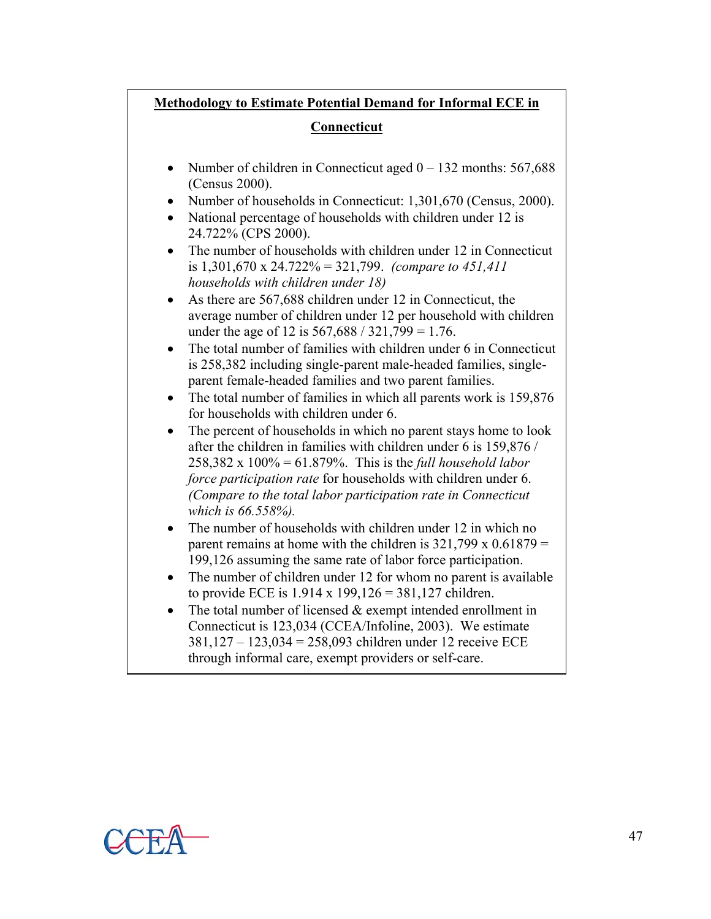## Methodology to Estimate Potential Demand for Informal ECE in Connecticut

- Number of children in Connecticut aged 0 – 132 months: 567,688 (Census 2000).
- Number of households in Connecticut: 1,301,670 (Census, 2000).
- National percentage of households with children under 12 is 24.722% (CPS 2000).
- The number of households with children under 12 in Connecticut is 1,301,670 x 24.722% = 321,799. *(compare to 451,411 households with children under 18)*
- As there are 567,688 children under 12 in Connecticut, the average number of children under 12 per household with children under the age of 12 is 567,688 / 321,799 = 1.76.
- The total number of families with children under 6 in Connecticut is 258,382 including single-parent male-headed families, single-parent female-headed families and two parent families.
- The total number of families in which all parents work is 159,876 for households with children under 6.
- The percent of households in which no parent stays home to look after the children in families with children under 6 is 159,876 / 258,382 x 100% = 61.879%. This is the *full household labor force participation rate* for households with children under 6. *(Compare to the total labor participation rate in Connecticut which is 66.558%).*
- The number of households with children under 12 in which no parent remains at home with the children is 321,799 x 0.61879 = 199,126 assuming the same rate of labor force participation.
- The number of children under 12 for whom no parent is available to provide ECE is 1.914 x 199,126 = 381,127 children.
- The total number of licensed & exempt intended enrollment in Connecticut is 123,034 (CCEA/Infoline, 2003). We estimate 381,127 – 123,034 = 258,093 children under 12 receive ECE through informal care, exempt providers or self-care.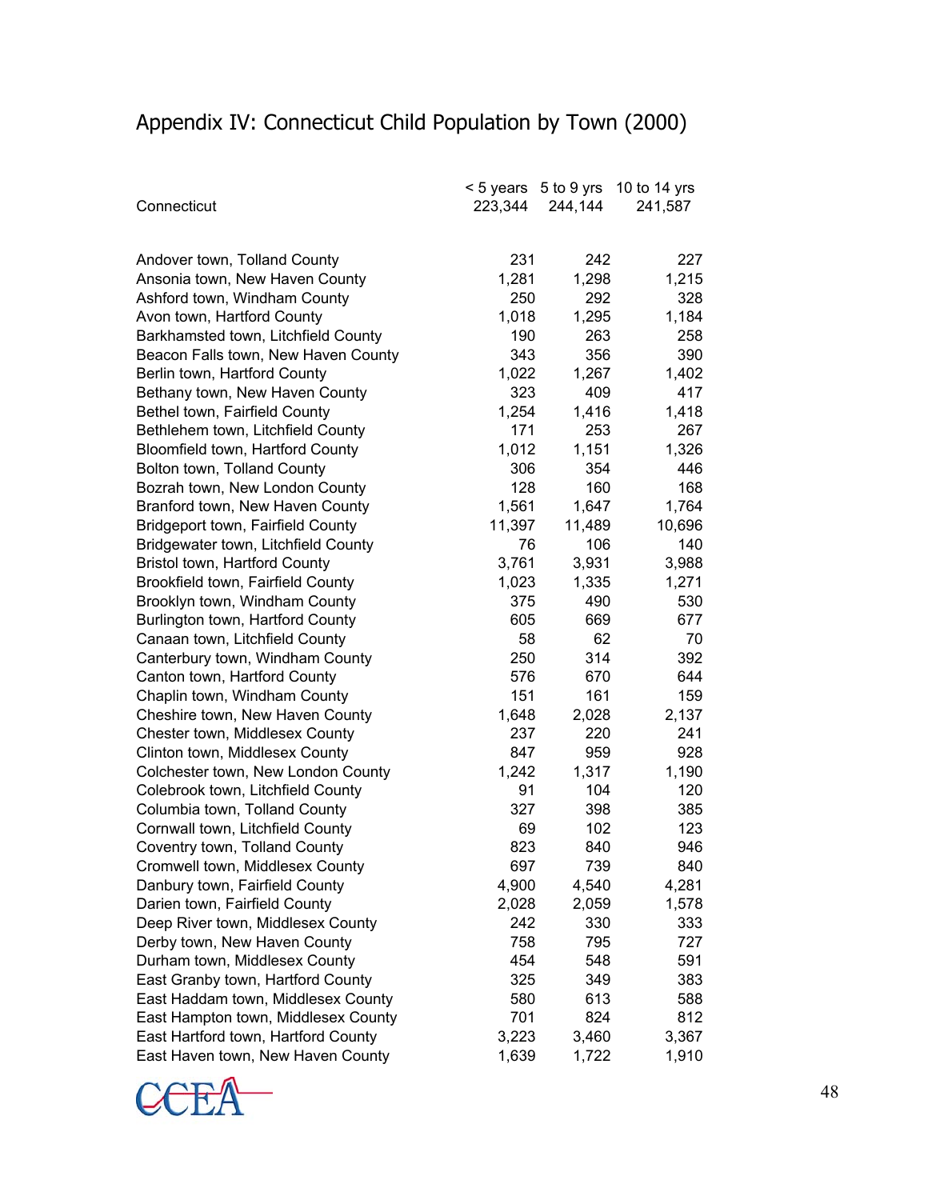# Appendix IV: Connecticut Child Population by Town (2000)

| Connecticut | < 5 years | 5 to 9 yrs | 10 to 14 yrs |
|---|---|---|---|
| | 223,344 | 244,144 | 241,587 |
| Andover town, Tolland County | 231 | 242 | 227 |
| Ansonia town, New Haven County | 1,281 | 1,298 | 1,215 |
| Ashford town, Windham County | 250 | 292 | 328 |
| Avon town, Hartford County | 1,018 | 1,295 | 1,184 |
| Barkhamsted town, Litchfield County | 190 | 263 | 258 |
| Beacon Falls town, New Haven County | 343 | 356 | 390 |
| Berlin town, Hartford County | 1,022 | 1,267 | 1,402 |
| Bethany town, New Haven County | 323 | 409 | 417 |
| Bethel town, Fairfield County | 1,254 | 1,416 | 1,418 |
| Bethlehem town, Litchfield County | 171 | 253 | 267 |
| Bloomfield town, Hartford County | 1,012 | 1,151 | 1,326 |
| Bolton town, Tolland County | 306 | 354 | 446 |
| Bozrah town, New London County | 128 | 160 | 168 |
| Branford town, New Haven County | 1,561 | 1,647 | 1,764 |
| Bridgeport town, Fairfield County | 11,397 | 11,489 | 10,696 |
| Bridgewater town, Litchfield County | 76 | 106 | 140 |
| Bristol town, Hartford County | 3,761 | 3,931 | 3,988 |
| Brookfield town, Fairfield County | 1,023 | 1,335 | 1,271 |
| Brooklyn town, Windham County | 375 | 490 | 530 |
| Burlington town, Hartford County | 605 | 669 | 677 |
| Canaan town, Litchfield County | 58 | 62 | 70 |
| Canterbury town, Windham County | 250 | 314 | 392 |
| Canton town, Hartford County | 576 | 670 | 644 |
| Chaplin town, Windham County | 151 | 161 | 159 |
| Cheshire town, New Haven County | 1,648 | 2,028 | 2,137 |
| Chester town, Middlesex County | 237 | 220 | 241 |
| Clinton town, Middlesex County | 847 | 959 | 928 |
| Colchester town, New London County | 1,242 | 1,317 | 1,190 |
| Colebrook town, Litchfield County | 91 | 104 | 120 |
| Columbia town, Tolland County | 327 | 398 | 385 |
| Cornwall town, Litchfield County | 69 | 102 | 123 |
| Coventry town, Tolland County | 823 | 840 | 946 |
| Cromwell town, Middlesex County | 697 | 739 | 840 |
| Danbury town, Fairfield County | 4,900 | 4,540 | 4,281 |
| Darien town, Fairfield County | 2,028 | 2,059 | 1,578 |
| Deep River town, Middlesex County | 242 | 330 | 333 |
| Derby town, New Haven County | 758 | 795 | 727 |
| Durham town, Middlesex County | 454 | 548 | 591 |
| East Granby town, Hartford County | 325 | 349 | 383 |
| East Haddam town, Middlesex County | 580 | 613 | 588 |
| East Hampton town, Middlesex County | 701 | 824 | 812 |
| East Hartford town, Hartford County | 3,223 | 3,460 | 3,367 |
| East Haven town, New Haven County | 1,639 | 1,722 | 1,910 |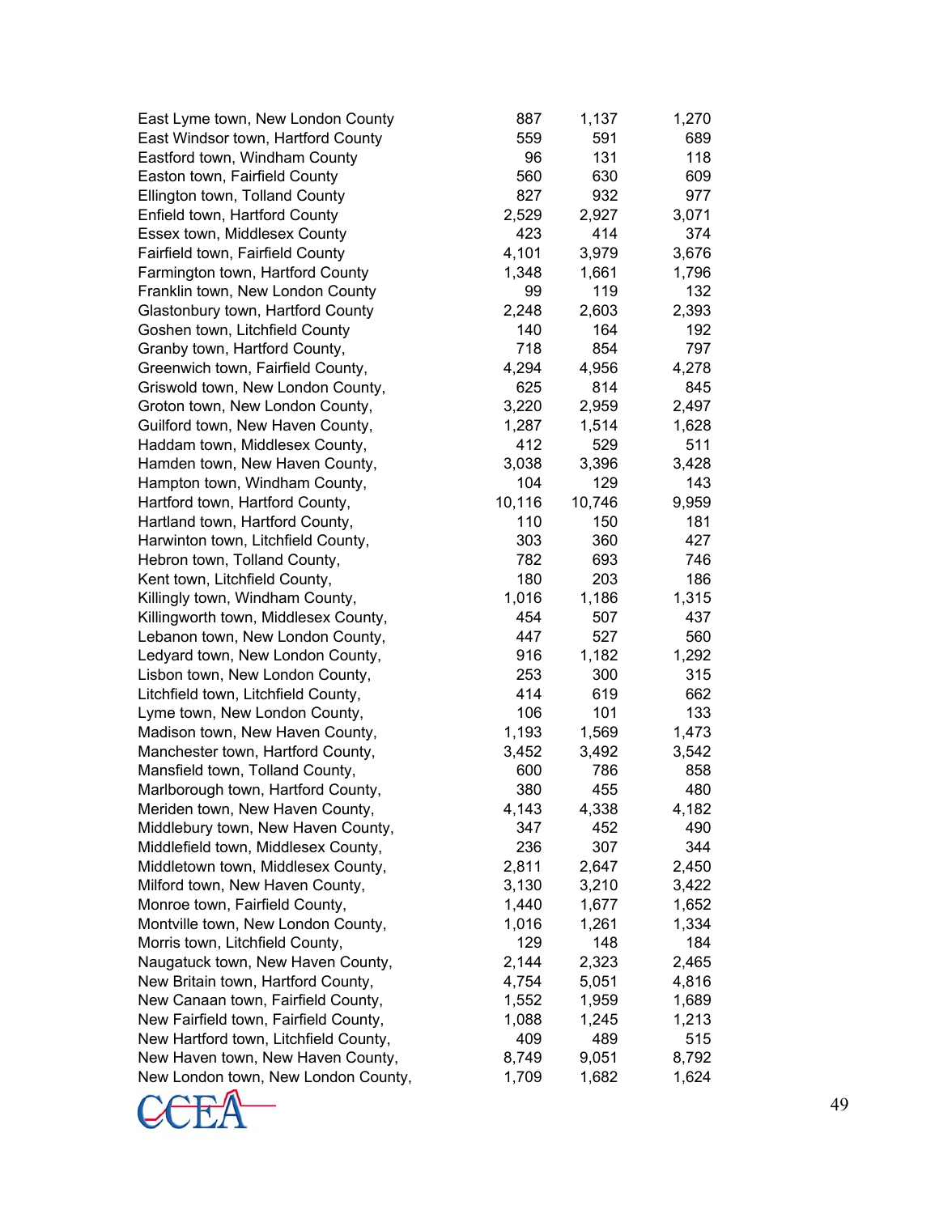| | | | |
|---|---|---|---|
| East Lyme town, New London County | 887 | 1,137 | 1,270 |
| East Windsor town, Hartford County | 559 | 591 | 689 |
| Eastford town, Windham County | 96 | 131 | 118 |
| Easton town, Fairfield County | 560 | 630 | 609 |
| Ellington town, Tolland County | 827 | 932 | 977 |
| Enfield town, Hartford County | 2,529 | 2,927 | 3,071 |
| Essex town, Middlesex County | 423 | 414 | 374 |
| Fairfield town, Fairfield County | 4,101 | 3,979 | 3,676 |
| Farmington town, Hartford County | 1,348 | 1,661 | 1,796 |
| Franklin town, New London County | 99 | 119 | 132 |
| Glastonbury town, Hartford County | 2,248 | 2,603 | 2,393 |
| Goshen town, Litchfield County | 140 | 164 | 192 |
| Granby town, Hartford County, | 718 | 854 | 797 |
| Greenwich town, Fairfield County, | 4,294 | 4,956 | 4,278 |
| Griswold town, New London County, | 625 | 814 | 845 |
| Groton town, New London County, | 3,220 | 2,959 | 2,497 |
| Guilford town, New Haven County, | 1,287 | 1,514 | 1,628 |
| Haddam town, Middlesex County, | 412 | 529 | 511 |
| Hamden town, New Haven County, | 3,038 | 3,396 | 3,428 |
| Hampton town, Windham County, | 104 | 129 | 143 |
| Hartford town, Hartford County, | 10,116 | 10,746 | 9,959 |
| Hartland town, Hartford County, | 110 | 150 | 181 |
| Harwinton town, Litchfield County, | 303 | 360 | 427 |
| Hebron town, Tolland County, | 782 | 693 | 746 |
| Kent town, Litchfield County, | 180 | 203 | 186 |
| Killingly town, Windham County, | 1,016 | 1,186 | 1,315 |
| Killingworth town, Middlesex County, | 454 | 507 | 437 |
| Lebanon town, New London County, | 447 | 527 | 560 |
| Ledyard town, New London County, | 916 | 1,182 | 1,292 |
| Lisbon town, New London County, | 253 | 300 | 315 |
| Litchfield town, Litchfield County, | 414 | 619 | 662 |
| Lyme town, New London County, | 106 | 101 | 133 |
| Madison town, New Haven County, | 1,193 | 1,569 | 1,473 |
| Manchester town, Hartford County, | 3,452 | 3,492 | 3,542 |
| Mansfield town, Tolland County, | 600 | 786 | 858 |
| Marlborough town, Hartford County, | 380 | 455 | 480 |
| Meriden town, New Haven County, | 4,143 | 4,338 | 4,182 |
| Middlebury town, New Haven County, | 347 | 452 | 490 |
| Middlefield town, Middlesex County, | 236 | 307 | 344 |
| Middletown town, Middlesex County, | 2,811 | 2,647 | 2,450 |
| Milford town, New Haven County, | 3,130 | 3,210 | 3,422 |
| Monroe town, Fairfield County, | 1,440 | 1,677 | 1,652 |
| Montville town, New London County, | 1,016 | 1,261 | 1,334 |
| Morris town, Litchfield County, | 129 | 148 | 184 |
| Naugatuck town, New Haven County, | 2,144 | 2,323 | 2,465 |
| New Britain town, Hartford County, | 4,754 | 5,051 | 4,816 |
| New Canaan town, Fairfield County, | 1,552 | 1,959 | 1,689 |
| New Fairfield town, Fairfield County, | 1,088 | 1,245 | 1,213 |
| New Hartford town, Litchfield County, | 409 | 489 | 515 |
| New Haven town, New Haven County, | 8,749 | 9,051 | 8,792 |
| New London town, New London County, | 1,709 | 1,682 | 1,624 |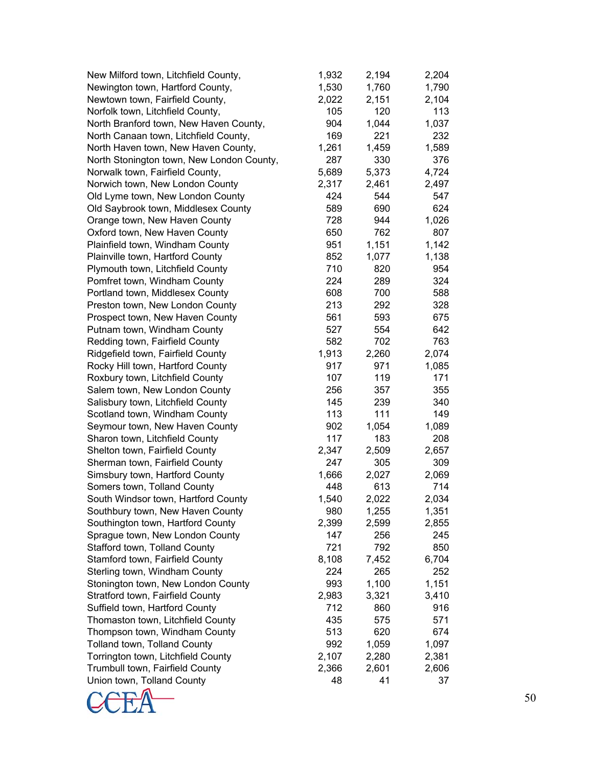| | | | |
|---|---|---|---|
| New Milford town, Litchfield County, | 1,932 | 2,194 | 2,204 |
| Newington town, Hartford County, | 1,530 | 1,760 | 1,790 |
| Newtown town, Fairfield County, | 2,022 | 2,151 | 2,104 |
| Norfolk town, Litchfield County, | 105 | 120 | 113 |
| North Branford town, New Haven County, | 904 | 1,044 | 1,037 |
| North Canaan town, Litchfield County, | 169 | 221 | 232 |
| North Haven town, New Haven County, | 1,261 | 1,459 | 1,589 |
| North Stonington town, New London County, | 287 | 330 | 376 |
| Norwalk town, Fairfield County, | 5,689 | 5,373 | 4,724 |
| Norwich town, New London County | 2,317 | 2,461 | 2,497 |
| Old Lyme town, New London County | 424 | 544 | 547 |
| Old Saybrook town, Middlesex County | 589 | 690 | 624 |
| Orange town, New Haven County | 728 | 944 | 1,026 |
| Oxford town, New Haven County | 650 | 762 | 807 |
| Plainfield town, Windham County | 951 | 1,151 | 1,142 |
| Plainville town, Hartford County | 852 | 1,077 | 1,138 |
| Plymouth town, Litchfield County | 710 | 820 | 954 |
| Pomfret town, Windham County | 224 | 289 | 324 |
| Portland town, Middlesex County | 608 | 700 | 588 |
| Preston town, New London County | 213 | 292 | 328 |
| Prospect town, New Haven County | 561 | 593 | 675 |
| Putnam town, Windham County | 527 | 554 | 642 |
| Redding town, Fairfield County | 582 | 702 | 763 |
| Ridgefield town, Fairfield County | 1,913 | 2,260 | 2,074 |
| Rocky Hill town, Hartford County | 917 | 971 | 1,085 |
| Roxbury town, Litchfield County | 107 | 119 | 171 |
| Salem town, New London County | 256 | 357 | 355 |
| Salisbury town, Litchfield County | 145 | 239 | 340 |
| Scotland town, Windham County | 113 | 111 | 149 |
| Seymour town, New Haven County | 902 | 1,054 | 1,089 |
| Sharon town, Litchfield County | 117 | 183 | 208 |
| Shelton town, Fairfield County | 2,347 | 2,509 | 2,657 |
| Sherman town, Fairfield County | 247 | 305 | 309 |
| Simsbury town, Hartford County | 1,666 | 2,027 | 2,069 |
| Somers town, Tolland County | 448 | 613 | 714 |
| South Windsor town, Hartford County | 1,540 | 2,022 | 2,034 |
| Southbury town, New Haven County | 980 | 1,255 | 1,351 |
| Southington town, Hartford County | 2,399 | 2,599 | 2,855 |
| Sprague town, New London County | 147 | 256 | 245 |
| Stafford town, Tolland County | 721 | 792 | 850 |
| Stamford town, Fairfield County | 8,108 | 7,452 | 6,704 |
| Sterling town, Windham County | 224 | 265 | 252 |
| Stonington town, New London County | 993 | 1,100 | 1,151 |
| Stratford town, Fairfield County | 2,983 | 3,321 | 3,410 |
| Suffield town, Hartford County | 712 | 860 | 916 |
| Thomaston town, Litchfield County | 435 | 575 | 571 |
| Thompson town, Windham County | 513 | 620 | 674 |
| Tolland town, Tolland County | 992 | 1,059 | 1,097 |
| Torrington town, Litchfield County | 2,107 | 2,280 | 2,381 |
| Trumbull town, Fairfield County | 2,366 | 2,601 | 2,606 |
| Union town, Tolland County | 48 | 41 | 37 |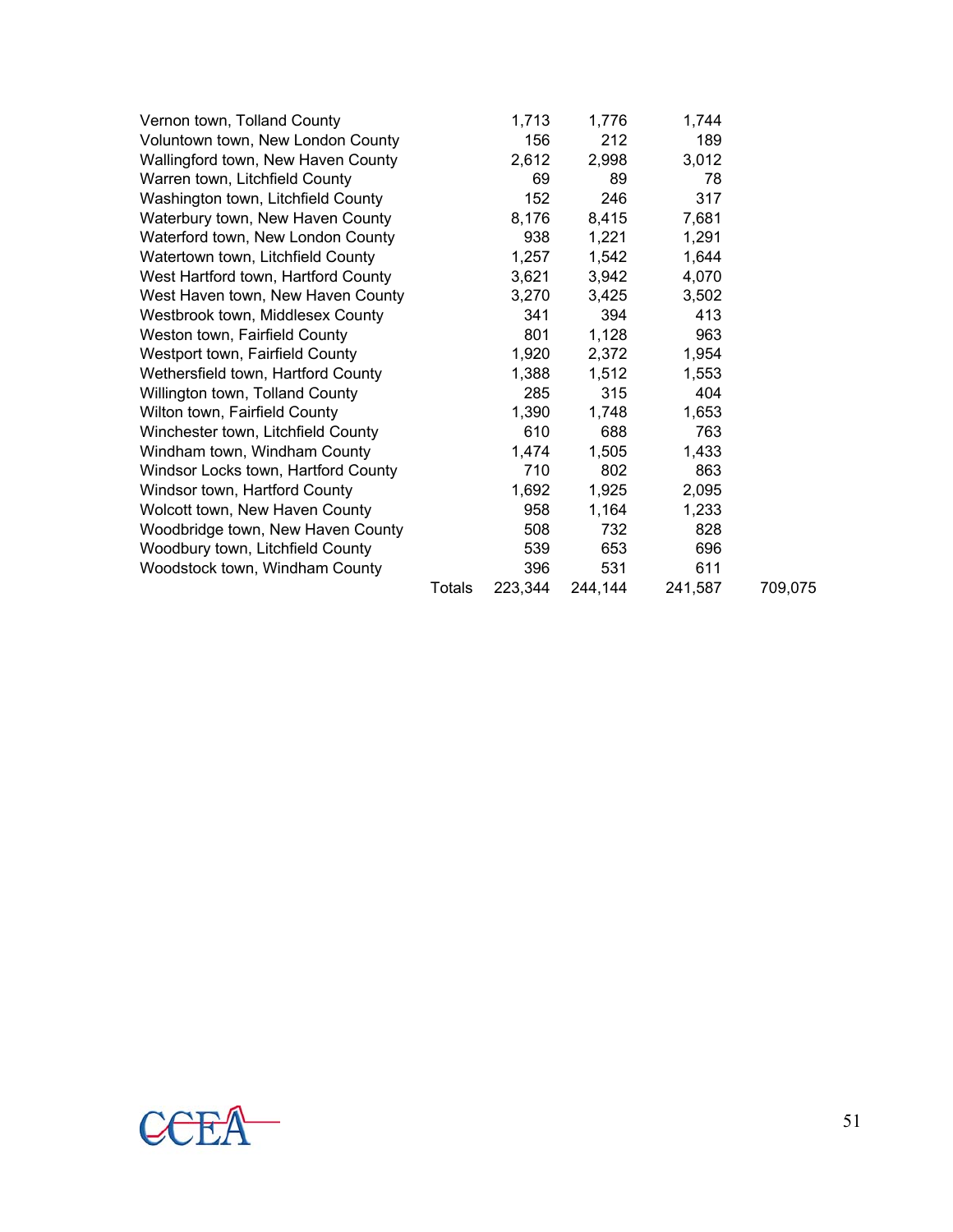| | | | | | |
|---|---|---|---|---|---|
| Vernon town, Tolland County | | 1,713 | 1,776 | 1,744 | |
| Voluntown town, New London County | | 156 | 212 | 189 | |
| Wallingford town, New Haven County | | 2,612 | 2,998 | 3,012 | |
| Warren town, Litchfield County | | 69 | 89 | 78 | |
| Washington town, Litchfield County | | 152 | 246 | 317 | |
| Waterbury town, New Haven County | | 8,176 | 8,415 | 7,681 | |
| Waterford town, New London County | | 938 | 1,221 | 1,291 | |
| Watertown town, Litchfield County | | 1,257 | 1,542 | 1,644 | |
| West Hartford town, Hartford County | | 3,621 | 3,942 | 4,070 | |
| West Haven town, New Haven County | | 3,270 | 3,425 | 3,502 | |
| Westbrook town, Middlesex County | | 341 | 394 | 413 | |
| Weston town, Fairfield County | | 801 | 1,128 | 963 | |
| Westport town, Fairfield County | | 1,920 | 2,372 | 1,954 | |
| Wethersfield town, Hartford County | | 1,388 | 1,512 | 1,553 | |
| Willington town, Tolland County | | 285 | 315 | 404 | |
| Wilton town, Fairfield County | | 1,390 | 1,748 | 1,653 | |
| Winchester town, Litchfield County | | 610 | 688 | 763 | |
| Windham town, Windham County | | 1,474 | 1,505 | 1,433 | |
| Windsor Locks town, Hartford County | | 710 | 802 | 863 | |
| Windsor town, Hartford County | | 1,692 | 1,925 | 2,095 | |
| Wolcott town, New Haven County | | 958 | 1,164 | 1,233 | |
| Woodbridge town, New Haven County | | 508 | 732 | 828 | |
| Woodbury town, Litchfield County | | 539 | 653 | 696 | |
| Woodstock town, Windham County | | 396 | 531 | 611 | |
| | Totals | 223,344 | 244,144 | 241,587 | 709,075 |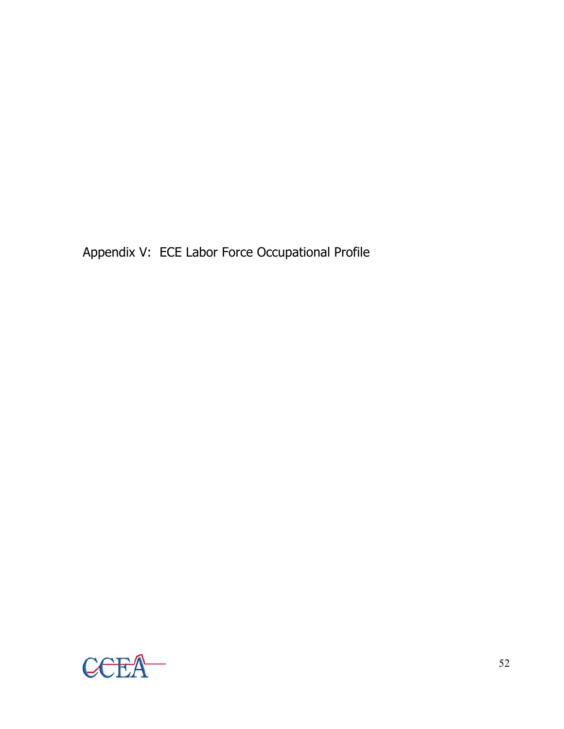# Appendix V: ECE Labor Force Occupational Profile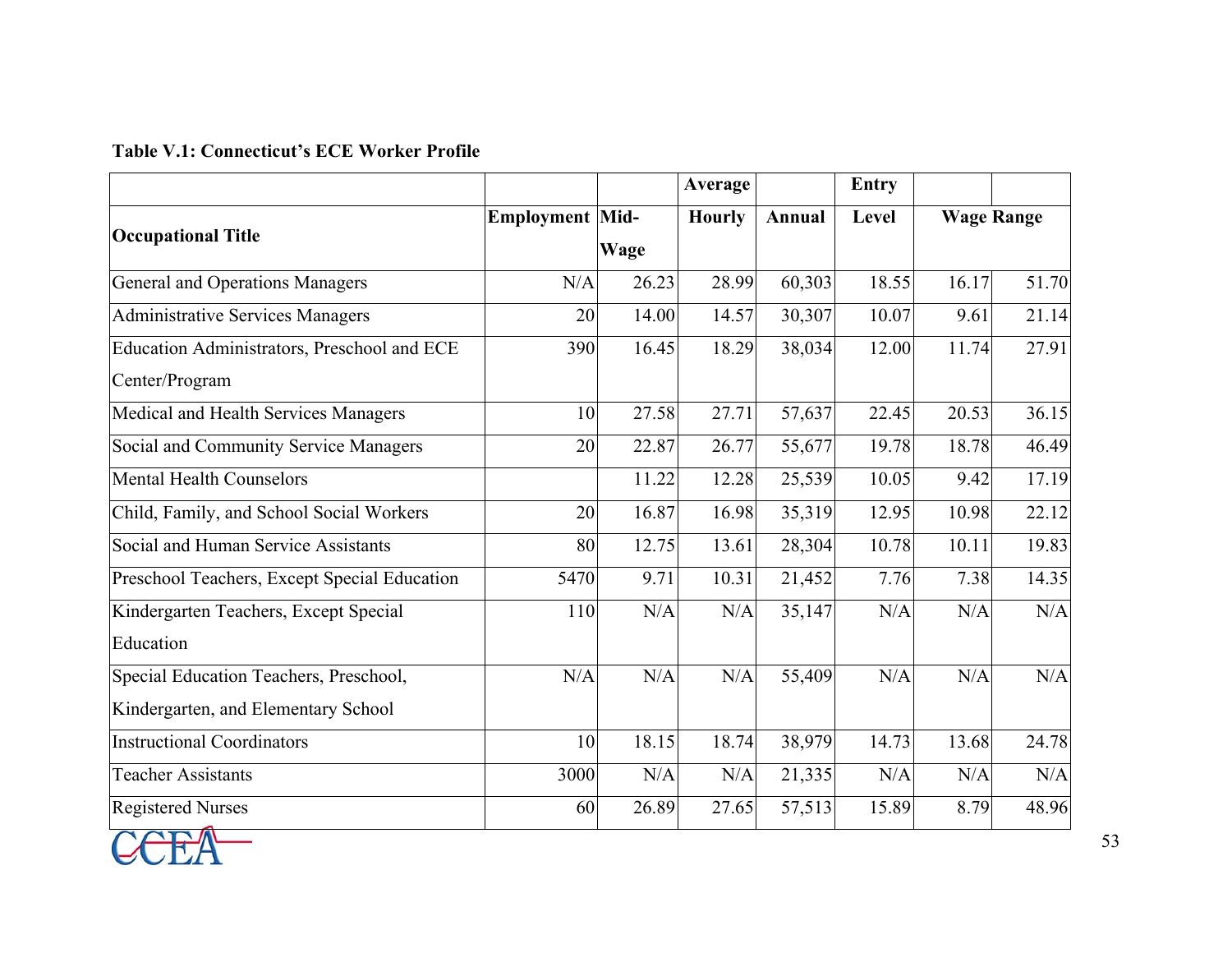**Table V.1: Connecticut's ECE Worker Profile**

| Occupational Title | Employment | Mid-Wage | Average Hourly | Annual | Entry Level | Wage Range | |
|---|---|---|---|---|---|---|---|
| General and Operations Managers | N/A | 26.23 | 28.99 | 60,303 | 18.55 | 16.17 | 51.70 |
| Administrative Services Managers | 20 | 14.00 | 14.57 | 30,307 | 10.07 | 9.61 | 21.14 |
| Education Administrators, Preschool and ECE Center/Program | 390 | 16.45 | 18.29 | 38,034 | 12.00 | 11.74 | 27.91 |
| Medical and Health Services Managers | 10 | 27.58 | 27.71 | 57,637 | 22.45 | 20.53 | 36.15 |
| Social and Community Service Managers | 20 | 22.87 | 26.77 | 55,677 | 19.78 | 18.78 | 46.49 |
| Mental Health Counselors | | 11.22 | 12.28 | 25,539 | 10.05 | 9.42 | 17.19 |
| Child, Family, and School Social Workers | 20 | 16.87 | 16.98 | 35,319 | 12.95 | 10.98 | 22.12 |
| Social and Human Service Assistants | 80 | 12.75 | 13.61 | 28,304 | 10.78 | 10.11 | 19.83 |
| Preschool Teachers, Except Special Education | 5470 | 9.71 | 10.31 | 21,452 | 7.76 | 7.38 | 14.35 |
| Kindergarten Teachers, Except Special Education | 110 | N/A | N/A | 35,147 | N/A | N/A | N/A |
| Special Education Teachers, Preschool, Kindergarten, and Elementary School | N/A | N/A | N/A | 55,409 | N/A | N/A | N/A |
| Instructional Coordinators | 10 | 18.15 | 18.74 | 38,979 | 14.73 | 13.68 | 24.78 |
| Teacher Assistants | 3000 | N/A | N/A | 21,335 | N/A | N/A | N/A |
| Registered Nurses | 60 | 26.89 | 27.65 | 57,513 | 15.89 | 8.79 | 48.96 |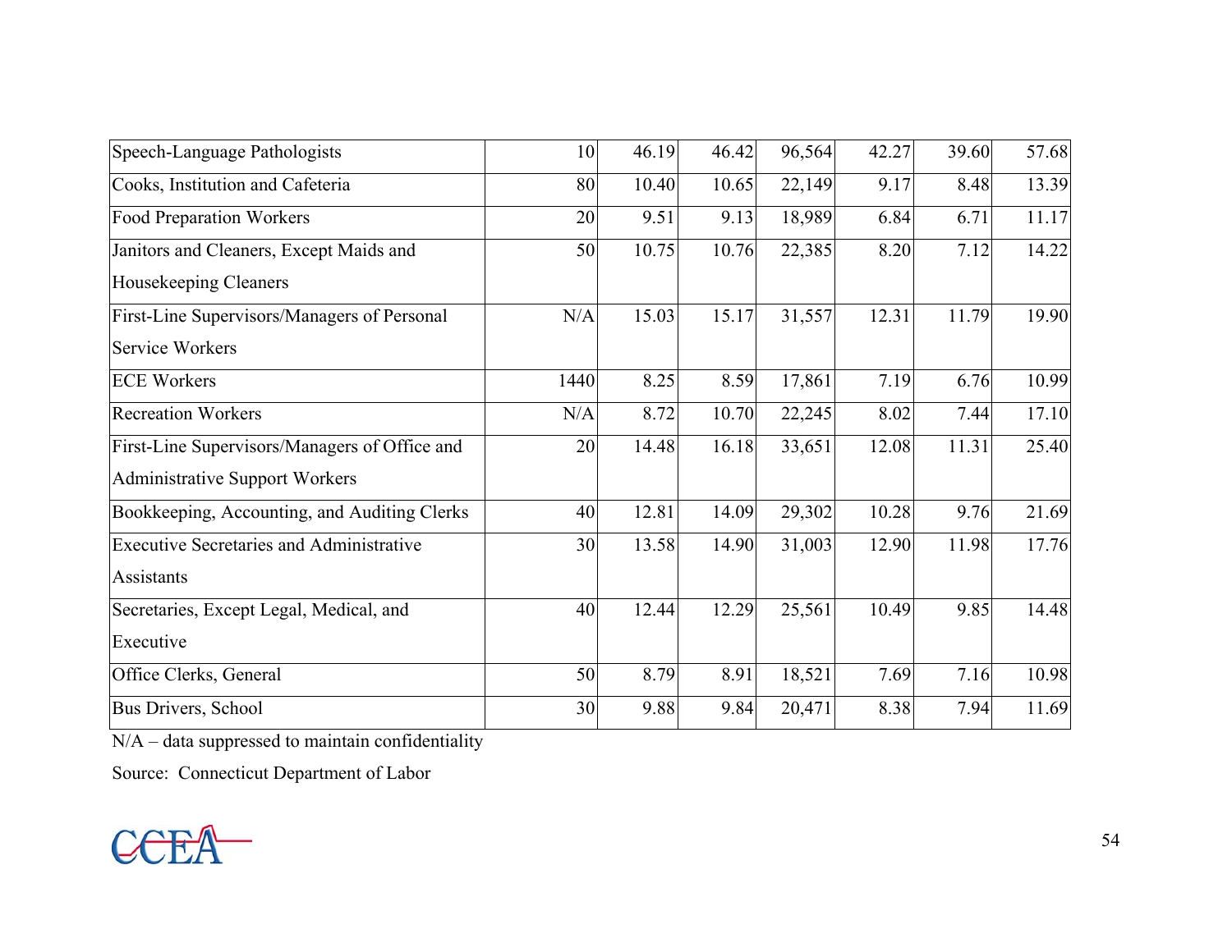| | | | | | | | |
|---|---|---|---|---|---|---|---|
| Speech-Language Pathologists | 10 | 46.19 | 46.42 | 96,564 | 42.27 | 39.60 | 57.68 |
| Cooks, Institution and Cafeteria | 80 | 10.40 | 10.65 | 22,149 | 9.17 | 8.48 | 13.39 |
| Food Preparation Workers | 20 | 9.51 | 9.13 | 18,989 | 6.84 | 6.71 | 11.17 |
| Janitors and Cleaners, Except Maids and Housekeeping Cleaners | 50 | 10.75 | 10.76 | 22,385 | 8.20 | 7.12 | 14.22 |
| First-Line Supervisors/Managers of Personal Service Workers | N/A | 15.03 | 15.17 | 31,557 | 12.31 | 11.79 | 19.90 |
| ECE Workers | 1440 | 8.25 | 8.59 | 17,861 | 7.19 | 6.76 | 10.99 |
| Recreation Workers | N/A | 8.72 | 10.70 | 22,245 | 8.02 | 7.44 | 17.10 |
| First-Line Supervisors/Managers of Office and Administrative Support Workers | 20 | 14.48 | 16.18 | 33,651 | 12.08 | 11.31 | 25.40 |
| Bookkeeping, Accounting, and Auditing Clerks | 40 | 12.81 | 14.09 | 29,302 | 10.28 | 9.76 | 21.69 |
| Executive Secretaries and Administrative Assistants | 30 | 13.58 | 14.90 | 31,003 | 12.90 | 11.98 | 17.76 |
| Secretaries, Except Legal, Medical, and Executive | 40 | 12.44 | 12.29 | 25,561 | 10.49 | 9.85 | 14.48 |
| Office Clerks, General | 50 | 8.79 | 8.91 | 18,521 | 7.69 | 7.16 | 10.98 |
| Bus Drivers, School | 30 | 9.88 | 9.84 | 20,471 | 8.38 | 7.94 | 11.69 |

N/A – data suppressed to maintain confidentiality

Source: Connecticut Department of Labor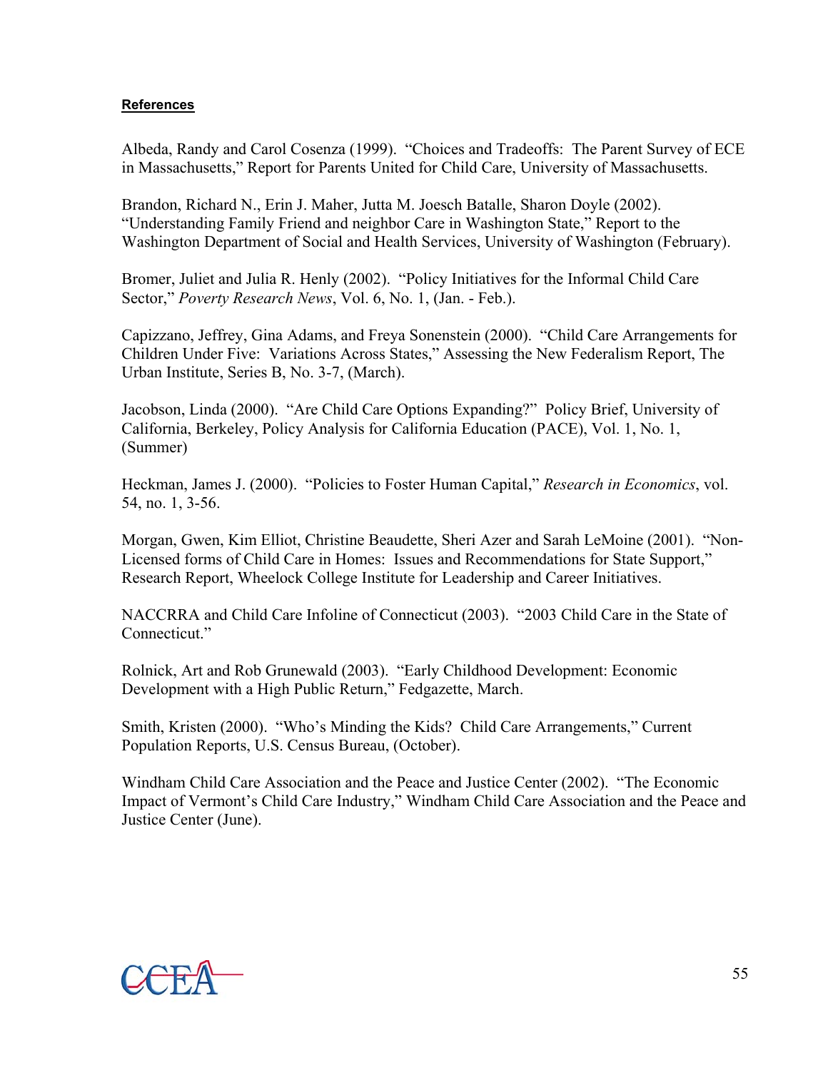**References**

Albeda, Randy and Carol Cosenza (1999). "Choices and Tradeoffs: The Parent Survey of ECE in Massachusetts," Report for Parents United for Child Care, University of Massachusetts.

Brandon, Richard N., Erin J. Maher, Jutta M. Joesch Batalle, Sharon Doyle (2002). "Understanding Family Friend and neighbor Care in Washington State," Report to the Washington Department of Social and Health Services, University of Washington (February).

Bromer, Juliet and Julia R. Henly (2002). "Policy Initiatives for the Informal Child Care Sector," *Poverty Research News*, Vol. 6, No. 1, (Jan. - Feb.).

Capizzano, Jeffrey, Gina Adams, and Freya Sonenstein (2000). "Child Care Arrangements for Children Under Five: Variations Across States," Assessing the New Federalism Report, The Urban Institute, Series B, No. 3-7, (March).

Jacobson, Linda (2000). "Are Child Care Options Expanding?" Policy Brief, University of California, Berkeley, Policy Analysis for California Education (PACE), Vol. 1, No. 1, (Summer)

Heckman, James J. (2000). "Policies to Foster Human Capital," *Research in Economics*, vol. 54, no. 1, 3-56.

Morgan, Gwen, Kim Elliot, Christine Beaudette, Sheri Azer and Sarah LeMoine (2001). "Non-Licensed forms of Child Care in Homes: Issues and Recommendations for State Support," Research Report, Wheelock College Institute for Leadership and Career Initiatives.

NACCRRA and Child Care Infoline of Connecticut (2003). "2003 Child Care in the State of Connecticut."

Rolnick, Art and Rob Grunewald (2003). "Early Childhood Development: Economic Development with a High Public Return," Fedgazette, March.

Smith, Kristen (2000). "Who's Minding the Kids? Child Care Arrangements," Current Population Reports, U.S. Census Bureau, (October).

Windham Child Care Association and the Peace and Justice Center (2002). "The Economic Impact of Vermont's Child Care Industry," Windham Child Care Association and the Peace and Justice Center (June).